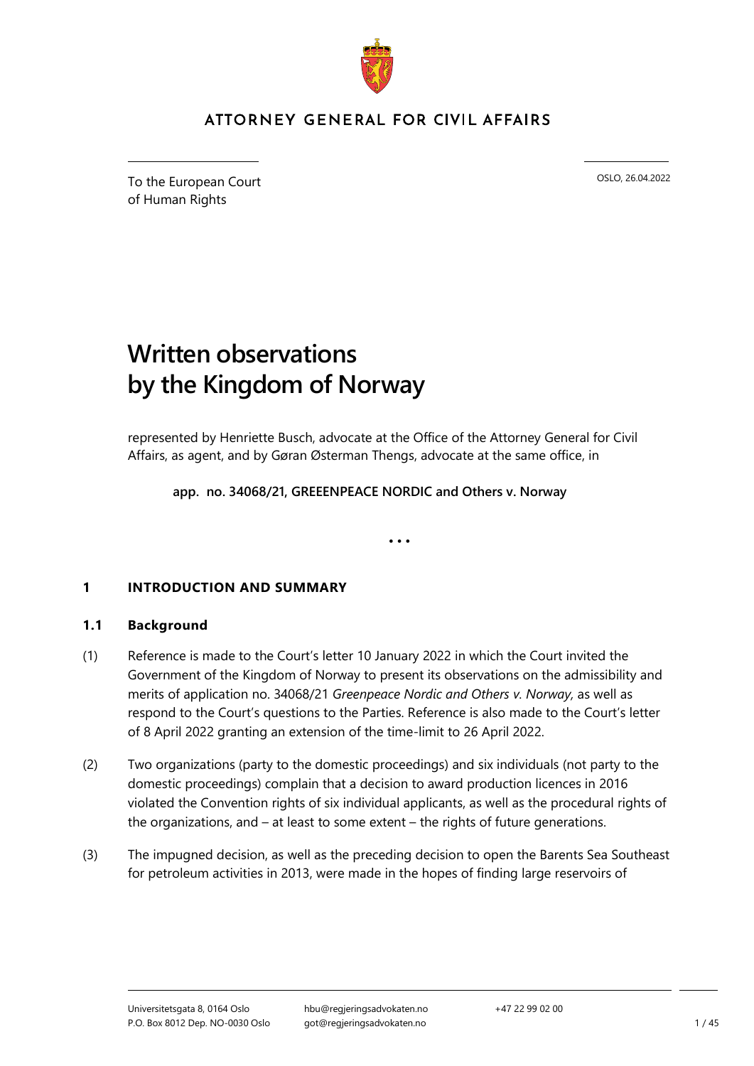ATTORNEY GENERAL FOR CIVIL AFFAIRS

To the European Court
of Human Rights

OSLO, 26.04.2022

# Written observations by the Kingdom of Norway

represented by Henriette Busch, advocate at the Office of the Attorney General for Civil Affairs, as agent, and by Gøran Østerman Thengs, advocate at the same office, in

**app. no. 34068/21, GREEENPEACE NORDIC and Others v. Norway**

• • •

## 1 INTRODUCTION AND SUMMARY

### 1.1 Background

(1) Reference is made to the Court's letter 10 January 2022 in which the Court invited the Government of the Kingdom of Norway to present its observations on the admissibility and merits of application no. 34068/21 *Greenpeace Nordic and Others v. Norway,* as well as respond to the Court's questions to the Parties. Reference is also made to the Court's letter of 8 April 2022 granting an extension of the time-limit to 26 April 2022.

(2) Two organizations (party to the domestic proceedings) and six individuals (not party to the domestic proceedings) complain that a decision to award production licences in 2016 violated the Convention rights of six individual applicants, as well as the procedural rights of the organizations, and – at least to some extent – the rights of future generations.

(3) The impugned decision, as well as the preceding decision to open the Barents Sea Southeast for petroleum activities in 2013, were made in the hopes of finding large reservoirs of

Universitetsgata 8, 0164 Oslo
P.O. Box 8012 Dep. NO-0030 Oslo
hbu@regjeringsadvokaten.no
got@regjeringsadvokaten.no
+47 22 99 02 00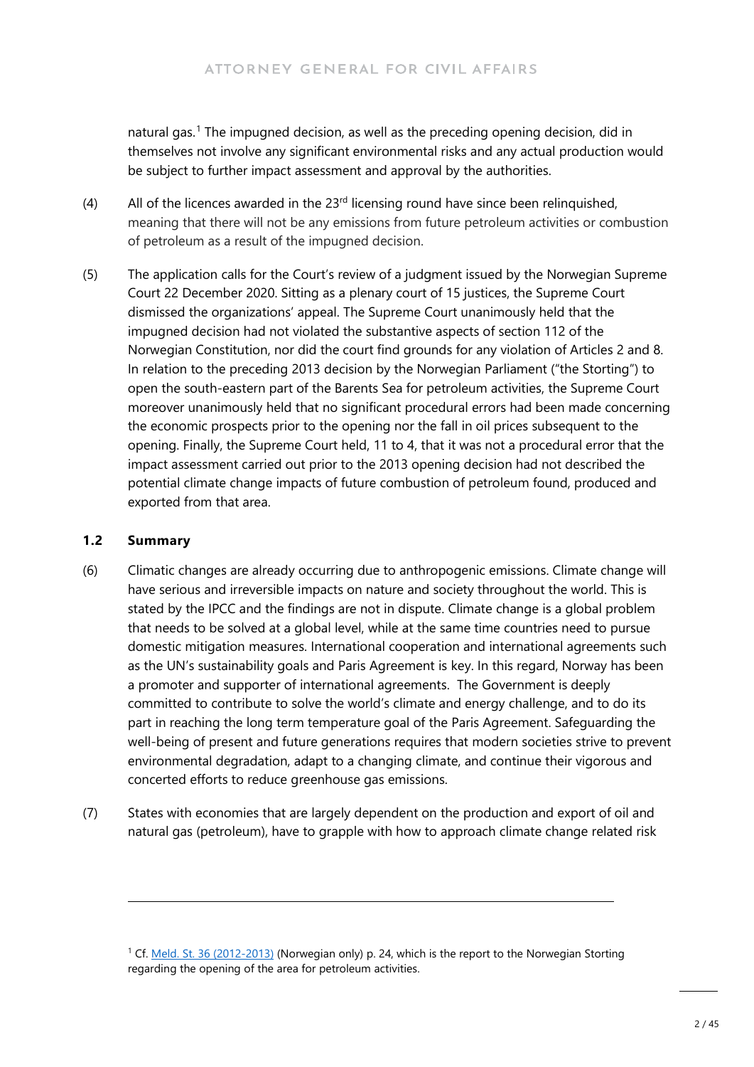natural gas.[1] The impugned decision, as well as the preceding opening decision, did in themselves not involve any significant environmental risks and any actual production would be subject to further impact assessment and approval by the authorities.

(4) All of the licences awarded in the 23rd licensing round have since been relinquished, meaning that there will not be any emissions from future petroleum activities or combustion of petroleum as a result of the impugned decision.

(5) The application calls for the Court's review of a judgment issued by the Norwegian Supreme Court 22 December 2020. Sitting as a plenary court of 15 justices, the Supreme Court dismissed the organizations' appeal. The Supreme Court unanimously held that the impugned decision had not violated the substantive aspects of section 112 of the Norwegian Constitution, nor did the court find grounds for any violation of Articles 2 and 8. In relation to the preceding 2013 decision by the Norwegian Parliament ("the Storting") to open the south-eastern part of the Barents Sea for petroleum activities, the Supreme Court moreover unanimously held that no significant procedural errors had been made concerning the economic prospects prior to the opening nor the fall in oil prices subsequent to the opening. Finally, the Supreme Court held, 11 to 4, that it was not a procedural error that the impact assessment carried out prior to the 2013 opening decision had not described the potential climate change impacts of future combustion of petroleum found, produced and exported from that area.

### 1.2 Summary

(6) Climatic changes are already occurring due to anthropogenic emissions. Climate change will have serious and irreversible impacts on nature and society throughout the world. This is stated by the IPCC and the findings are not in dispute. Climate change is a global problem that needs to be solved at a global level, while at the same time countries need to pursue domestic mitigation measures. International cooperation and international agreements such as the UN's sustainability goals and Paris Agreement is key. In this regard, Norway has been a promoter and supporter of international agreements. The Government is deeply committed to contribute to solve the world's climate and energy challenge, and to do its part in reaching the long term temperature goal of the Paris Agreement. Safeguarding the well-being of present and future generations requires that modern societies strive to prevent environmental degradation, adapt to a changing climate, and continue their vigorous and concerted efforts to reduce greenhouse gas emissions.

(7) States with economies that are largely dependent on the production and export of oil and natural gas (petroleum), have to grapple with how to approach climate change related risk

---

[1] Cf. Meld. St. 36 (2012-2013) (Norwegian only) p. 24, which is the report to the Norwegian Storting regarding the opening of the area for petroleum activities.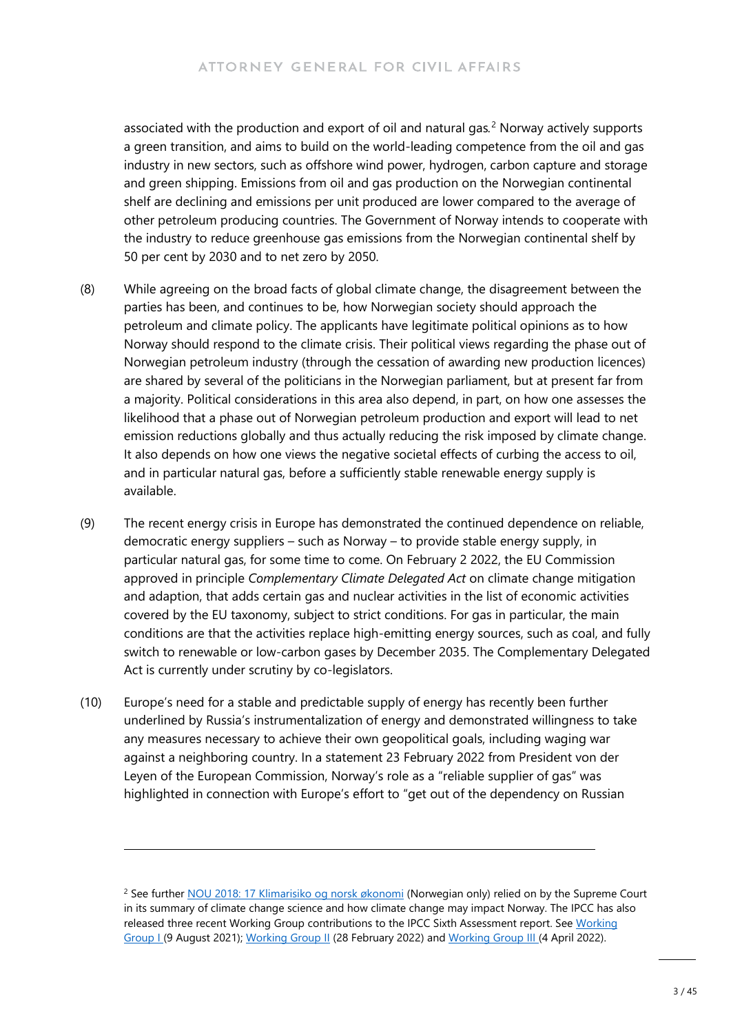associated with the production and export of oil and natural gas.[2] Norway actively supports a green transition, and aims to build on the world-leading competence from the oil and gas industry in new sectors, such as offshore wind power, hydrogen, carbon capture and storage and green shipping. Emissions from oil and gas production on the Norwegian continental shelf are declining and emissions per unit produced are lower compared to the average of other petroleum producing countries. The Government of Norway intends to cooperate with the industry to reduce greenhouse gas emissions from the Norwegian continental shelf by 50 per cent by 2030 and to net zero by 2050.

(8) While agreeing on the broad facts of global climate change, the disagreement between the parties has been, and continues to be, how Norwegian society should approach the petroleum and climate policy. The applicants have legitimate political opinions as to how Norway should respond to the climate crisis. Their political views regarding the phase out of Norwegian petroleum industry (through the cessation of awarding new production licences) are shared by several of the politicians in the Norwegian parliament, but at present far from a majority. Political considerations in this area also depend, in part, on how one assesses the likelihood that a phase out of Norwegian petroleum production and export will lead to net emission reductions globally and thus actually reducing the risk imposed by climate change. It also depends on how one views the negative societal effects of curbing the access to oil, and in particular natural gas, before a sufficiently stable renewable energy supply is available.

(9) The recent energy crisis in Europe has demonstrated the continued dependence on reliable, democratic energy suppliers – such as Norway – to provide stable energy supply, in particular natural gas, for some time to come. On February 2 2022, the EU Commission approved in principle *Complementary Climate Delegated Act* on climate change mitigation and adaption, that adds certain gas and nuclear activities in the list of economic activities covered by the EU taxonomy, subject to strict conditions. For gas in particular, the main conditions are that the activities replace high-emitting energy sources, such as coal, and fully switch to renewable or low-carbon gases by December 2035. The Complementary Delegated Act is currently under scrutiny by co-legislators.

(10) Europe's need for a stable and predictable supply of energy has recently been further underlined by Russia's instrumentalization of energy and demonstrated willingness to take any measures necessary to achieve their own geopolitical goals, including waging war against a neighboring country. In a statement 23 February 2022 from President von der Leyen of the European Commission, Norway's role as a "reliable supplier of gas" was highlighted in connection with Europe's effort to "get out of the dependency on Russian

---

[2] See further NOU 2018: 17 Klimarisiko og norsk økonomi (Norwegian only) relied on by the Supreme Court in its summary of climate change science and how climate change may impact Norway. The IPCC has also released three recent Working Group contributions to the IPCC Sixth Assessment report. See Working Group I (9 August 2021); Working Group II (28 February 2022) and Working Group III (4 April 2022).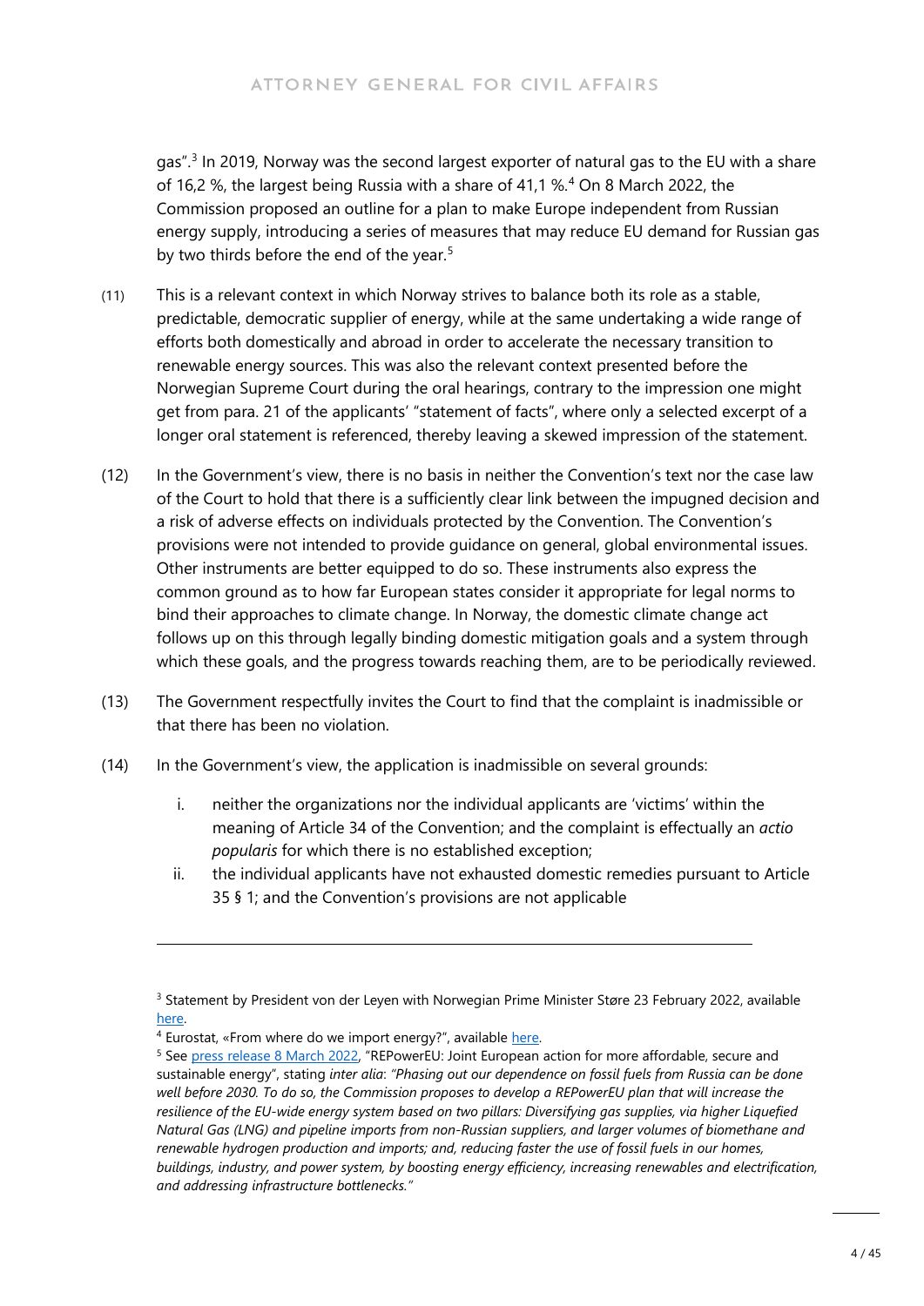gas".[3] In 2019, Norway was the second largest exporter of natural gas to the EU with a share of 16,2 %, the largest being Russia with a share of 41,1 %.[4] On 8 March 2022, the Commission proposed an outline for a plan to make Europe independent from Russian energy supply, introducing a series of measures that may reduce EU demand for Russian gas by two thirds before the end of the year.[5]

(11) This is a relevant context in which Norway strives to balance both its role as a stable, predictable, democratic supplier of energy, while at the same undertaking a wide range of efforts both domestically and abroad in order to accelerate the necessary transition to renewable energy sources. This was also the relevant context presented before the Norwegian Supreme Court during the oral hearings, contrary to the impression one might get from para. 21 of the applicants' "statement of facts", where only a selected excerpt of a longer oral statement is referenced, thereby leaving a skewed impression of the statement.

(12) In the Government's view, there is no basis in neither the Convention's text nor the case law of the Court to hold that there is a sufficiently clear link between the impugned decision and a risk of adverse effects on individuals protected by the Convention. The Convention's provisions were not intended to provide guidance on general, global environmental issues. Other instruments are better equipped to do so. These instruments also express the common ground as to how far European states consider it appropriate for legal norms to bind their approaches to climate change. In Norway, the domestic climate change act follows up on this through legally binding domestic mitigation goals and a system through which these goals, and the progress towards reaching them, are to be periodically reviewed.

(13) The Government respectfully invites the Court to find that the complaint is inadmissible or that there has been no violation.

(14) In the Government's view, the application is inadmissible on several grounds:

i. neither the organizations nor the individual applicants are 'victims' within the meaning of Article 34 of the Convention; and the complaint is effectually an *actio popularis* for which there is no established exception;

ii. the individual applicants have not exhausted domestic remedies pursuant to Article 35 § 1; and the Convention's provisions are not applicable

---

[3] Statement by President von der Leyen with Norwegian Prime Minister Støre 23 February 2022, available here.

[4] Eurostat, «From where do we import energy?", available here.

[5] See press release 8 March 2022, "REPowerEU: Joint European action for more affordable, secure and sustainable energy", stating *inter alia*: *"Phasing out our dependence on fossil fuels from Russia can be done well before 2030. To do so, the Commission proposes to develop a REPowerEU plan that will increase the resilience of the EU-wide energy system based on two pillars: Diversifying gas supplies, via higher Liquefied Natural Gas (LNG) and pipeline imports from non-Russian suppliers, and larger volumes of biomethane and renewable hydrogen production and imports; and, reducing faster the use of fossil fuels in our homes, buildings, industry, and power system, by boosting energy efficiency, increasing renewables and electrification, and addressing infrastructure bottlenecks."*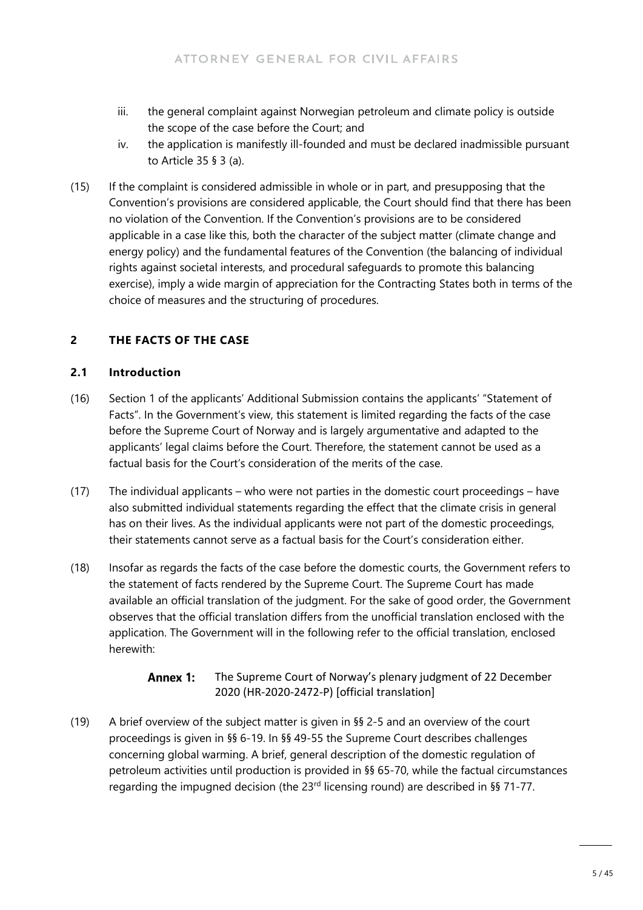iii. the general complaint against Norwegian petroleum and climate policy is outside the scope of the case before the Court; and

iv. the application is manifestly ill-founded and must be declared inadmissible pursuant to Article 35 § 3 (a).

(15) If the complaint is considered admissible in whole or in part, and presupposing that the Convention's provisions are considered applicable, the Court should find that there has been no violation of the Convention. If the Convention's provisions are to be considered applicable in a case like this, both the character of the subject matter (climate change and energy policy) and the fundamental features of the Convention (the balancing of individual rights against societal interests, and procedural safeguards to promote this balancing exercise), imply a wide margin of appreciation for the Contracting States both in terms of the choice of measures and the structuring of procedures.

## 2 THE FACTS OF THE CASE

### 2.1 Introduction

(16) Section 1 of the applicants' Additional Submission contains the applicants' "Statement of Facts". In the Government's view, this statement is limited regarding the facts of the case before the Supreme Court of Norway and is largely argumentative and adapted to the applicants' legal claims before the Court. Therefore, the statement cannot be used as a factual basis for the Court's consideration of the merits of the case.

(17) The individual applicants – who were not parties in the domestic court proceedings – have also submitted individual statements regarding the effect that the climate crisis in general has on their lives. As the individual applicants were not part of the domestic proceedings, their statements cannot serve as a factual basis for the Court's consideration either.

(18) Insofar as regards the facts of the case before the domestic courts, the Government refers to the statement of facts rendered by the Supreme Court. The Supreme Court has made available an official translation of the judgment. For the sake of good order, the Government observes that the official translation differs from the unofficial translation enclosed with the application. The Government will in the following refer to the official translation, enclosed herewith:

**Annex 1:** The Supreme Court of Norway's plenary judgment of 22 December 2020 (HR-2020-2472-P) [official translation]

(19) A brief overview of the subject matter is given in §§ 2-5 and an overview of the court proceedings is given in §§ 6-19. In §§ 49-55 the Supreme Court describes challenges concerning global warming. A brief, general description of the domestic regulation of petroleum activities until production is provided in §§ 65-70, while the factual circumstances regarding the impugned decision (the 23rd licensing round) are described in §§ 71-77.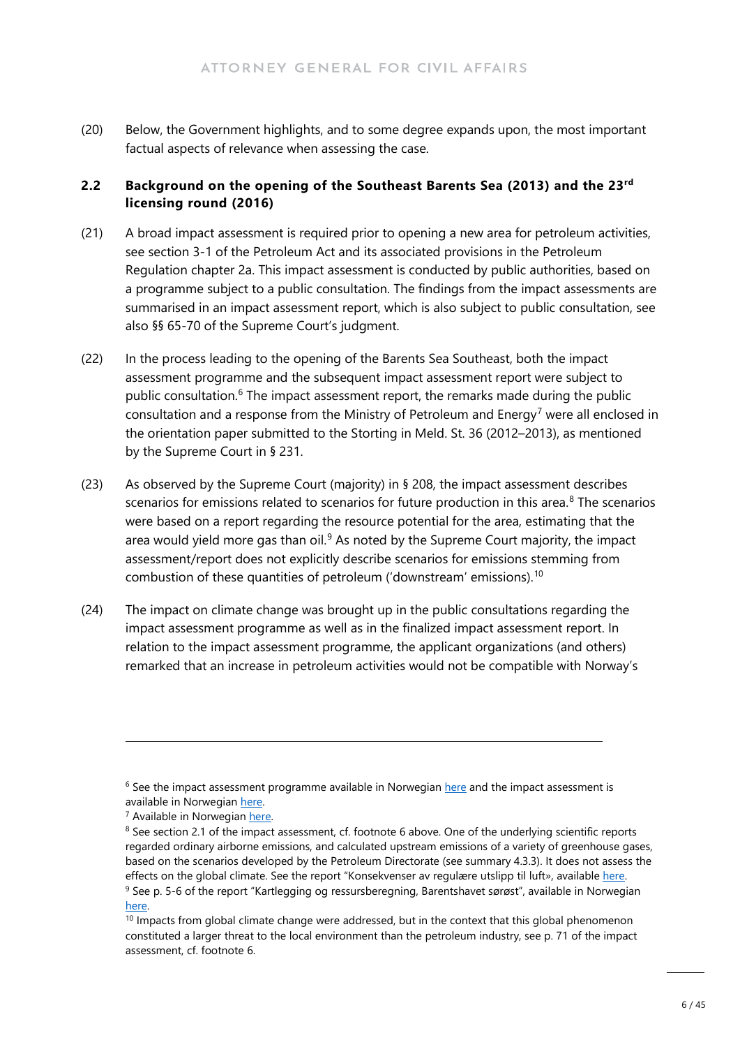(20) Below, the Government highlights, and to some degree expands upon, the most important factual aspects of relevance when assessing the case.

## 2.2 Background on the opening of the Southeast Barents Sea (2013) and the 23rd licensing round (2016)

(21) A broad impact assessment is required prior to opening a new area for petroleum activities, see section 3-1 of the Petroleum Act and its associated provisions in the Petroleum Regulation chapter 2a. This impact assessment is conducted by public authorities, based on a programme subject to a public consultation. The findings from the impact assessments are summarised in an impact assessment report, which is also subject to public consultation, see also §§ 65-70 of the Supreme Court's judgment.

(22) In the process leading to the opening of the Barents Sea Southeast, both the impact assessment programme and the subsequent impact assessment report were subject to public consultation.[6] The impact assessment report, the remarks made during the public consultation and a response from the Ministry of Petroleum and Energy[7] were all enclosed in the orientation paper submitted to the Storting in Meld. St. 36 (2012–2013), as mentioned by the Supreme Court in § 231.

(23) As observed by the Supreme Court (majority) in § 208, the impact assessment describes scenarios for emissions related to scenarios for future production in this area.[8] The scenarios were based on a report regarding the resource potential for the area, estimating that the area would yield more gas than oil.[9] As noted by the Supreme Court majority, the impact assessment/report does not explicitly describe scenarios for emissions stemming from combustion of these quantities of petroleum ('downstream' emissions).[10]

(24) The impact on climate change was brought up in the public consultations regarding the impact assessment programme as well as in the finalized impact assessment report. In relation to the impact assessment programme, the applicant organizations (and others) remarked that an increase in petroleum activities would not be compatible with Norway's

---

[6] See the impact assessment programme available in Norwegian here and the impact assessment is available in Norwegian here.

[7] Available in Norwegian here.

[8] See section 2.1 of the impact assessment, cf. footnote 6 above. One of the underlying scientific reports regarded ordinary airborne emissions, and calculated upstream emissions of a variety of greenhouse gases, based on the scenarios developed by the Petroleum Directorate (see summary 4.3.3). It does not assess the effects on the global climate. See the report "Konsekvenser av regulære utslipp til luft», available here.

[9] See p. 5-6 of the report "Kartlegging og ressursberegning, Barentshavet sørøst", available in Norwegian here.

[10] Impacts from global climate change were addressed, but in the context that this global phenomenon constituted a larger threat to the local environment than the petroleum industry, see p. 71 of the impact assessment, cf. footnote 6.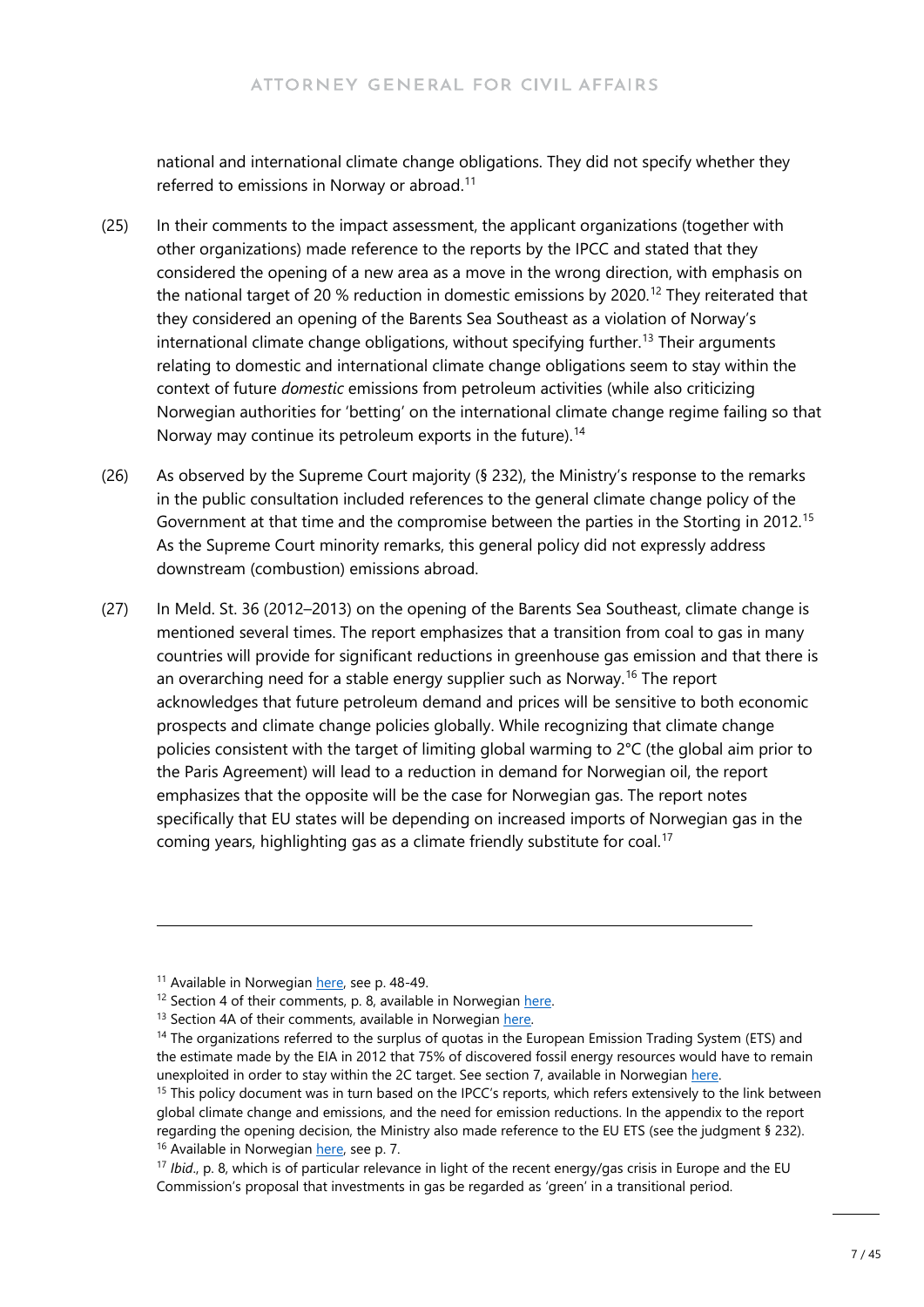national and international climate change obligations. They did not specify whether they referred to emissions in Norway or abroad.[11]

(25) In their comments to the impact assessment, the applicant organizations (together with other organizations) made reference to the reports by the IPCC and stated that they considered the opening of a new area as a move in the wrong direction, with emphasis on the national target of 20 % reduction in domestic emissions by 2020.[12] They reiterated that they considered an opening of the Barents Sea Southeast as a violation of Norway's international climate change obligations, without specifying further.[13] Their arguments relating to domestic and international climate change obligations seem to stay within the context of future *domestic* emissions from petroleum activities (while also criticizing Norwegian authorities for 'betting' on the international climate change regime failing so that Norway may continue its petroleum exports in the future).[14]

(26) As observed by the Supreme Court majority (§ 232), the Ministry's response to the remarks in the public consultation included references to the general climate change policy of the Government at that time and the compromise between the parties in the Storting in 2012.[15] As the Supreme Court minority remarks, this general policy did not expressly address downstream (combustion) emissions abroad.

(27) In Meld. St. 36 (2012–2013) on the opening of the Barents Sea Southeast, climate change is mentioned several times. The report emphasizes that a transition from coal to gas in many countries will provide for significant reductions in greenhouse gas emission and that there is an overarching need for a stable energy supplier such as Norway.[16] The report acknowledges that future petroleum demand and prices will be sensitive to both economic prospects and climate change policies globally. While recognizing that climate change policies consistent with the target of limiting global warming to 2°C (the global aim prior to the Paris Agreement) will lead to a reduction in demand for Norwegian oil, the report emphasizes that the opposite will be the case for Norwegian gas. The report notes specifically that EU states will be depending on increased imports of Norwegian gas in the coming years, highlighting gas as a climate friendly substitute for coal.[17]

---

[11] Available in Norwegian here, see p. 48-49.

[12] Section 4 of their comments, p. 8, available in Norwegian here.

[13] Section 4A of their comments, available in Norwegian here.

[14] The organizations referred to the surplus of quotas in the European Emission Trading System (ETS) and the estimate made by the EIA in 2012 that 75% of discovered fossil energy resources would have to remain unexploited in order to stay within the 2C target. See section 7, available in Norwegian here.

[15] This policy document was in turn based on the IPCC's reports, which refers extensively to the link between global climate change and emissions, and the need for emission reductions. In the appendix to the report regarding the opening decision, the Ministry also made reference to the EU ETS (see the judgment § 232).

[16] Available in Norwegian here, see p. 7.

[17] *Ibid*., p. 8, which is of particular relevance in light of the recent energy/gas crisis in Europe and the EU Commission's proposal that investments in gas be regarded as 'green' in a transitional period.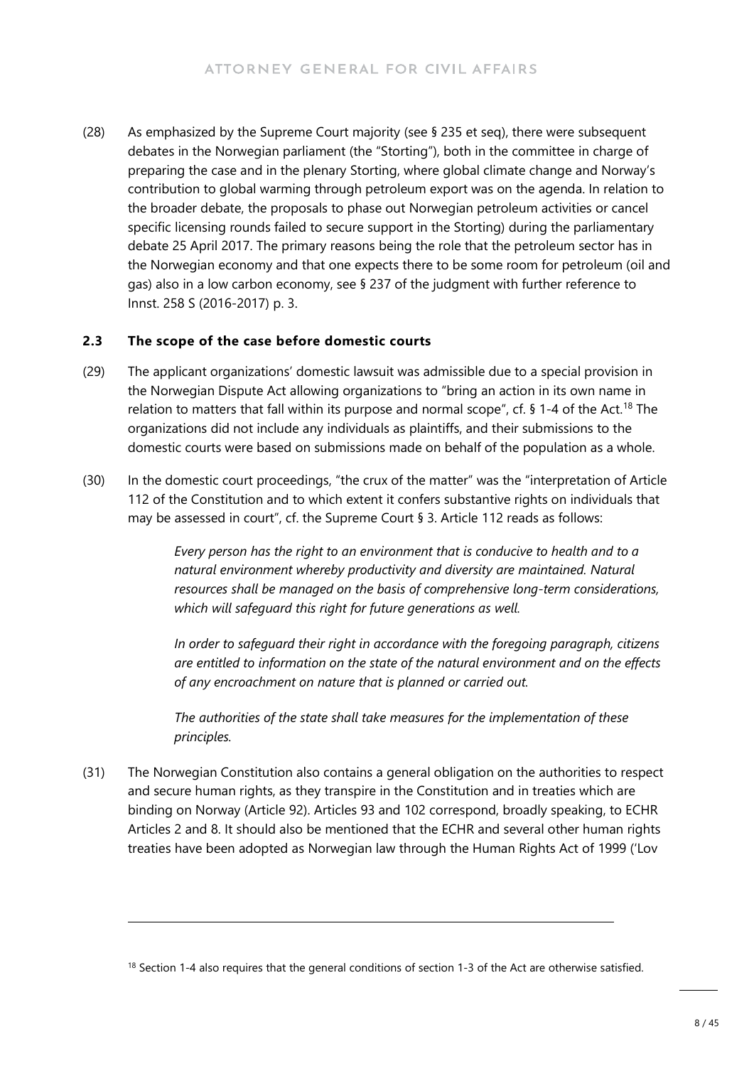(28) As emphasized by the Supreme Court majority (see § 235 et seq), there were subsequent debates in the Norwegian parliament (the "Storting"), both in the committee in charge of preparing the case and in the plenary Storting, where global climate change and Norway's contribution to global warming through petroleum export was on the agenda. In relation to the broader debate, the proposals to phase out Norwegian petroleum activities or cancel specific licensing rounds failed to secure support in the Storting) during the parliamentary debate 25 April 2017. The primary reasons being the role that the petroleum sector has in the Norwegian economy and that one expects there to be some room for petroleum (oil and gas) also in a low carbon economy, see § 237 of the judgment with further reference to Innst. 258 S (2016-2017) p. 3.

### 2.3 The scope of the case before domestic courts

(29) The applicant organizations' domestic lawsuit was admissible due to a special provision in the Norwegian Dispute Act allowing organizations to "bring an action in its own name in relation to matters that fall within its purpose and normal scope", cf. § 1-4 of the Act.[18] The organizations did not include any individuals as plaintiffs, and their submissions to the domestic courts were based on submissions made on behalf of the population as a whole.

(30) In the domestic court proceedings, "the crux of the matter" was the "interpretation of Article 112 of the Constitution and to which extent it confers substantive rights on individuals that may be assessed in court", cf. the Supreme Court § 3. Article 112 reads as follows:

> *Every person has the right to an environment that is conducive to health and to a natural environment whereby productivity and diversity are maintained. Natural resources shall be managed on the basis of comprehensive long-term considerations, which will safeguard this right for future generations as well.*
>
> *In order to safeguard their right in accordance with the foregoing paragraph, citizens are entitled to information on the state of the natural environment and on the effects of any encroachment on nature that is planned or carried out.*
>
> *The authorities of the state shall take measures for the implementation of these principles.*

(31) The Norwegian Constitution also contains a general obligation on the authorities to respect and secure human rights, as they transpire in the Constitution and in treaties which are binding on Norway (Article 92). Articles 93 and 102 correspond, broadly speaking, to ECHR Articles 2 and 8. It should also be mentioned that the ECHR and several other human rights treaties have been adopted as Norwegian law through the Human Rights Act of 1999 ('Lov

---

[18] Section 1-4 also requires that the general conditions of section 1-3 of the Act are otherwise satisfied.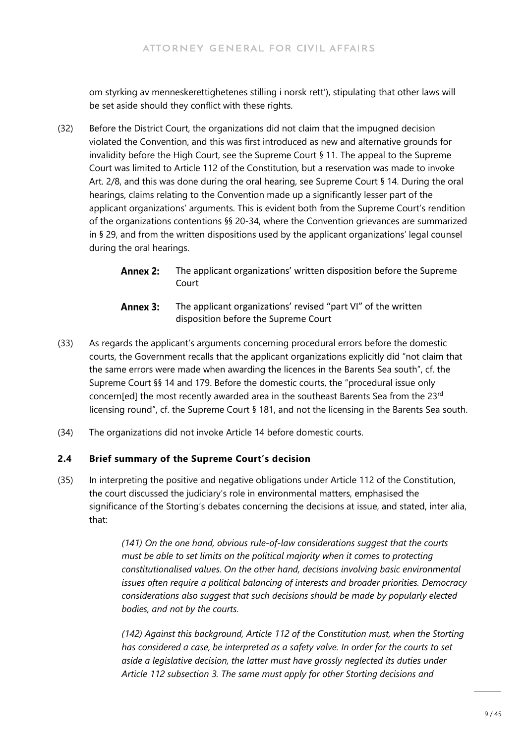om styrking av menneskerettighetenes stilling i norsk rett'), stipulating that other laws will be set aside should they conflict with these rights.

(32) Before the District Court, the organizations did not claim that the impugned decision violated the Convention, and this was first introduced as new and alternative grounds for invalidity before the High Court, see the Supreme Court § 11. The appeal to the Supreme Court was limited to Article 112 of the Constitution, but a reservation was made to invoke Art. 2/8, and this was done during the oral hearing, see Supreme Court § 14. During the oral hearings, claims relating to the Convention made up a significantly lesser part of the applicant organizations' arguments. This is evident both from the Supreme Court's rendition of the organizations contentions §§ 20-34, where the Convention grievances are summarized in § 29, and from the written dispositions used by the applicant organizations' legal counsel during the oral hearings.

**Annex 2:** The applicant organizations' written disposition before the Supreme Court

**Annex 3:** The applicant organizations' revised "part VI" of the written disposition before the Supreme Court

(33) As regards the applicant's arguments concerning procedural errors before the domestic courts, the Government recalls that the applicant organizations explicitly did "not claim that the same errors were made when awarding the licences in the Barents Sea south", cf. the Supreme Court §§ 14 and 179. Before the domestic courts, the "procedural issue only concern[ed] the most recently awarded area in the southeast Barents Sea from the 23rd licensing round", cf. the Supreme Court § 181, and not the licensing in the Barents Sea south.

(34) The organizations did not invoke Article 14 before domestic courts.

### 2.4 Brief summary of the Supreme Court's decision

(35) In interpreting the positive and negative obligations under Article 112 of the Constitution, the court discussed the judiciary's role in environmental matters, emphasised the significance of the Storting's debates concerning the decisions at issue, and stated, inter alia, that:

> *(141) On the one hand, obvious rule-of-law considerations suggest that the courts must be able to set limits on the political majority when it comes to protecting constitutionalised values. On the other hand, decisions involving basic environmental issues often require a political balancing of interests and broader priorities. Democracy considerations also suggest that such decisions should be made by popularly elected bodies, and not by the courts.*
>
> *(142) Against this background, Article 112 of the Constitution must, when the Storting has considered a case, be interpreted as a safety valve. In order for the courts to set aside a legislative decision, the latter must have grossly neglected its duties under Article 112 subsection 3. The same must apply for other Storting decisions and*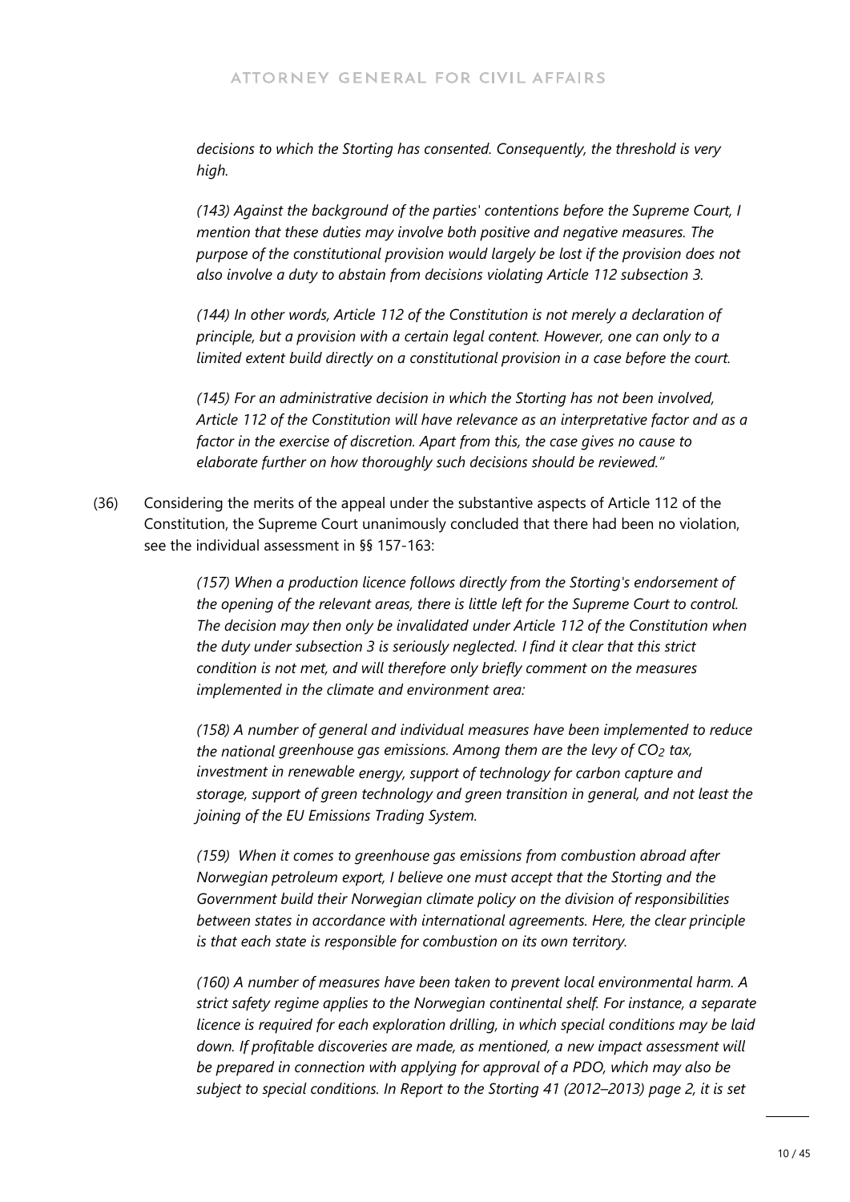*decisions to which the Storting has consented. Consequently, the threshold is very high.*

*(143) Against the background of the parties' contentions before the Supreme Court, I mention that these duties may involve both positive and negative measures. The purpose of the constitutional provision would largely be lost if the provision does not also involve a duty to abstain from decisions violating Article 112 subsection 3.*

*(144) In other words, Article 112 of the Constitution is not merely a declaration of principle, but a provision with a certain legal content. However, one can only to a limited extent build directly on a constitutional provision in a case before the court.*

*(145) For an administrative decision in which the Storting has not been involved, Article 112 of the Constitution will have relevance as an interpretative factor and as a factor in the exercise of discretion. Apart from this, the case gives no cause to elaborate further on how thoroughly such decisions should be reviewed."*

(36) Considering the merits of the appeal under the substantive aspects of Article 112 of the Constitution, the Supreme Court unanimously concluded that there had been no violation, see the individual assessment in §§ 157-163:

*(157) When a production licence follows directly from the Storting's endorsement of the opening of the relevant areas, there is little left for the Supreme Court to control. The decision may then only be invalidated under Article 112 of the Constitution when the duty under subsection 3 is seriously neglected. I find it clear that this strict condition is not met, and will therefore only briefly comment on the measures implemented in the climate and environment area:*

*(158) A number of general and individual measures have been implemented to reduce the national greenhouse gas emissions. Among them are the levy of $CO_2$ tax, investment in renewable energy, support of technology for carbon capture and storage, support of green technology and green transition in general, and not least the joining of the EU Emissions Trading System.*

*(159) When it comes to greenhouse gas emissions from combustion abroad after Norwegian petroleum export, I believe one must accept that the Storting and the Government build their Norwegian climate policy on the division of responsibilities between states in accordance with international agreements. Here, the clear principle is that each state is responsible for combustion on its own territory.*

*(160) A number of measures have been taken to prevent local environmental harm. A strict safety regime applies to the Norwegian continental shelf. For instance, a separate licence is required for each exploration drilling, in which special conditions may be laid down. If profitable discoveries are made, as mentioned, a new impact assessment will be prepared in connection with applying for approval of a PDO, which may also be subject to special conditions. In Report to the Storting 41 (2012–2013) page 2, it is set*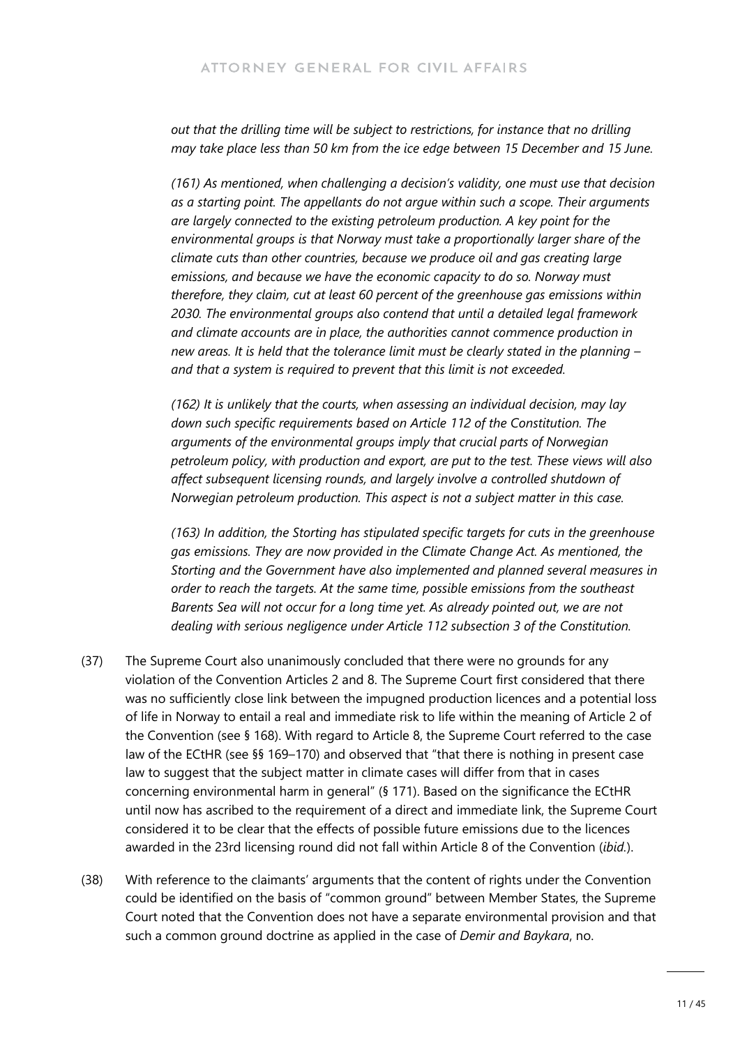*out that the drilling time will be subject to restrictions, for instance that no drilling may take place less than 50 km from the ice edge between 15 December and 15 June.*

*(161) As mentioned, when challenging a decision's validity, one must use that decision as a starting point. The appellants do not argue within such a scope. Their arguments are largely connected to the existing petroleum production. A key point for the environmental groups is that Norway must take a proportionally larger share of the climate cuts than other countries, because we produce oil and gas creating large emissions, and because we have the economic capacity to do so. Norway must therefore, they claim, cut at least 60 percent of the greenhouse gas emissions within 2030. The environmental groups also contend that until a detailed legal framework and climate accounts are in place, the authorities cannot commence production in new areas. It is held that the tolerance limit must be clearly stated in the planning – and that a system is required to prevent that this limit is not exceeded.*

*(162) It is unlikely that the courts, when assessing an individual decision, may lay down such specific requirements based on Article 112 of the Constitution. The arguments of the environmental groups imply that crucial parts of Norwegian petroleum policy, with production and export, are put to the test. These views will also affect subsequent licensing rounds, and largely involve a controlled shutdown of Norwegian petroleum production. This aspect is not a subject matter in this case.*

*(163) In addition, the Storting has stipulated specific targets for cuts in the greenhouse gas emissions. They are now provided in the Climate Change Act. As mentioned, the Storting and the Government have also implemented and planned several measures in order to reach the targets. At the same time, possible emissions from the southeast Barents Sea will not occur for a long time yet. As already pointed out, we are not dealing with serious negligence under Article 112 subsection 3 of the Constitution.*

(37) The Supreme Court also unanimously concluded that there were no grounds for any violation of the Convention Articles 2 and 8. The Supreme Court first considered that there was no sufficiently close link between the impugned production licences and a potential loss of life in Norway to entail a real and immediate risk to life within the meaning of Article 2 of the Convention (see § 168). With regard to Article 8, the Supreme Court referred to the case law of the ECtHR (see §§ 169–170) and observed that "that there is nothing in present case law to suggest that the subject matter in climate cases will differ from that in cases concerning environmental harm in general" (§ 171). Based on the significance the ECtHR until now has ascribed to the requirement of a direct and immediate link, the Supreme Court considered it to be clear that the effects of possible future emissions due to the licences awarded in the 23rd licensing round did not fall within Article 8 of the Convention (*ibid.*).

(38) With reference to the claimants' arguments that the content of rights under the Convention could be identified on the basis of "common ground" between Member States, the Supreme Court noted that the Convention does not have a separate environmental provision and that such a common ground doctrine as applied in the case of *Demir and Baykara*, no.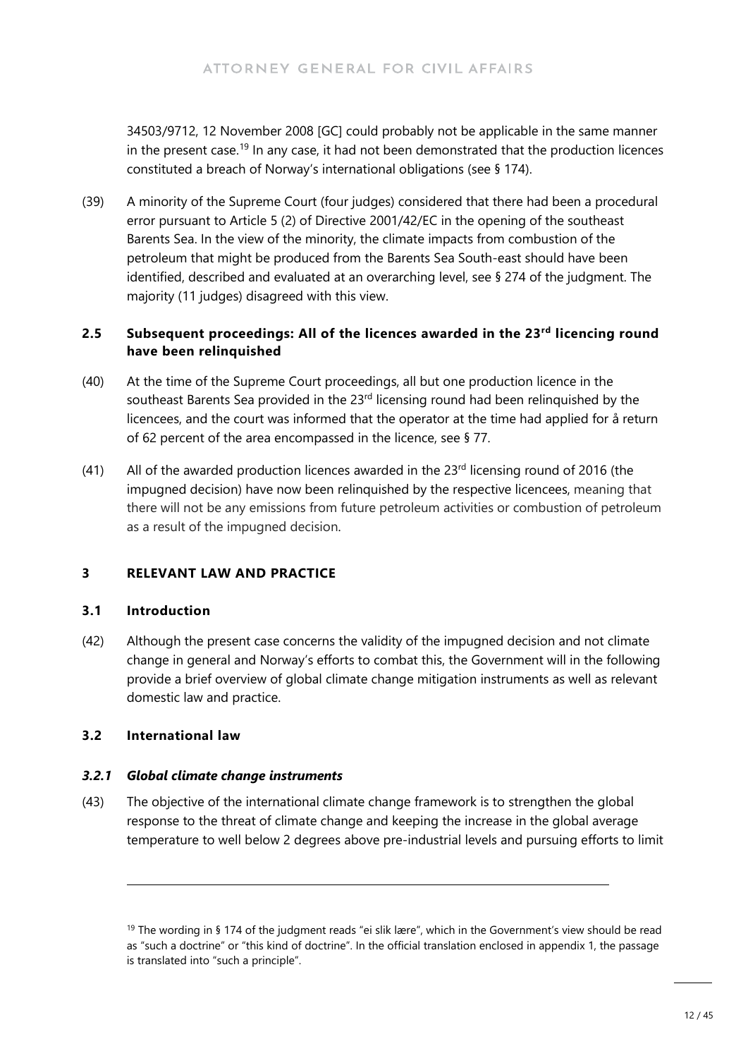34503/9712, 12 November 2008 [GC] could probably not be applicable in the same manner in the present case.[19] In any case, it had not been demonstrated that the production licences constituted a breach of Norway's international obligations (see § 174).

(39) A minority of the Supreme Court (four judges) considered that there had been a procedural error pursuant to Article 5 (2) of Directive 2001/42/EC in the opening of the southeast Barents Sea. In the view of the minority, the climate impacts from combustion of the petroleum that might be produced from the Barents Sea South-east should have been identified, described and evaluated at an overarching level, see § 274 of the judgment. The majority (11 judges) disagreed with this view.

### 2.5 Subsequent proceedings: All of the licences awarded in the 23rd licencing round have been relinquished

(40) At the time of the Supreme Court proceedings, all but one production licence in the southeast Barents Sea provided in the 23rd licensing round had been relinquished by the licencees, and the court was informed that the operator at the time had applied for å return of 62 percent of the area encompassed in the licence, see § 77.

(41) All of the awarded production licences awarded in the 23rd licensing round of 2016 (the impugned decision) have now been relinquished by the respective licencees, meaning that there will not be any emissions from future petroleum activities or combustion of petroleum as a result of the impugned decision.

## 3 RELEVANT LAW AND PRACTICE

### 3.1 Introduction

(42) Although the present case concerns the validity of the impugned decision and not climate change in general and Norway's efforts to combat this, the Government will in the following provide a brief overview of global climate change mitigation instruments as well as relevant domestic law and practice.

### 3.2 International law

#### *3.2.1 Global climate change instruments*

(43) The objective of the international climate change framework is to strengthen the global response to the threat of climate change and keeping the increase in the global average temperature to well below 2 degrees above pre-industrial levels and pursuing efforts to limit

---

[19] The wording in § 174 of the judgment reads "ei slik lære", which in the Government's view should be read as "such a doctrine" or "this kind of doctrine". In the official translation enclosed in appendix 1, the passage is translated into "such a principle".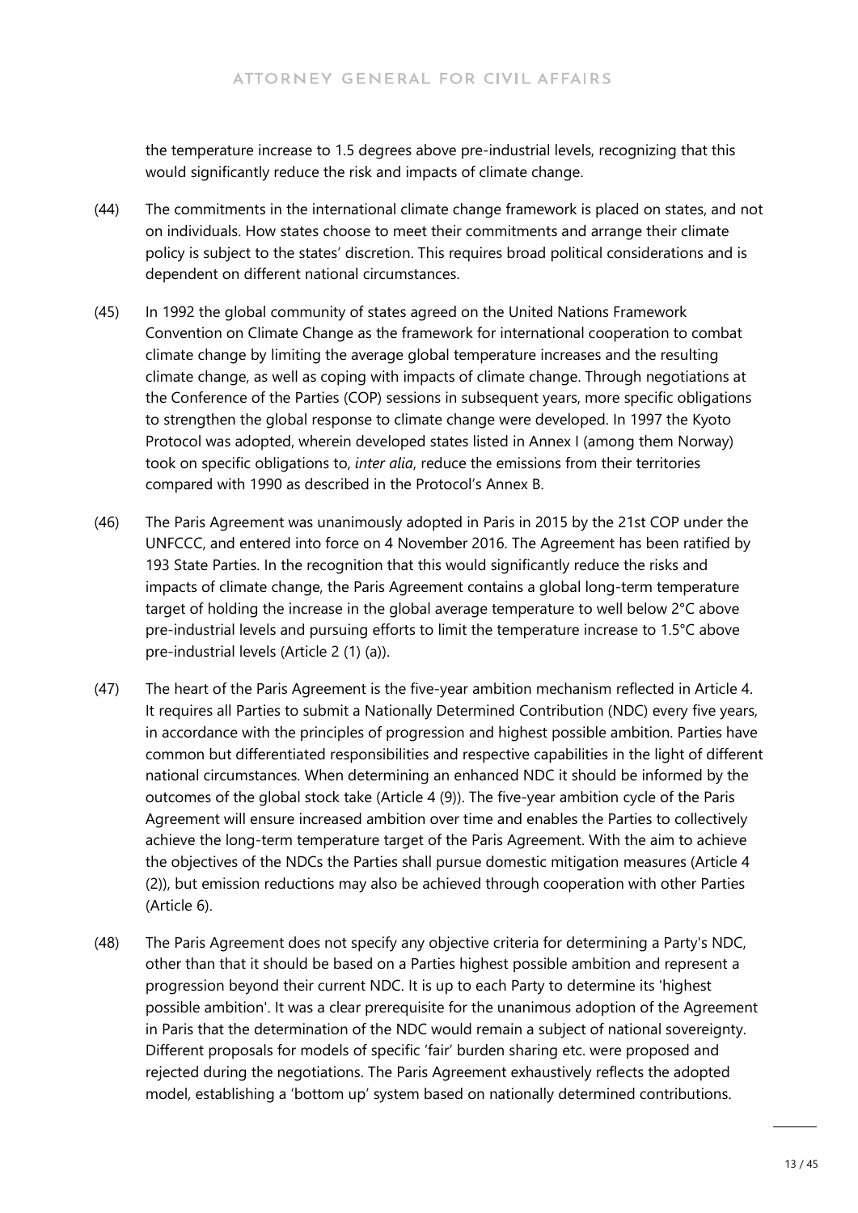the temperature increase to 1.5 degrees above pre-industrial levels, recognizing that this would significantly reduce the risk and impacts of climate change.

(44) The commitments in the international climate change framework is placed on states, and not on individuals. How states choose to meet their commitments and arrange their climate policy is subject to the states' discretion. This requires broad political considerations and is dependent on different national circumstances.

(45) In 1992 the global community of states agreed on the United Nations Framework Convention on Climate Change as the framework for international cooperation to combat climate change by limiting the average global temperature increases and the resulting climate change, as well as coping with impacts of climate change. Through negotiations at the Conference of the Parties (COP) sessions in subsequent years, more specific obligations to strengthen the global response to climate change were developed. In 1997 the Kyoto Protocol was adopted, wherein developed states listed in Annex I (among them Norway) took on specific obligations to, *inter alia*, reduce the emissions from their territories compared with 1990 as described in the Protocol's Annex B.

(46) The Paris Agreement was unanimously adopted in Paris in 2015 by the 21st COP under the UNFCCC, and entered into force on 4 November 2016. The Agreement has been ratified by 193 State Parties. In the recognition that this would significantly reduce the risks and impacts of climate change, the Paris Agreement contains a global long-term temperature target of holding the increase in the global average temperature to well below 2°C above pre-industrial levels and pursuing efforts to limit the temperature increase to 1.5°C above pre-industrial levels (Article 2 (1) (a)).

(47) The heart of the Paris Agreement is the five-year ambition mechanism reflected in Article 4. It requires all Parties to submit a Nationally Determined Contribution (NDC) every five years, in accordance with the principles of progression and highest possible ambition. Parties have common but differentiated responsibilities and respective capabilities in the light of different national circumstances. When determining an enhanced NDC it should be informed by the outcomes of the global stock take (Article 4 (9)). The five-year ambition cycle of the Paris Agreement will ensure increased ambition over time and enables the Parties to collectively achieve the long-term temperature target of the Paris Agreement. With the aim to achieve the objectives of the NDCs the Parties shall pursue domestic mitigation measures (Article 4 (2)), but emission reductions may also be achieved through cooperation with other Parties (Article 6).

(48) The Paris Agreement does not specify any objective criteria for determining a Party's NDC, other than that it should be based on a Parties highest possible ambition and represent a progression beyond their current NDC. It is up to each Party to determine its 'highest possible ambition'. It was a clear prerequisite for the unanimous adoption of the Agreement in Paris that the determination of the NDC would remain a subject of national sovereignty. Different proposals for models of specific 'fair' burden sharing etc. were proposed and rejected during the negotiations. The Paris Agreement exhaustively reflects the adopted model, establishing a 'bottom up' system based on nationally determined contributions.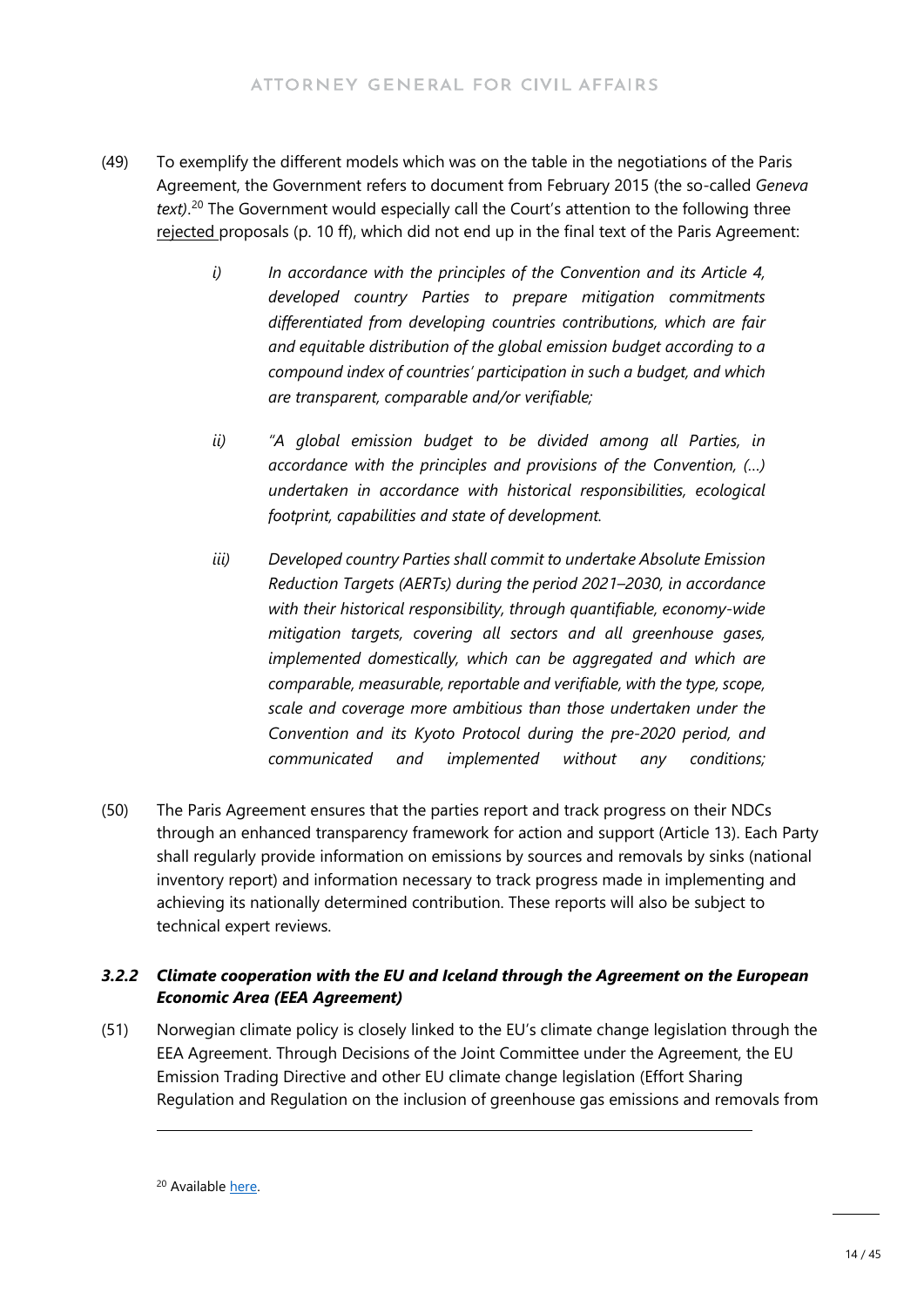(49) To exemplify the different models which was on the table in the negotiations of the Paris Agreement, the Government refers to document from February 2015 (the so-called *Geneva text)*.[20] The Government would especially call the Court's attention to the following three rejected proposals (p. 10 ff), which did not end up in the final text of the Paris Agreement:

> *i) In accordance with the principles of the Convention and its Article 4, developed country Parties to prepare mitigation commitments differentiated from developing countries contributions, which are fair and equitable distribution of the global emission budget according to a compound index of countries' participation in such a budget, and which are transparent, comparable and/or verifiable;*
>
> *ii) "A global emission budget to be divided among all Parties, in accordance with the principles and provisions of the Convention, (…) undertaken in accordance with historical responsibilities, ecological footprint, capabilities and state of development.*
>
> *iii) Developed country Parties shall commit to undertake Absolute Emission Reduction Targets (AERTs) during the period 2021–2030, in accordance with their historical responsibility, through quantifiable, economy-wide mitigation targets, covering all sectors and all greenhouse gases, implemented domestically, which can be aggregated and which are comparable, measurable, reportable and verifiable, with the type, scope, scale and coverage more ambitious than those undertaken under the Convention and its Kyoto Protocol during the pre-2020 period, and communicated and implemented without any conditions;*

(50) The Paris Agreement ensures that the parties report and track progress on their NDCs through an enhanced transparency framework for action and support (Article 13). Each Party shall regularly provide information on emissions by sources and removals by sinks (national inventory report) and information necessary to track progress made in implementing and achieving its nationally determined contribution. These reports will also be subject to technical expert reviews.

### *3.2.2 Climate cooperation with the EU and Iceland through the Agreement on the European Economic Area (EEA Agreement)*

(51) Norwegian climate policy is closely linked to the EU's climate change legislation through the EEA Agreement. Through Decisions of the Joint Committee under the Agreement, the EU Emission Trading Directive and other EU climate change legislation (Effort Sharing Regulation and Regulation on the inclusion of greenhouse gas emissions and removals from

---

[20] Available here.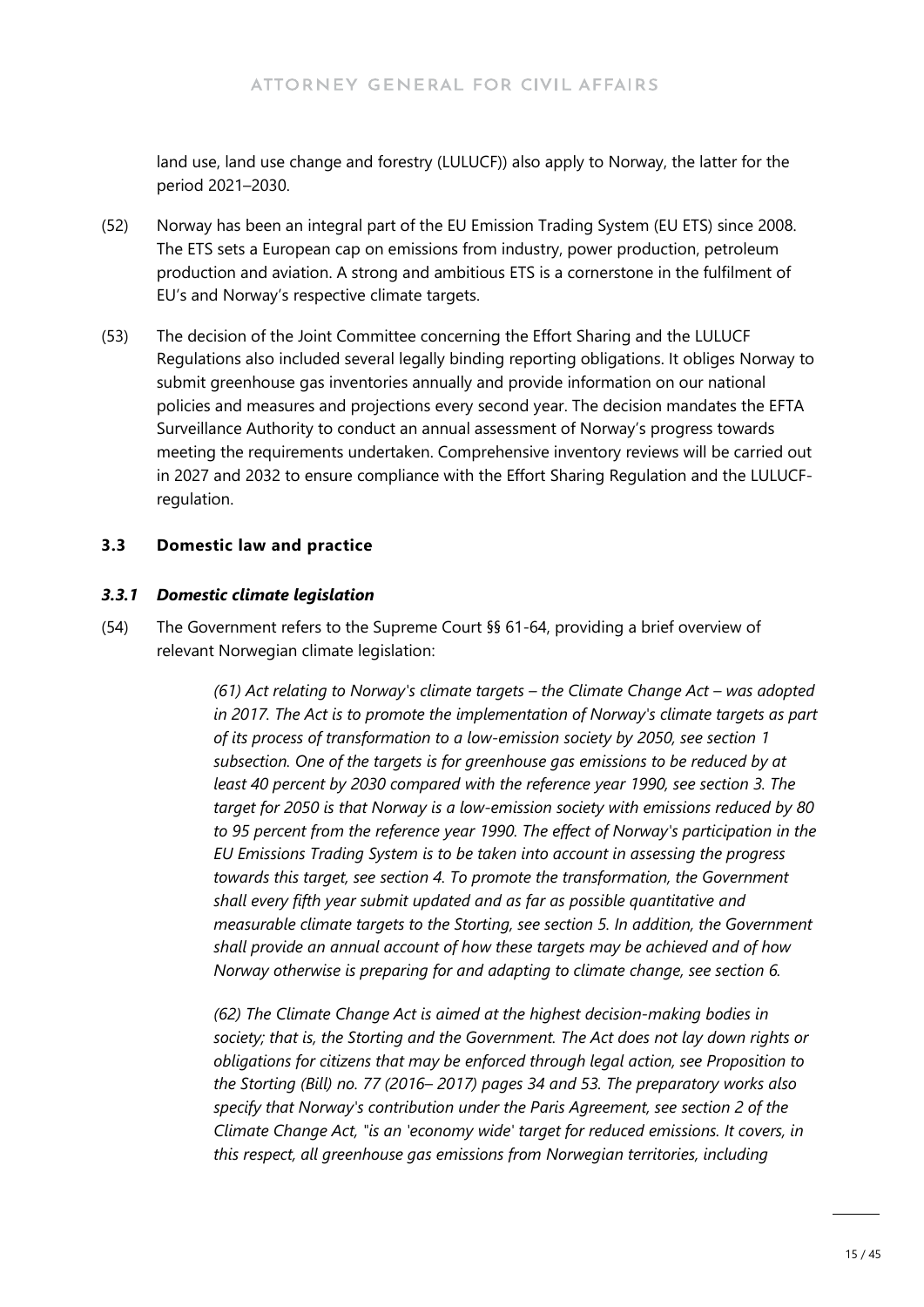land use, land use change and forestry (LULUCF)) also apply to Norway, the latter for the period 2021–2030.

(52) Norway has been an integral part of the EU Emission Trading System (EU ETS) since 2008. The ETS sets a European cap on emissions from industry, power production, petroleum production and aviation. A strong and ambitious ETS is a cornerstone in the fulfilment of EU's and Norway's respective climate targets.

(53) The decision of the Joint Committee concerning the Effort Sharing and the LULUCF Regulations also included several legally binding reporting obligations. It obliges Norway to submit greenhouse gas inventories annually and provide information on our national policies and measures and projections every second year. The decision mandates the EFTA Surveillance Authority to conduct an annual assessment of Norway's progress towards meeting the requirements undertaken. Comprehensive inventory reviews will be carried out in 2027 and 2032 to ensure compliance with the Effort Sharing Regulation and the LULUCF-regulation.

### 3.3 Domestic law and practice

#### *3.3.1 Domestic climate legislation*

(54) The Government refers to the Supreme Court §§ 61-64, providing a brief overview of relevant Norwegian climate legislation:

> *(61) Act relating to Norway's climate targets – the Climate Change Act – was adopted in 2017. The Act is to promote the implementation of Norway's climate targets as part of its process of transformation to a low-emission society by 2050, see section 1 subsection. One of the targets is for greenhouse gas emissions to be reduced by at least 40 percent by 2030 compared with the reference year 1990, see section 3. The target for 2050 is that Norway is a low-emission society with emissions reduced by 80 to 95 percent from the reference year 1990. The effect of Norway's participation in the EU Emissions Trading System is to be taken into account in assessing the progress towards this target, see section 4. To promote the transformation, the Government shall every fifth year submit updated and as far as possible quantitative and measurable climate targets to the Storting, see section 5. In addition, the Government shall provide an annual account of how these targets may be achieved and of how Norway otherwise is preparing for and adapting to climate change, see section 6.*
>
> *(62) The Climate Change Act is aimed at the highest decision-making bodies in society; that is, the Storting and the Government. The Act does not lay down rights or obligations for citizens that may be enforced through legal action, see Proposition to the Storting (Bill) no. 77 (2016– 2017) pages 34 and 53. The preparatory works also specify that Norway's contribution under the Paris Agreement, see section 2 of the Climate Change Act, "is an 'economy wide' target for reduced emissions. It covers, in this respect, all greenhouse gas emissions from Norwegian territories, including*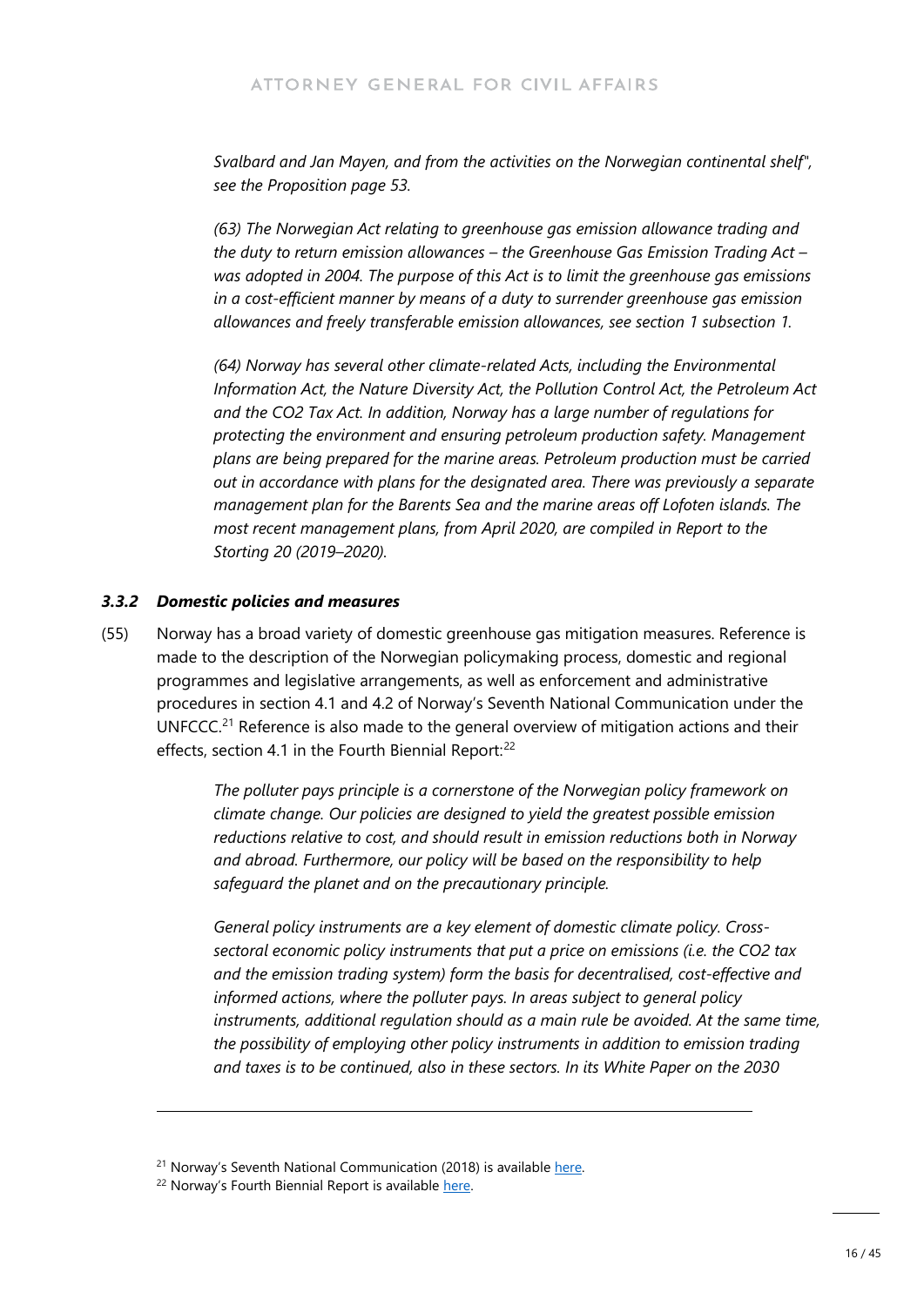*Svalbard and Jan Mayen, and from the activities on the Norwegian continental shelf", see the Proposition page 53.*

*(63) The Norwegian Act relating to greenhouse gas emission allowance trading and the duty to return emission allowances – the Greenhouse Gas Emission Trading Act – was adopted in 2004. The purpose of this Act is to limit the greenhouse gas emissions in a cost-efficient manner by means of a duty to surrender greenhouse gas emission allowances and freely transferable emission allowances, see section 1 subsection 1.*

*(64) Norway has several other climate-related Acts, including the Environmental Information Act, the Nature Diversity Act, the Pollution Control Act, the Petroleum Act and the CO2 Tax Act. In addition, Norway has a large number of regulations for protecting the environment and ensuring petroleum production safety. Management plans are being prepared for the marine areas. Petroleum production must be carried out in accordance with plans for the designated area. There was previously a separate management plan for the Barents Sea and the marine areas off Lofoten islands. The most recent management plans, from April 2020, are compiled in Report to the Storting 20 (2019–2020).*

### *3.3.2 Domestic policies and measures*

(55) Norway has a broad variety of domestic greenhouse gas mitigation measures. Reference is made to the description of the Norwegian policymaking process, domestic and regional programmes and legislative arrangements, as well as enforcement and administrative procedures in section 4.1 and 4.2 of Norway's Seventh National Communication under the UNFCCC.[21] Reference is also made to the general overview of mitigation actions and their effects, section 4.1 in the Fourth Biennial Report:[22]

> *The polluter pays principle is a cornerstone of the Norwegian policy framework on climate change. Our policies are designed to yield the greatest possible emission reductions relative to cost, and should result in emission reductions both in Norway and abroad. Furthermore, our policy will be based on the responsibility to help safeguard the planet and on the precautionary principle.*
>
> *General policy instruments are a key element of domestic climate policy. Cross-sectoral economic policy instruments that put a price on emissions (i.e. the CO2 tax and the emission trading system) form the basis for decentralised, cost-effective and informed actions, where the polluter pays. In areas subject to general policy instruments, additional regulation should as a main rule be avoided. At the same time, the possibility of employing other policy instruments in addition to emission trading and taxes is to be continued, also in these sectors. In its White Paper on the 2030*

---

[21] Norway's Seventh National Communication (2018) is available here.

[22] Norway's Fourth Biennial Report is available here.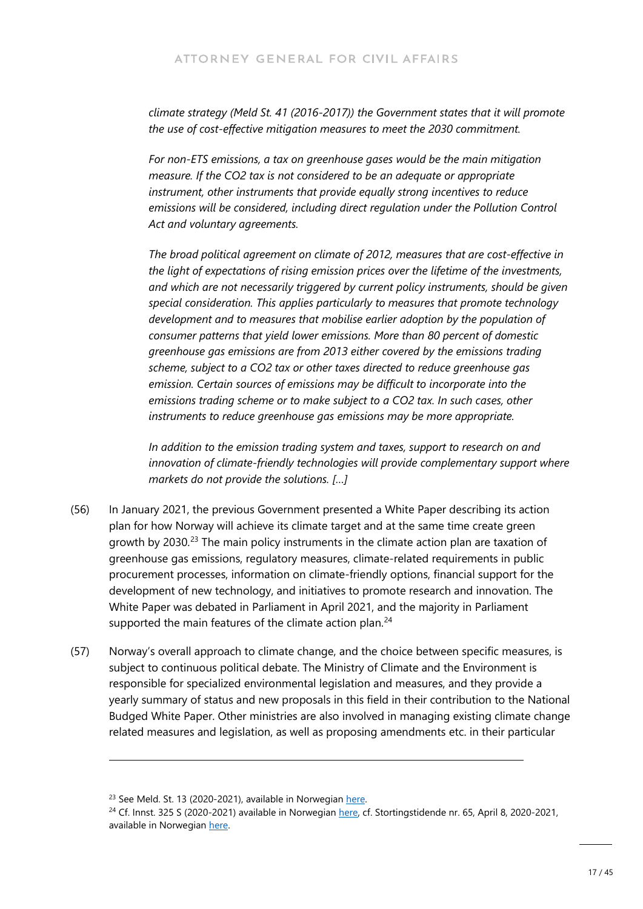*climate strategy (Meld St. 41 (2016-2017)) the Government states that it will promote the use of cost-effective mitigation measures to meet the 2030 commitment.*

*For non-ETS emissions, a tax on greenhouse gases would be the main mitigation measure. If the CO2 tax is not considered to be an adequate or appropriate instrument, other instruments that provide equally strong incentives to reduce emissions will be considered, including direct regulation under the Pollution Control Act and voluntary agreements.*

*The broad political agreement on climate of 2012, measures that are cost-effective in the light of expectations of rising emission prices over the lifetime of the investments, and which are not necessarily triggered by current policy instruments, should be given special consideration. This applies particularly to measures that promote technology development and to measures that mobilise earlier adoption by the population of consumer patterns that yield lower emissions. More than 80 percent of domestic greenhouse gas emissions are from 2013 either covered by the emissions trading scheme, subject to a CO2 tax or other taxes directed to reduce greenhouse gas emission. Certain sources of emissions may be difficult to incorporate into the emissions trading scheme or to make subject to a CO2 tax. In such cases, other instruments to reduce greenhouse gas emissions may be more appropriate.*

*In addition to the emission trading system and taxes, support to research on and innovation of climate-friendly technologies will provide complementary support where markets do not provide the solutions. […]*

(56) In January 2021, the previous Government presented a White Paper describing its action plan for how Norway will achieve its climate target and at the same time create green growth by 2030.[23] The main policy instruments in the climate action plan are taxation of greenhouse gas emissions, regulatory measures, climate-related requirements in public procurement processes, information on climate-friendly options, financial support for the development of new technology, and initiatives to promote research and innovation. The White Paper was debated in Parliament in April 2021, and the majority in Parliament supported the main features of the climate action plan.[24]

(57) Norway's overall approach to climate change, and the choice between specific measures, is subject to continuous political debate. The Ministry of Climate and the Environment is responsible for specialized environmental legislation and measures, and they provide a yearly summary of status and new proposals in this field in their contribution to the National Budged White Paper. Other ministries are also involved in managing existing climate change related measures and legislation, as well as proposing amendments etc. in their particular

---

[23] See Meld. St. 13 (2020-2021), available in Norwegian here.

[24] Cf. Innst. 325 S (2020-2021) available in Norwegian here, cf. Stortingstidende nr. 65, April 8, 2020-2021, available in Norwegian here.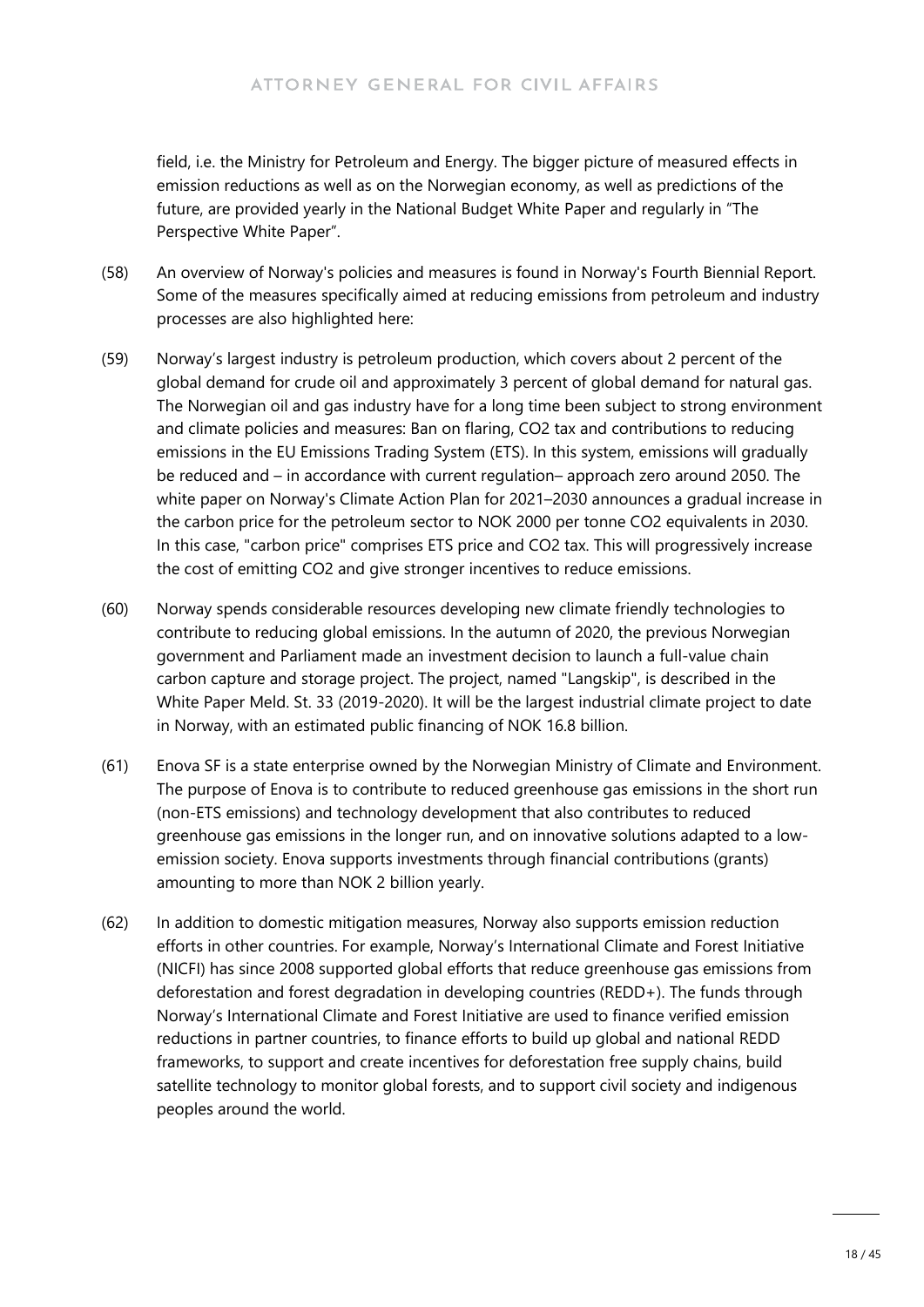field, i.e. the Ministry for Petroleum and Energy. The bigger picture of measured effects in emission reductions as well as on the Norwegian economy, as well as predictions of the future, are provided yearly in the National Budget White Paper and regularly in "The Perspective White Paper".

(58) An overview of Norway's policies and measures is found in Norway's Fourth Biennial Report. Some of the measures specifically aimed at reducing emissions from petroleum and industry processes are also highlighted here:

(59) Norway's largest industry is petroleum production, which covers about 2 percent of the global demand for crude oil and approximately 3 percent of global demand for natural gas. The Norwegian oil and gas industry have for a long time been subject to strong environment and climate policies and measures: Ban on flaring, $CO_2$ tax and contributions to reducing emissions in the EU Emissions Trading System (ETS). In this system, emissions will gradually be reduced and – in accordance with current regulation– approach zero around 2050. The white paper on Norway's Climate Action Plan for 2021–2030 announces a gradual increase in the carbon price for the petroleum sector to NOK 2000 per tonne $CO_2$ equivalents in 2030. In this case, "carbon price" comprises ETS price and $CO_2$ tax. This will progressively increase the cost of emitting $CO_2$ and give stronger incentives to reduce emissions.

(60) Norway spends considerable resources developing new climate friendly technologies to contribute to reducing global emissions. In the autumn of 2020, the previous Norwegian government and Parliament made an investment decision to launch a full-value chain carbon capture and storage project. The project, named "Langskip", is described in the White Paper Meld. St. 33 (2019-2020). It will be the largest industrial climate project to date in Norway, with an estimated public financing of NOK 16.8 billion.

(61) Enova SF is a state enterprise owned by the Norwegian Ministry of Climate and Environment. The purpose of Enova is to contribute to reduced greenhouse gas emissions in the short run (non-ETS emissions) and technology development that also contributes to reduced greenhouse gas emissions in the longer run, and on innovative solutions adapted to a low-emission society. Enova supports investments through financial contributions (grants) amounting to more than NOK 2 billion yearly.

(62) In addition to domestic mitigation measures, Norway also supports emission reduction efforts in other countries. For example, Norway's International Climate and Forest Initiative (NICFI) has since 2008 supported global efforts that reduce greenhouse gas emissions from deforestation and forest degradation in developing countries (REDD+). The funds through Norway's International Climate and Forest Initiative are used to finance verified emission reductions in partner countries, to finance efforts to build up global and national REDD frameworks, to support and create incentives for deforestation free supply chains, build satellite technology to monitor global forests, and to support civil society and indigenous peoples around the world.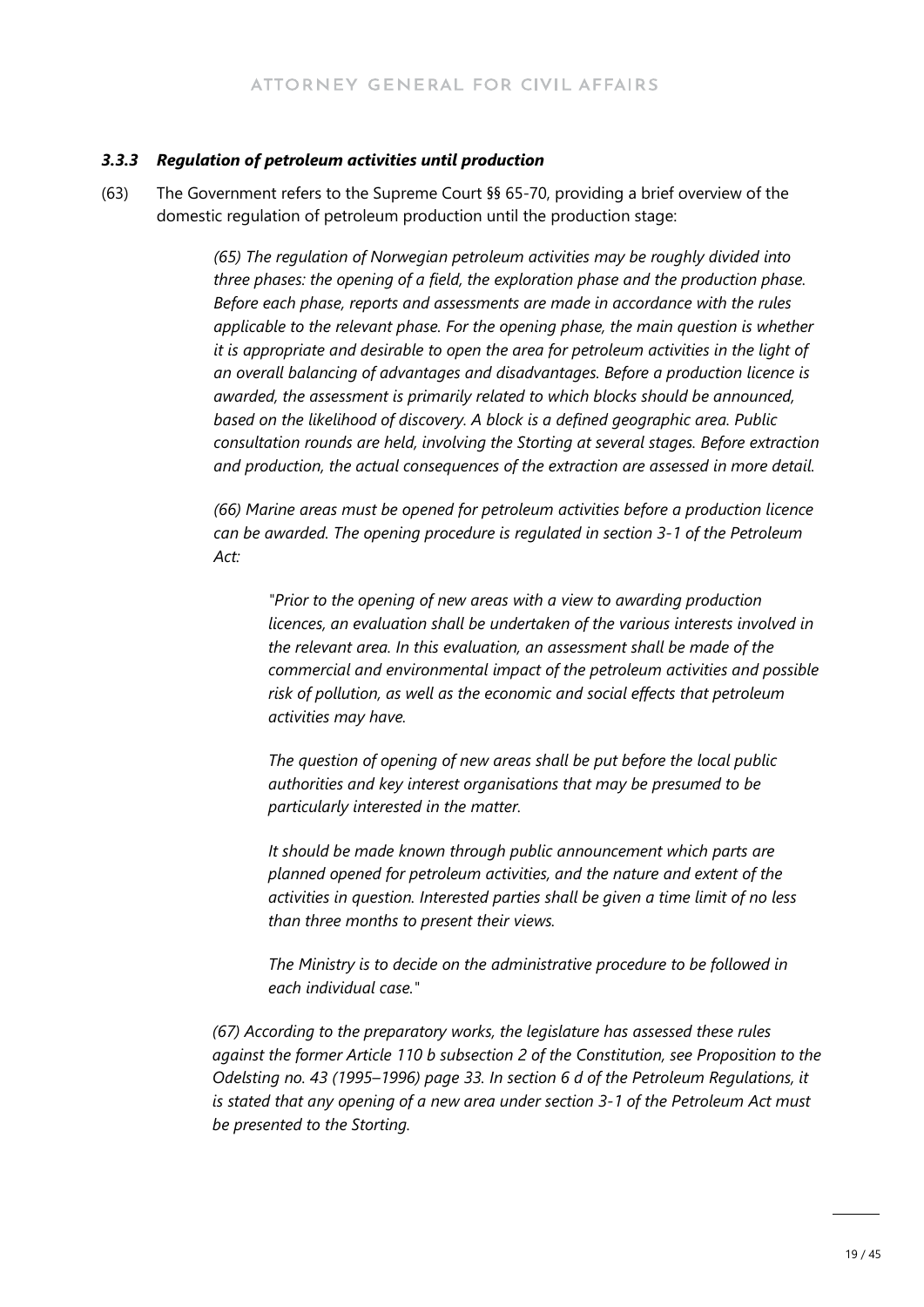### *3.3.3 Regulation of petroleum activities until production*

(63) The Government refers to the Supreme Court §§ 65-70, providing a brief overview of the domestic regulation of petroleum production until the production stage:

> *(65) The regulation of Norwegian petroleum activities may be roughly divided into three phases: the opening of a field, the exploration phase and the production phase. Before each phase, reports and assessments are made in accordance with the rules applicable to the relevant phase. For the opening phase, the main question is whether it is appropriate and desirable to open the area for petroleum activities in the light of an overall balancing of advantages and disadvantages. Before a production licence is awarded, the assessment is primarily related to which blocks should be announced, based on the likelihood of discovery. A block is a defined geographic area. Public consultation rounds are held, involving the Storting at several stages. Before extraction and production, the actual consequences of the extraction are assessed in more detail.*
>
> *(66) Marine areas must be opened for petroleum activities before a production licence can be awarded. The opening procedure is regulated in section 3-1 of the Petroleum Act:*
>
> > *"Prior to the opening of new areas with a view to awarding production licences, an evaluation shall be undertaken of the various interests involved in the relevant area. In this evaluation, an assessment shall be made of the commercial and environmental impact of the petroleum activities and possible risk of pollution, as well as the economic and social effects that petroleum activities may have.*
> >
> > *The question of opening of new areas shall be put before the local public authorities and key interest organisations that may be presumed to be particularly interested in the matter.*
> >
> > *It should be made known through public announcement which parts are planned opened for petroleum activities, and the nature and extent of the activities in question. Interested parties shall be given a time limit of no less than three months to present their views.*
> >
> > *The Ministry is to decide on the administrative procedure to be followed in each individual case."*
>
> *(67) According to the preparatory works, the legislature has assessed these rules against the former Article 110 b subsection 2 of the Constitution, see Proposition to the Odelsting no. 43 (1995–1996) page 33. In section 6 d of the Petroleum Regulations, it is stated that any opening of a new area under section 3-1 of the Petroleum Act must be presented to the Storting.*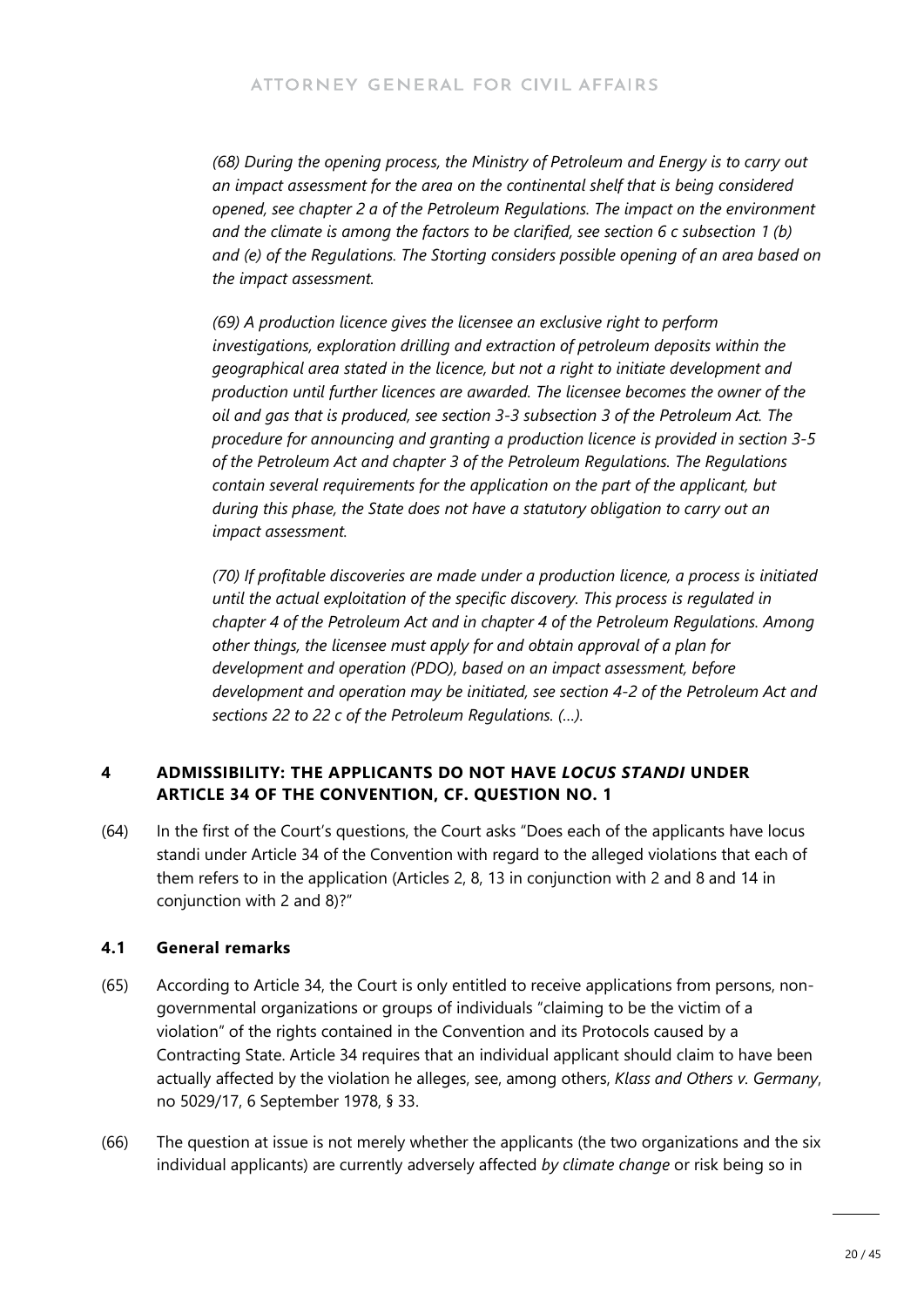*(68) During the opening process, the Ministry of Petroleum and Energy is to carry out an impact assessment for the area on the continental shelf that is being considered opened, see chapter 2 a of the Petroleum Regulations. The impact on the environment and the climate is among the factors to be clarified, see section 6 c subsection 1 (b) and (e) of the Regulations. The Storting considers possible opening of an area based on the impact assessment.*

*(69) A production licence gives the licensee an exclusive right to perform investigations, exploration drilling and extraction of petroleum deposits within the geographical area stated in the licence, but not a right to initiate development and production until further licences are awarded. The licensee becomes the owner of the oil and gas that is produced, see section 3-3 subsection 3 of the Petroleum Act. The procedure for announcing and granting a production licence is provided in section 3-5 of the Petroleum Act and chapter 3 of the Petroleum Regulations. The Regulations contain several requirements for the application on the part of the applicant, but during this phase, the State does not have a statutory obligation to carry out an impact assessment.*

*(70) If profitable discoveries are made under a production licence, a process is initiated until the actual exploitation of the specific discovery. This process is regulated in chapter 4 of the Petroleum Act and in chapter 4 of the Petroleum Regulations. Among other things, the licensee must apply for and obtain approval of a plan for development and operation (PDO), based on an impact assessment, before development and operation may be initiated, see section 4-2 of the Petroleum Act and sections 22 to 22 c of the Petroleum Regulations. (…).*

## 4 ADMISSIBILITY: THE APPLICANTS DO NOT HAVE *LOCUS STANDI* UNDER ARTICLE 34 OF THE CONVENTION, CF. QUESTION NO. 1

(64) In the first of the Court's questions, the Court asks "Does each of the applicants have locus standi under Article 34 of the Convention with regard to the alleged violations that each of them refers to in the application (Articles 2, 8, 13 in conjunction with 2 and 8 and 14 in conjunction with 2 and 8)?"

### 4.1 General remarks

(65) According to Article 34, the Court is only entitled to receive applications from persons, non-governmental organizations or groups of individuals "claiming to be the victim of a violation" of the rights contained in the Convention and its Protocols caused by a Contracting State. Article 34 requires that an individual applicant should claim to have been actually affected by the violation he alleges, see, among others, *Klass and Others v. Germany*, no 5029/17, 6 September 1978, § 33.

(66) The question at issue is not merely whether the applicants (the two organizations and the six individual applicants) are currently adversely affected *by climate change* or risk being so in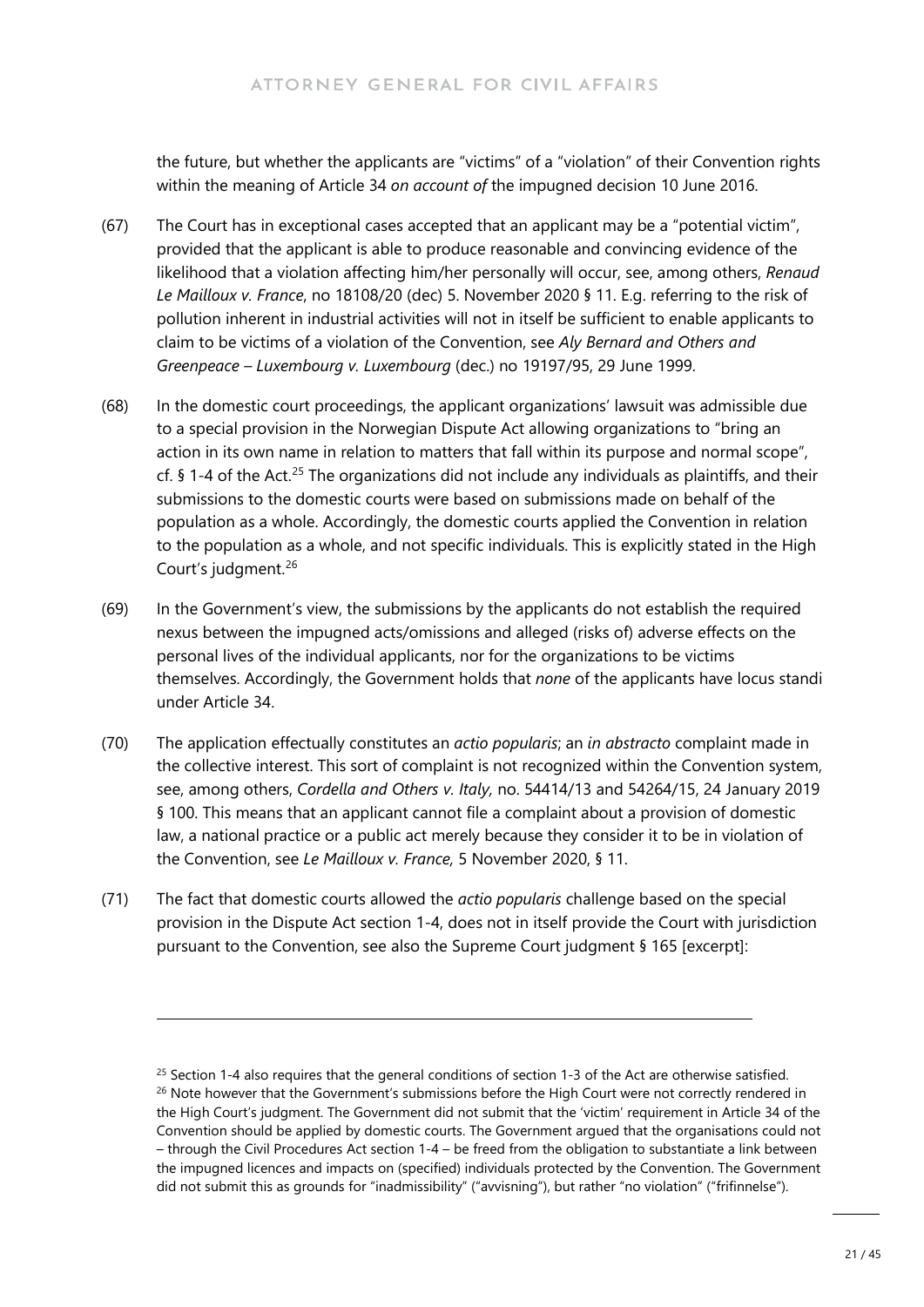the future, but whether the applicants are "victims" of a "violation" of their Convention rights within the meaning of Article 34 *on account of* the impugned decision 10 June 2016.

(67) The Court has in exceptional cases accepted that an applicant may be a "potential victim", provided that the applicant is able to produce reasonable and convincing evidence of the likelihood that a violation affecting him/her personally will occur, see, among others, *Renaud Le Mailloux v. France*, no 18108/20 (dec) 5. November 2020 § 11. E.g. referring to the risk of pollution inherent in industrial activities will not in itself be sufficient to enable applicants to claim to be victims of a violation of the Convention, see *Aly Bernard and Others and Greenpeace – Luxembourg v. Luxembourg* (dec.) no 19197/95, 29 June 1999.

(68) In the domestic court proceedings, the applicant organizations' lawsuit was admissible due to a special provision in the Norwegian Dispute Act allowing organizations to "bring an action in its own name in relation to matters that fall within its purpose and normal scope", cf. § 1-4 of the Act.[25] The organizations did not include any individuals as plaintiffs, and their submissions to the domestic courts were based on submissions made on behalf of the population as a whole. Accordingly, the domestic courts applied the Convention in relation to the population as a whole, and not specific individuals. This is explicitly stated in the High Court's judgment.[26]

(69) In the Government's view, the submissions by the applicants do not establish the required nexus between the impugned acts/omissions and alleged (risks of) adverse effects on the personal lives of the individual applicants, nor for the organizations to be victims themselves. Accordingly, the Government holds that *none* of the applicants have locus standi under Article 34.

(70) The application effectually constitutes an *actio popularis*; an *in abstracto* complaint made in the collective interest. This sort of complaint is not recognized within the Convention system, see, among others, *Cordella and Others v. Italy,* no. 54414/13 and 54264/15, 24 January 2019 § 100. This means that an applicant cannot file a complaint about a provision of domestic law, a national practice or a public act merely because they consider it to be in violation of the Convention, see *Le Mailloux v. France,* 5 November 2020, § 11.

(71) The fact that domestic courts allowed the *actio popularis* challenge based on the special provision in the Dispute Act section 1-4, does not in itself provide the Court with jurisdiction pursuant to the Convention, see also the Supreme Court judgment § 165 [excerpt]:

---

[25] Section 1-4 also requires that the general conditions of section 1-3 of the Act are otherwise satisfied.

[26] Note however that the Government's submissions before the High Court were not correctly rendered in the High Court's judgment. The Government did not submit that the 'victim' requirement in Article 34 of the Convention should be applied by domestic courts. The Government argued that the organisations could not – through the Civil Procedures Act section 1-4 – be freed from the obligation to substantiate a link between the impugned licences and impacts on (specified) individuals protected by the Convention. The Government did not submit this as grounds for "inadmissibility" ("avvisning"), but rather "no violation" ("frifinnelse").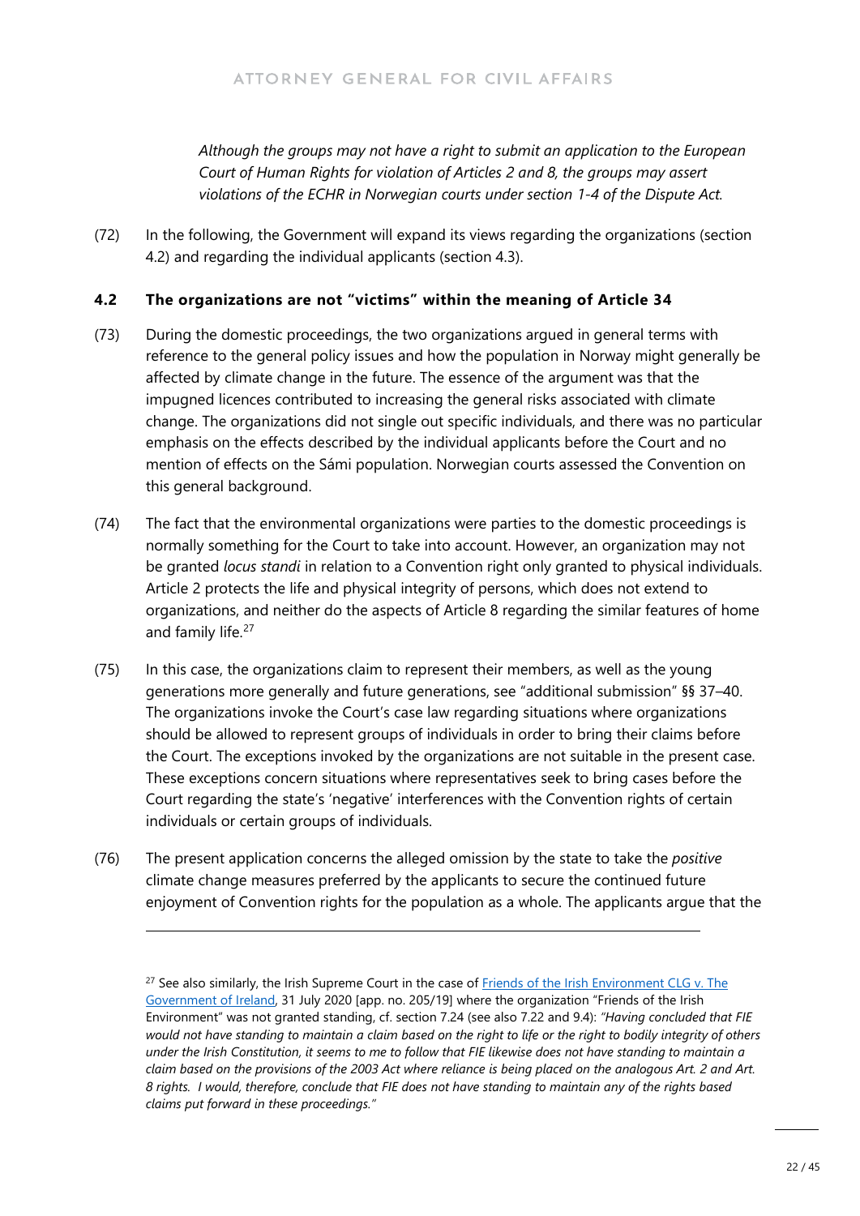*Although the groups may not have a right to submit an application to the European Court of Human Rights for violation of Articles 2 and 8, the groups may assert violations of the ECHR in Norwegian courts under section 1-4 of the Dispute Act.*

(72) In the following, the Government will expand its views regarding the organizations (section 4.2) and regarding the individual applicants (section 4.3).

### 4.2 The organizations are not "victims" within the meaning of Article 34

(73) During the domestic proceedings, the two organizations argued in general terms with reference to the general policy issues and how the population in Norway might generally be affected by climate change in the future. The essence of the argument was that the impugned licences contributed to increasing the general risks associated with climate change. The organizations did not single out specific individuals, and there was no particular emphasis on the effects described by the individual applicants before the Court and no mention of effects on the Sámi population. Norwegian courts assessed the Convention on this general background.

(74) The fact that the environmental organizations were parties to the domestic proceedings is normally something for the Court to take into account. However, an organization may not be granted *locus standi* in relation to a Convention right only granted to physical individuals. Article 2 protects the life and physical integrity of persons, which does not extend to organizations, and neither do the aspects of Article 8 regarding the similar features of home and family life.[27]

(75) In this case, the organizations claim to represent their members, as well as the young generations more generally and future generations, see "additional submission" §§ 37–40. The organizations invoke the Court's case law regarding situations where organizations should be allowed to represent groups of individuals in order to bring their claims before the Court. The exceptions invoked by the organizations are not suitable in the present case. These exceptions concern situations where representatives seek to bring cases before the Court regarding the state's 'negative' interferences with the Convention rights of certain individuals or certain groups of individuals.

(76) The present application concerns the alleged omission by the state to take the *positive* climate change measures preferred by the applicants to secure the continued future enjoyment of Convention rights for the population as a whole. The applicants argue that the

---

[27] See also similarly, the Irish Supreme Court in the case of Friends of the Irish Environment CLG v. The Government of Ireland, 31 July 2020 [app. no. 205/19] where the organization "Friends of the Irish Environment" was not granted standing, cf. section 7.24 (see also 7.22 and 9.4): *"Having concluded that FIE would not have standing to maintain a claim based on the right to life or the right to bodily integrity of others under the Irish Constitution, it seems to me to follow that FIE likewise does not have standing to maintain a claim based on the provisions of the 2003 Act where reliance is being placed on the analogous Art. 2 and Art. 8 rights. I would, therefore, conclude that FIE does not have standing to maintain any of the rights based claims put forward in these proceedings."*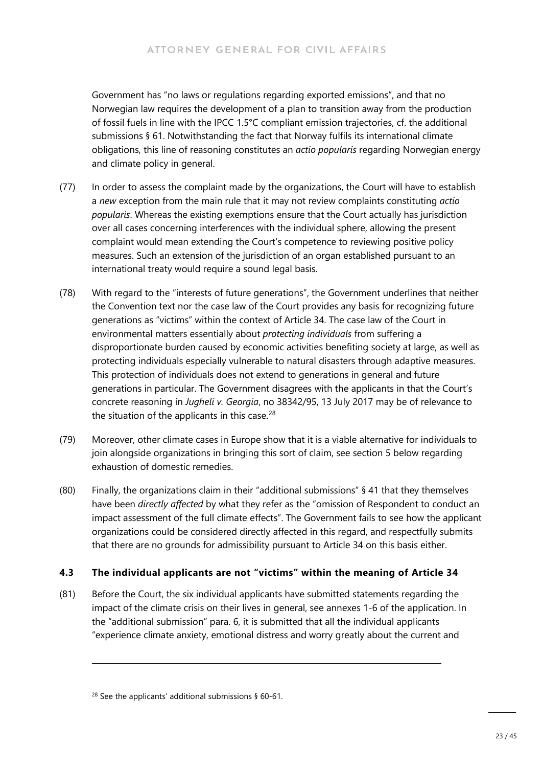Government has "no laws or regulations regarding exported emissions", and that no Norwegian law requires the development of a plan to transition away from the production of fossil fuels in line with the IPCC 1.5°C compliant emission trajectories, cf. the additional submissions § 61. Notwithstanding the fact that Norway fulfils its international climate obligations, this line of reasoning constitutes an *actio popularis* regarding Norwegian energy and climate policy in general.

(77) In order to assess the complaint made by the organizations, the Court will have to establish a *new* exception from the main rule that it may not review complaints constituting *actio popularis*. Whereas the existing exemptions ensure that the Court actually has jurisdiction over all cases concerning interferences with the individual sphere, allowing the present complaint would mean extending the Court's competence to reviewing positive policy measures. Such an extension of the jurisdiction of an organ established pursuant to an international treaty would require a sound legal basis.

(78) With regard to the "interests of future generations", the Government underlines that neither the Convention text nor the case law of the Court provides any basis for recognizing future generations as "victims" within the context of Article 34. The case law of the Court in environmental matters essentially about *protecting individuals* from suffering a disproportionate burden caused by economic activities benefiting society at large, as well as protecting individuals especially vulnerable to natural disasters through adaptive measures. This protection of individuals does not extend to generations in general and future generations in particular. The Government disagrees with the applicants in that the Court's concrete reasoning in *Jugheli v. Georgia*, no 38342/95, 13 July 2017 may be of relevance to the situation of the applicants in this case.[28]

(79) Moreover, other climate cases in Europe show that it is a viable alternative for individuals to join alongside organizations in bringing this sort of claim, see section 5 below regarding exhaustion of domestic remedies.

(80) Finally, the organizations claim in their "additional submissions" § 41 that they themselves have been *directly affected* by what they refer as the "omission of Respondent to conduct an impact assessment of the full climate effects". The Government fails to see how the applicant organizations could be considered directly affected in this regard, and respectfully submits that there are no grounds for admissibility pursuant to Article 34 on this basis either.

### 4.3 The individual applicants are not "victims" within the meaning of Article 34

(81) Before the Court, the six individual applicants have submitted statements regarding the impact of the climate crisis on their lives in general, see annexes 1-6 of the application. In the "additional submission" para. 6, it is submitted that all the individual applicants "experience climate anxiety, emotional distress and worry greatly about the current and

---

[28] See the applicants' additional submissions § 60-61.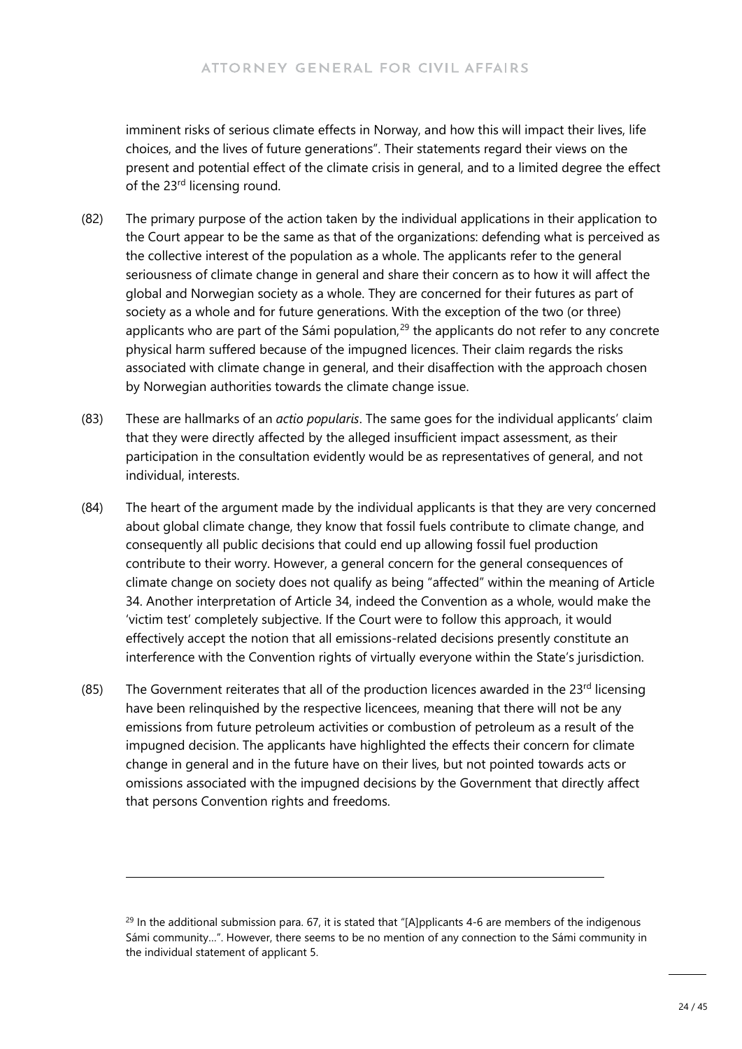imminent risks of serious climate effects in Norway, and how this will impact their lives, life choices, and the lives of future generations". Their statements regard their views on the present and potential effect of the climate crisis in general, and to a limited degree the effect of the 23rd licensing round.

(82) The primary purpose of the action taken by the individual applications in their application to the Court appear to be the same as that of the organizations: defending what is perceived as the collective interest of the population as a whole. The applicants refer to the general seriousness of climate change in general and share their concern as to how it will affect the global and Norwegian society as a whole. They are concerned for their futures as part of society as a whole and for future generations. With the exception of the two (or three) applicants who are part of the Sámi population,[29] the applicants do not refer to any concrete physical harm suffered because of the impugned licences. Their claim regards the risks associated with climate change in general, and their disaffection with the approach chosen by Norwegian authorities towards the climate change issue.

(83) These are hallmarks of an *actio popularis*. The same goes for the individual applicants' claim that they were directly affected by the alleged insufficient impact assessment, as their participation in the consultation evidently would be as representatives of general, and not individual, interests.

(84) The heart of the argument made by the individual applicants is that they are very concerned about global climate change, they know that fossil fuels contribute to climate change, and consequently all public decisions that could end up allowing fossil fuel production contribute to their worry. However, a general concern for the general consequences of climate change on society does not qualify as being "affected" within the meaning of Article 34. Another interpretation of Article 34, indeed the Convention as a whole, would make the 'victim test' completely subjective. If the Court were to follow this approach, it would effectively accept the notion that all emissions-related decisions presently constitute an interference with the Convention rights of virtually everyone within the State's jurisdiction.

(85) The Government reiterates that all of the production licences awarded in the 23rd licensing have been relinquished by the respective licencees, meaning that there will not be any emissions from future petroleum activities or combustion of petroleum as a result of the impugned decision. The applicants have highlighted the effects their concern for climate change in general and in the future have on their lives, but not pointed towards acts or omissions associated with the impugned decisions by the Government that directly affect that persons Convention rights and freedoms.

---

[29] In the additional submission para. 67, it is stated that "[A]pplicants 4-6 are members of the indigenous Sámi community…". However, there seems to be no mention of any connection to the Sámi community in the individual statement of applicant 5.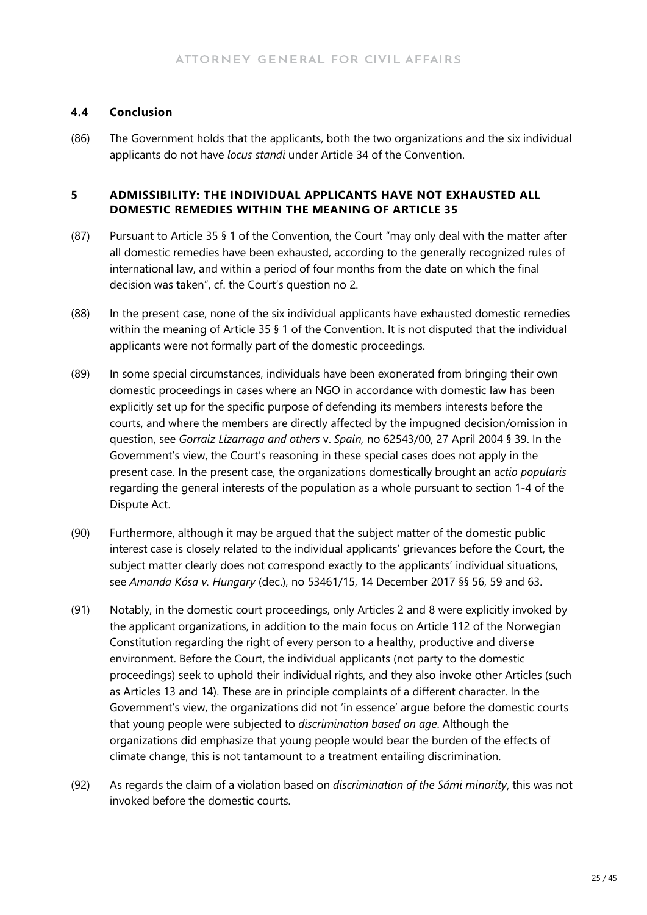### 4.4 Conclusion

(86) The Government holds that the applicants, both the two organizations and the six individual applicants do not have *locus standi* under Article 34 of the Convention.

## 5 ADMISSIBILITY: THE INDIVIDUAL APPLICANTS HAVE NOT EXHAUSTED ALL DOMESTIC REMEDIES WITHIN THE MEANING OF ARTICLE 35

(87) Pursuant to Article 35 § 1 of the Convention, the Court "may only deal with the matter after all domestic remedies have been exhausted, according to the generally recognized rules of international law, and within a period of four months from the date on which the final decision was taken", cf. the Court's question no 2.

(88) In the present case, none of the six individual applicants have exhausted domestic remedies within the meaning of Article 35 § 1 of the Convention. It is not disputed that the individual applicants were not formally part of the domestic proceedings.

(89) In some special circumstances, individuals have been exonerated from bringing their own domestic proceedings in cases where an NGO in accordance with domestic law has been explicitly set up for the specific purpose of defending its members interests before the courts, and where the members are directly affected by the impugned decision/omission in question, see *Gorraiz Lizarraga and others* v. *Spain,* no 62543/00, 27 April 2004 § 39. In the Government's view, the Court's reasoning in these special cases does not apply in the present case. In the present case, the organizations domestically brought an *actio popularis* regarding the general interests of the population as a whole pursuant to section 1-4 of the Dispute Act.

(90) Furthermore, although it may be argued that the subject matter of the domestic public interest case is closely related to the individual applicants' grievances before the Court, the subject matter clearly does not correspond exactly to the applicants' individual situations, see *Amanda Kósa v. Hungary* (dec.), no 53461/15, 14 December 2017 §§ 56, 59 and 63.

(91) Notably, in the domestic court proceedings, only Articles 2 and 8 were explicitly invoked by the applicant organizations, in addition to the main focus on Article 112 of the Norwegian Constitution regarding the right of every person to a healthy, productive and diverse environment. Before the Court, the individual applicants (not party to the domestic proceedings) seek to uphold their individual rights, and they also invoke other Articles (such as Articles 13 and 14). These are in principle complaints of a different character. In the Government's view, the organizations did not 'in essence' argue before the domestic courts that young people were subjected to *discrimination based on age*. Although the organizations did emphasize that young people would bear the burden of the effects of climate change, this is not tantamount to a treatment entailing discrimination.

(92) As regards the claim of a violation based on *discrimination of the Sámi minority*, this was not invoked before the domestic courts.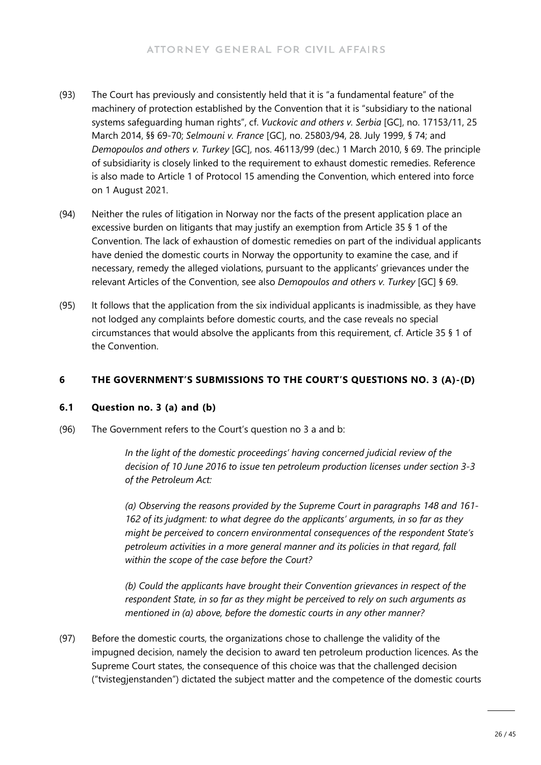(93) The Court has previously and consistently held that it is "a fundamental feature" of the machinery of protection established by the Convention that it is "subsidiary to the national systems safeguarding human rights", cf. *Vuckovic and others v. Serbia* [GC], no. 17153/11, 25 March 2014, §§ 69-70; *Selmouni v. France* [GC], no. 25803/94, 28. July 1999, § 74; and *Demopoulos and others v. Turkey* [GC], nos. 46113/99 (dec.) 1 March 2010, § 69. The principle of subsidiarity is closely linked to the requirement to exhaust domestic remedies. Reference is also made to Article 1 of Protocol 15 amending the Convention, which entered into force on 1 August 2021.

(94) Neither the rules of litigation in Norway nor the facts of the present application place an excessive burden on litigants that may justify an exemption from Article 35 § 1 of the Convention. The lack of exhaustion of domestic remedies on part of the individual applicants have denied the domestic courts in Norway the opportunity to examine the case, and if necessary, remedy the alleged violations, pursuant to the applicants' grievances under the relevant Articles of the Convention, see also *Demopoulos and others v. Turkey* [GC] § 69.

(95) It follows that the application from the six individual applicants is inadmissible, as they have not lodged any complaints before domestic courts, and the case reveals no special circumstances that would absolve the applicants from this requirement, cf. Article 35 § 1 of the Convention.

## 6 THE GOVERNMENT'S SUBMISSIONS TO THE COURT'S QUESTIONS NO. 3 (A)-(D)

### 6.1 Question no. 3 (a) and (b)

(96) The Government refers to the Court's question no 3 a and b:

> *In the light of the domestic proceedings' having concerned judicial review of the decision of 10 June 2016 to issue ten petroleum production licenses under section 3-3 of the Petroleum Act:*
>
> *(a) Observing the reasons provided by the Supreme Court in paragraphs 148 and 161-162 of its judgment: to what degree do the applicants' arguments, in so far as they might be perceived to concern environmental consequences of the respondent State's petroleum activities in a more general manner and its policies in that regard, fall within the scope of the case before the Court?*
>
> *(b) Could the applicants have brought their Convention grievances in respect of the respondent State, in so far as they might be perceived to rely on such arguments as mentioned in (a) above, before the domestic courts in any other manner?*

(97) Before the domestic courts, the organizations chose to challenge the validity of the impugned decision, namely the decision to award ten petroleum production licences. As the Supreme Court states, the consequence of this choice was that the challenged decision ("tvistegjenstanden") dictated the subject matter and the competence of the domestic courts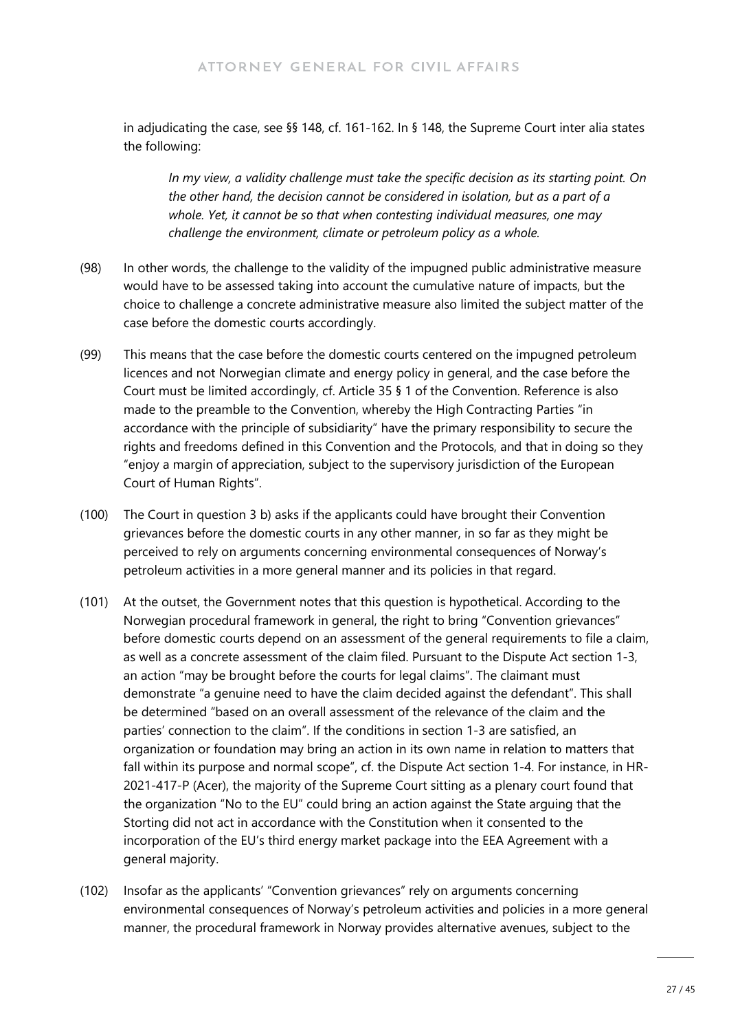in adjudicating the case, see §§ 148, cf. 161-162. In § 148, the Supreme Court inter alia states the following:

> *In my view, a validity challenge must take the specific decision as its starting point. On the other hand, the decision cannot be considered in isolation, but as a part of a whole. Yet, it cannot be so that when contesting individual measures, one may challenge the environment, climate or petroleum policy as a whole.*

(98) In other words, the challenge to the validity of the impugned public administrative measure would have to be assessed taking into account the cumulative nature of impacts, but the choice to challenge a concrete administrative measure also limited the subject matter of the case before the domestic courts accordingly.

(99) This means that the case before the domestic courts centered on the impugned petroleum licences and not Norwegian climate and energy policy in general, and the case before the Court must be limited accordingly, cf. Article 35 § 1 of the Convention. Reference is also made to the preamble to the Convention, whereby the High Contracting Parties "in accordance with the principle of subsidiarity" have the primary responsibility to secure the rights and freedoms defined in this Convention and the Protocols, and that in doing so they "enjoy a margin of appreciation, subject to the supervisory jurisdiction of the European Court of Human Rights".

(100) The Court in question 3 b) asks if the applicants could have brought their Convention grievances before the domestic courts in any other manner, in so far as they might be perceived to rely on arguments concerning environmental consequences of Norway's petroleum activities in a more general manner and its policies in that regard.

(101) At the outset, the Government notes that this question is hypothetical. According to the Norwegian procedural framework in general, the right to bring "Convention grievances" before domestic courts depend on an assessment of the general requirements to file a claim, as well as a concrete assessment of the claim filed. Pursuant to the Dispute Act section 1-3, an action "may be brought before the courts for legal claims". The claimant must demonstrate "a genuine need to have the claim decided against the defendant". This shall be determined "based on an overall assessment of the relevance of the claim and the parties' connection to the claim". If the conditions in section 1-3 are satisfied, an organization or foundation may bring an action in its own name in relation to matters that fall within its purpose and normal scope", cf. the Dispute Act section 1-4. For instance, in HR-2021-417-P (Acer), the majority of the Supreme Court sitting as a plenary court found that the organization "No to the EU" could bring an action against the State arguing that the Storting did not act in accordance with the Constitution when it consented to the incorporation of the EU's third energy market package into the EEA Agreement with a general majority.

(102) Insofar as the applicants' "Convention grievances" rely on arguments concerning environmental consequences of Norway's petroleum activities and policies in a more general manner, the procedural framework in Norway provides alternative avenues, subject to the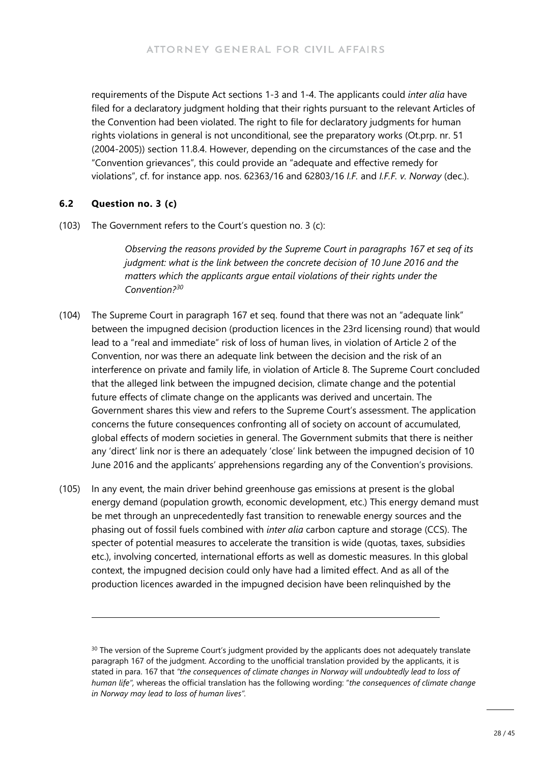requirements of the Dispute Act sections 1-3 and 1-4. The applicants could *inter alia* have filed for a declaratory judgment holding that their rights pursuant to the relevant Articles of the Convention had been violated. The right to file for declaratory judgments for human rights violations in general is not unconditional, see the preparatory works (Ot.prp. nr. 51 (2004-2005)) section 11.8.4. However, depending on the circumstances of the case and the "Convention grievances", this could provide an "adequate and effective remedy for violations", cf. for instance app. nos. 62363/16 and 62803/16 *I.F.* and *I.F.F. v. Norway* (dec.).

### 6.2 Question no. 3 (c)

(103) The Government refers to the Court's question no. 3 (c):

> *Observing the reasons provided by the Supreme Court in paragraphs 167 et seq of its judgment: what is the link between the concrete decision of 10 June 2016 and the matters which the applicants argue entail violations of their rights under the Convention?*[30]

(104) The Supreme Court in paragraph 167 et seq. found that there was not an "adequate link" between the impugned decision (production licences in the 23rd licensing round) that would lead to a "real and immediate" risk of loss of human lives, in violation of Article 2 of the Convention, nor was there an adequate link between the decision and the risk of an interference on private and family life, in violation of Article 8. The Supreme Court concluded that the alleged link between the impugned decision, climate change and the potential future effects of climate change on the applicants was derived and uncertain. The Government shares this view and refers to the Supreme Court's assessment. The application concerns the future consequences confronting all of society on account of accumulated, global effects of modern societies in general. The Government submits that there is neither any 'direct' link nor is there an adequately 'close' link between the impugned decision of 10 June 2016 and the applicants' apprehensions regarding any of the Convention's provisions.

(105) In any event, the main driver behind greenhouse gas emissions at present is the global energy demand (population growth, economic development, etc.) This energy demand must be met through an unprecedentedly fast transition to renewable energy sources and the phasing out of fossil fuels combined with *inter alia* carbon capture and storage (CCS). The specter of potential measures to accelerate the transition is wide (quotas, taxes, subsidies etc.), involving concerted, international efforts as well as domestic measures. In this global context, the impugned decision could only have had a limited effect. And as all of the production licences awarded in the impugned decision have been relinquished by the

---

[30] The version of the Supreme Court's judgment provided by the applicants does not adequately translate paragraph 167 of the judgment. According to the unofficial translation provided by the applicants, it is stated in para. 167 that *"the consequences of climate changes in Norway will undoubtedly lead to loss of human life"*, whereas the official translation has the following wording: "*the consequences of climate change in Norway may lead to loss of human lives"*.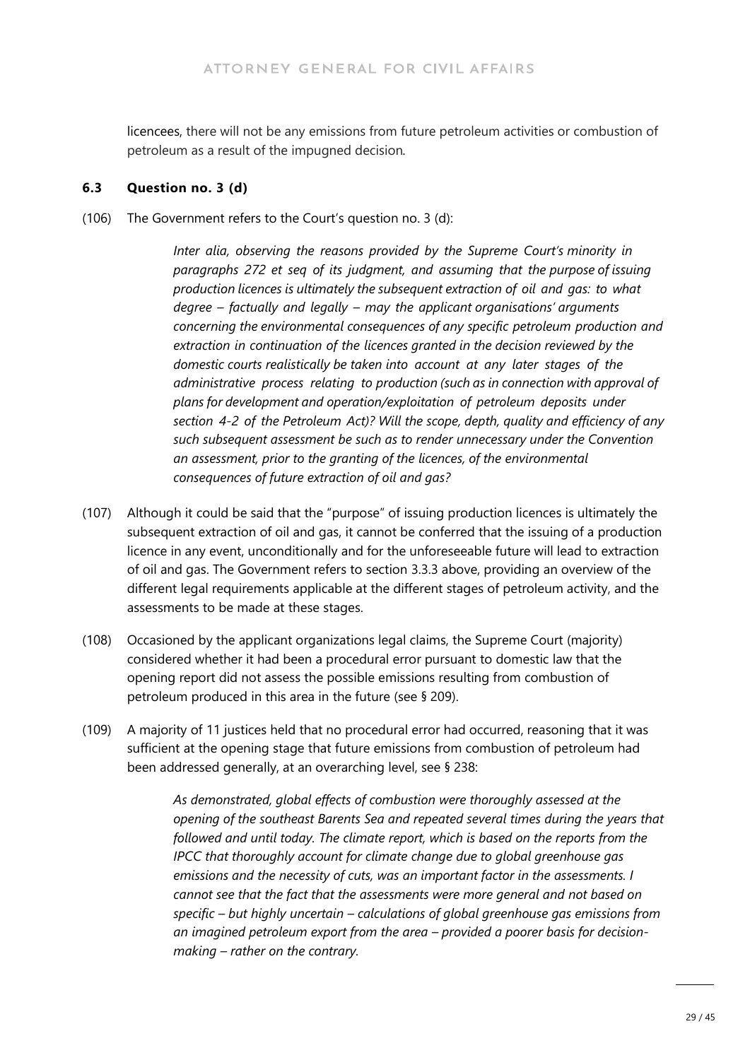licencees, there will not be any emissions from future petroleum activities or combustion of petroleum as a result of the impugned decision.

### 6.3 Question no. 3 (d)

(106) The Government refers to the Court's question no. 3 (d):

> *Inter alia, observing the reasons provided by the Supreme Court's minority in paragraphs 272 et seq of its judgment, and assuming that the purpose of issuing production licences is ultimately the subsequent extraction of oil and gas: to what degree – factually and legally – may the applicant organisations' arguments concerning the environmental consequences of any specific petroleum production and extraction in continuation of the licences granted in the decision reviewed by the domestic courts realistically be taken into account at any later stages of the administrative process relating to production (such as in connection with approval of plans for development and operation/exploitation of petroleum deposits under section 4-2 of the Petroleum Act)? Will the scope, depth, quality and efficiency of any such subsequent assessment be such as to render unnecessary under the Convention an assessment, prior to the granting of the licences, of the environmental consequences of future extraction of oil and gas?*

(107) Although it could be said that the "purpose" of issuing production licences is ultimately the subsequent extraction of oil and gas, it cannot be conferred that the issuing of a production licence in any event, unconditionally and for the unforeseeable future will lead to extraction of oil and gas. The Government refers to section 3.3.3 above, providing an overview of the different legal requirements applicable at the different stages of petroleum activity, and the assessments to be made at these stages.

(108) Occasioned by the applicant organizations legal claims, the Supreme Court (majority) considered whether it had been a procedural error pursuant to domestic law that the opening report did not assess the possible emissions resulting from combustion of petroleum produced in this area in the future (see § 209).

(109) A majority of 11 justices held that no procedural error had occurred, reasoning that it was sufficient at the opening stage that future emissions from combustion of petroleum had been addressed generally, at an overarching level, see § 238:

> *As demonstrated, global effects of combustion were thoroughly assessed at the opening of the southeast Barents Sea and repeated several times during the years that followed and until today. The climate report, which is based on the reports from the IPCC that thoroughly account for climate change due to global greenhouse gas emissions and the necessity of cuts, was an important factor in the assessments. I cannot see that the fact that the assessments were more general and not based on specific – but highly uncertain – calculations of global greenhouse gas emissions from an imagined petroleum export from the area – provided a poorer basis for decision-making – rather on the contrary.*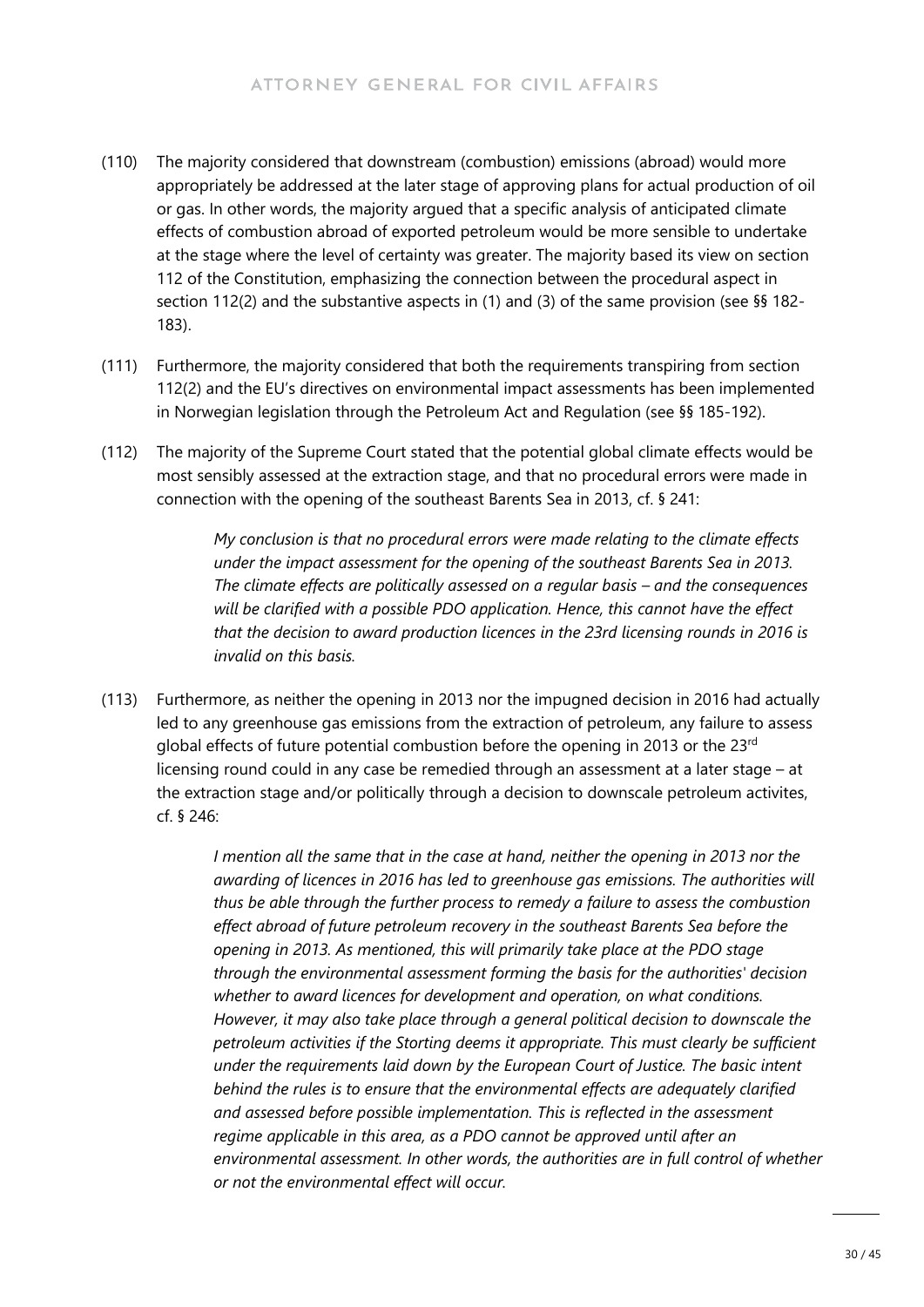(110) The majority considered that downstream (combustion) emissions (abroad) would more appropriately be addressed at the later stage of approving plans for actual production of oil or gas. In other words, the majority argued that a specific analysis of anticipated climate effects of combustion abroad of exported petroleum would be more sensible to undertake at the stage where the level of certainty was greater. The majority based its view on section 112 of the Constitution, emphasizing the connection between the procedural aspect in section 112(2) and the substantive aspects in (1) and (3) of the same provision (see §§ 182-183).

(111) Furthermore, the majority considered that both the requirements transpiring from section 112(2) and the EU's directives on environmental impact assessments has been implemented in Norwegian legislation through the Petroleum Act and Regulation (see §§ 185-192).

(112) The majority of the Supreme Court stated that the potential global climate effects would be most sensibly assessed at the extraction stage, and that no procedural errors were made in connection with the opening of the southeast Barents Sea in 2013, cf. § 241:

> *My conclusion is that no procedural errors were made relating to the climate effects under the impact assessment for the opening of the southeast Barents Sea in 2013. The climate effects are politically assessed on a regular basis – and the consequences will be clarified with a possible PDO application. Hence, this cannot have the effect that the decision to award production licences in the 23rd licensing rounds in 2016 is invalid on this basis.*

(113) Furthermore, as neither the opening in 2013 nor the impugned decision in 2016 had actually led to any greenhouse gas emissions from the extraction of petroleum, any failure to assess global effects of future potential combustion before the opening in 2013 or the 23rd licensing round could in any case be remedied through an assessment at a later stage – at the extraction stage and/or politically through a decision to downscale petroleum activites, cf. § 246:

> *I mention all the same that in the case at hand, neither the opening in 2013 nor the awarding of licences in 2016 has led to greenhouse gas emissions. The authorities will thus be able through the further process to remedy a failure to assess the combustion effect abroad of future petroleum recovery in the southeast Barents Sea before the opening in 2013. As mentioned, this will primarily take place at the PDO stage through the environmental assessment forming the basis for the authorities' decision whether to award licences for development and operation, on what conditions. However, it may also take place through a general political decision to downscale the petroleum activities if the Storting deems it appropriate. This must clearly be sufficient under the requirements laid down by the European Court of Justice. The basic intent behind the rules is to ensure that the environmental effects are adequately clarified and assessed before possible implementation. This is reflected in the assessment regime applicable in this area, as a PDO cannot be approved until after an environmental assessment. In other words, the authorities are in full control of whether or not the environmental effect will occur.*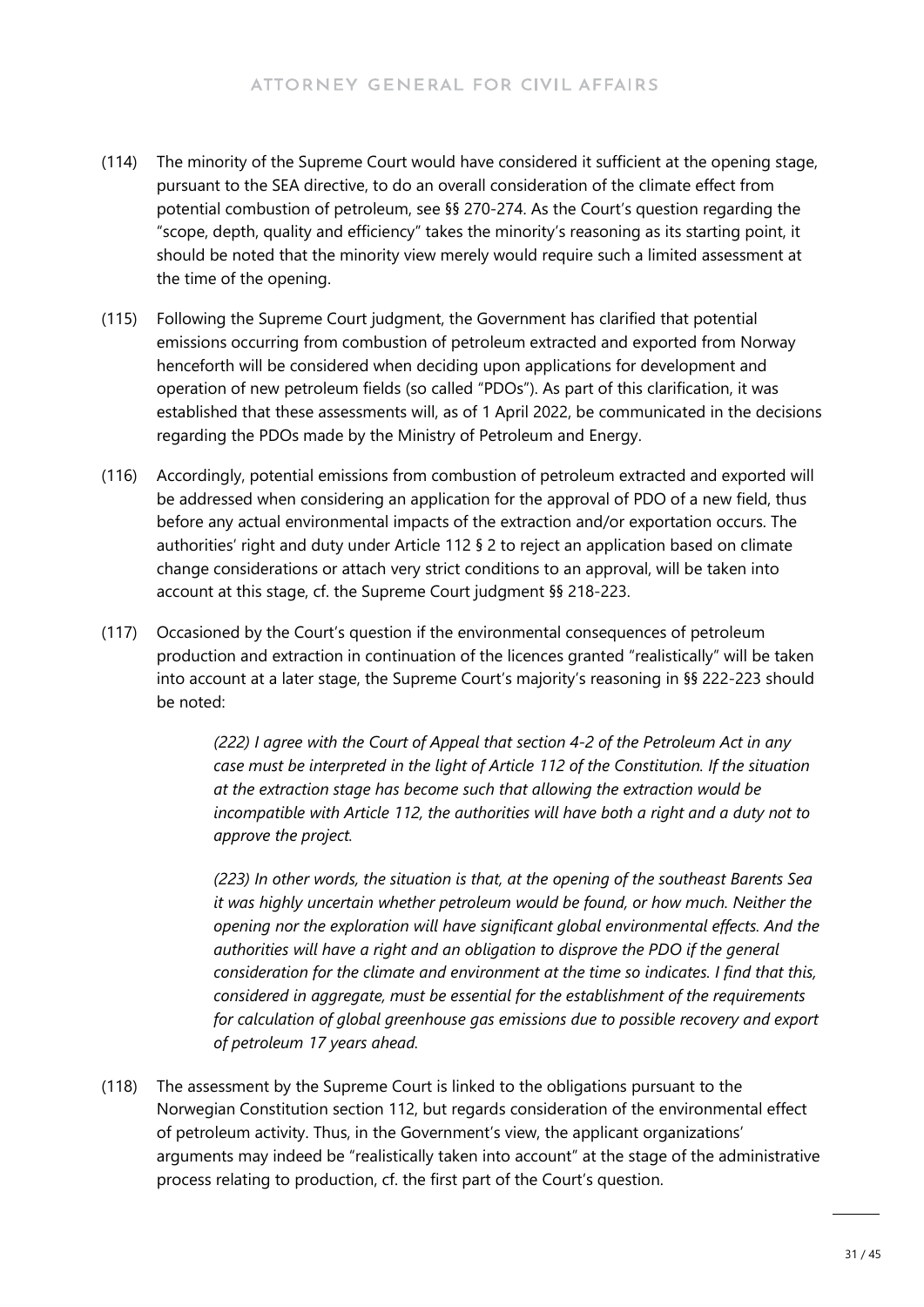(114) The minority of the Supreme Court would have considered it sufficient at the opening stage, pursuant to the SEA directive, to do an overall consideration of the climate effect from potential combustion of petroleum, see §§ 270-274. As the Court's question regarding the "scope, depth, quality and efficiency" takes the minority's reasoning as its starting point, it should be noted that the minority view merely would require such a limited assessment at the time of the opening.

(115) Following the Supreme Court judgment, the Government has clarified that potential emissions occurring from combustion of petroleum extracted and exported from Norway henceforth will be considered when deciding upon applications for development and operation of new petroleum fields (so called "PDOs"). As part of this clarification, it was established that these assessments will, as of 1 April 2022, be communicated in the decisions regarding the PDOs made by the Ministry of Petroleum and Energy.

(116) Accordingly, potential emissions from combustion of petroleum extracted and exported will be addressed when considering an application for the approval of PDO of a new field, thus before any actual environmental impacts of the extraction and/or exportation occurs. The authorities' right and duty under Article 112 § 2 to reject an application based on climate change considerations or attach very strict conditions to an approval, will be taken into account at this stage, cf. the Supreme Court judgment §§ 218-223.

(117) Occasioned by the Court's question if the environmental consequences of petroleum production and extraction in continuation of the licences granted "realistically" will be taken into account at a later stage, the Supreme Court's majority's reasoning in §§ 222-223 should be noted:

> *(222) I agree with the Court of Appeal that section 4-2 of the Petroleum Act in any case must be interpreted in the light of Article 112 of the Constitution. If the situation at the extraction stage has become such that allowing the extraction would be incompatible with Article 112, the authorities will have both a right and a duty not to approve the project.*
>
> *(223) In other words, the situation is that, at the opening of the southeast Barents Sea it was highly uncertain whether petroleum would be found, or how much. Neither the opening nor the exploration will have significant global environmental effects. And the authorities will have a right and an obligation to disprove the PDO if the general consideration for the climate and environment at the time so indicates. I find that this, considered in aggregate, must be essential for the establishment of the requirements for calculation of global greenhouse gas emissions due to possible recovery and export of petroleum 17 years ahead.*

(118) The assessment by the Supreme Court is linked to the obligations pursuant to the Norwegian Constitution section 112, but regards consideration of the environmental effect of petroleum activity. Thus, in the Government's view, the applicant organizations' arguments may indeed be "realistically taken into account" at the stage of the administrative process relating to production, cf. the first part of the Court's question.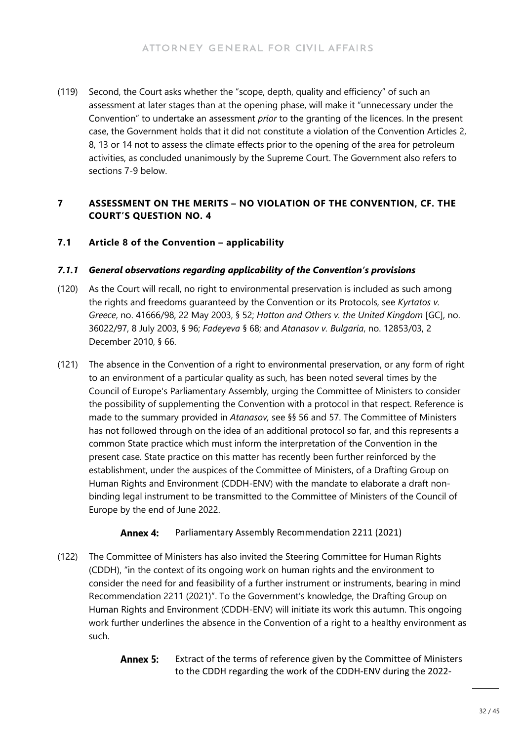(119) Second, the Court asks whether the "scope, depth, quality and efficiency" of such an assessment at later stages than at the opening phase, will make it "unnecessary under the Convention" to undertake an assessment *prior* to the granting of the licences. In the present case, the Government holds that it did not constitute a violation of the Convention Articles 2, 8, 13 or 14 not to assess the climate effects prior to the opening of the area for petroleum activities, as concluded unanimously by the Supreme Court. The Government also refers to sections 7-9 below.

# 7 ASSESSMENT ON THE MERITS – NO VIOLATION OF THE CONVENTION, CF. THE COURT'S QUESTION NO. 4

## 7.1 Article 8 of the Convention – applicability

### *7.1.1 General observations regarding applicability of the Convention's provisions*

(120) As the Court will recall, no right to environmental preservation is included as such among the rights and freedoms guaranteed by the Convention or its Protocols, see *Kyrtatos v. Greece*, no. 41666/98, 22 May 2003, § 52; *Hatton and Others v. the United Kingdom* [GC], no. 36022/97, 8 July 2003, § 96; *Fadeyeva* § 68; and *Atanasov v. Bulgaria*, no. 12853/03, 2 December 2010, § 66.

(121) The absence in the Convention of a right to environmental preservation, or any form of right to an environment of a particular quality as such, has been noted several times by the Council of Europe's Parliamentary Assembly, urging the Committee of Ministers to consider the possibility of supplementing the Convention with a protocol in that respect. Reference is made to the summary provided in *Atanasov,* see §§ 56 and 57. The Committee of Ministers has not followed through on the idea of an additional protocol so far, and this represents a common State practice which must inform the interpretation of the Convention in the present case. State practice on this matter has recently been further reinforced by the establishment, under the auspices of the Committee of Ministers, of a Drafting Group on Human Rights and Environment (CDDH-ENV) with the mandate to elaborate a draft non-binding legal instrument to be transmitted to the Committee of Ministers of the Council of Europe by the end of June 2022.

**Annex 4:** Parliamentary Assembly Recommendation 2211 (2021)

(122) The Committee of Ministers has also invited the Steering Committee for Human Rights (CDDH), "in the context of its ongoing work on human rights and the environment to consider the need for and feasibility of a further instrument or instruments, bearing in mind Recommendation 2211 (2021)". To the Government's knowledge, the Drafting Group on Human Rights and Environment (CDDH-ENV) will initiate its work this autumn. This ongoing work further underlines the absence in the Convention of a right to a healthy environment as such.

**Annex 5:** Extract of the terms of reference given by the Committee of Ministers to the CDDH regarding the work of the CDDH-ENV during the 2022-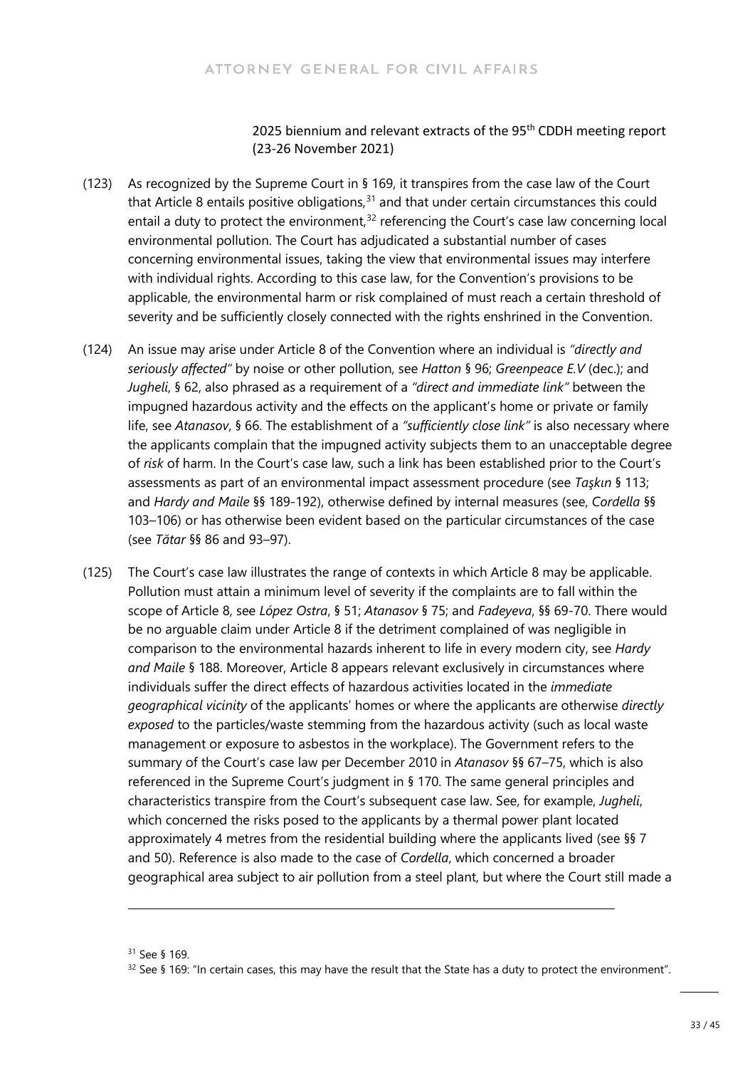2025 biennium and relevant extracts of the 95th CDDH meeting report (23-26 November 2021)

(123) As recognized by the Supreme Court in § 169, it transpires from the case law of the Court that Article 8 entails positive obligations,[31] and that under certain circumstances this could entail a duty to protect the environment,[32] referencing the Court's case law concerning local environmental pollution. The Court has adjudicated a substantial number of cases concerning environmental issues, taking the view that environmental issues may interfere with individual rights. According to this case law, for the Convention's provisions to be applicable, the environmental harm or risk complained of must reach a certain threshold of severity and be sufficiently closely connected with the rights enshrined in the Convention.

(124) An issue may arise under Article 8 of the Convention where an individual is *"directly and seriously affected"* by noise or other pollution, see *Hatton* § 96; *Greenpeace E.V* (dec.); and *Jugheli*, § 62, also phrased as a requirement of a *"direct and immediate link"* between the impugned hazardous activity and the effects on the applicant's home or private or family life, see *Atanasov*, § 66. The establishment of a *"sufficiently close link"* is also necessary where the applicants complain that the impugned activity subjects them to an unacceptable degree of *risk* of harm. In the Court's case law, such a link has been established prior to the Court's assessments as part of an environmental impact assessment procedure (see *Taşkın* § 113; and *Hardy and Maile* §§ 189-192), otherwise defined by internal measures (see, *Cordella* §§ 103–106) or has otherwise been evident based on the particular circumstances of the case (see *Tătar* §§ 86 and 93–97).

(125) The Court's case law illustrates the range of contexts in which Article 8 may be applicable. Pollution must attain a minimum level of severity if the complaints are to fall within the scope of Article 8, see *López Ostra*, § 51; *Atanasov* § 75; and *Fadeyeva*, §§ 69-70. There would be no arguable claim under Article 8 if the detriment complained of was negligible in comparison to the environmental hazards inherent to life in every modern city, see *Hardy and Maile* § 188. Moreover, Article 8 appears relevant exclusively in circumstances where individuals suffer the direct effects of hazardous activities located in the *immediate geographical vicinity* of the applicants' homes or where the applicants are otherwise *directly exposed* to the particles/waste stemming from the hazardous activity (such as local waste management or exposure to asbestos in the workplace). The Government refers to the summary of the Court's case law per December 2010 in *Atanasov* §§ 67–75, which is also referenced in the Supreme Court's judgment in § 170. The same general principles and characteristics transpire from the Court's subsequent case law. See, for example, *Jugheli*, which concerned the risks posed to the applicants by a thermal power plant located approximately 4 metres from the residential building where the applicants lived (see §§ 7 and 50). Reference is also made to the case of *Cordella*, which concerned a broader geographical area subject to air pollution from a steel plant, but where the Court still made a

---

[31] See § 169.

[32] See § 169: "In certain cases, this may have the result that the State has a duty to protect the environment".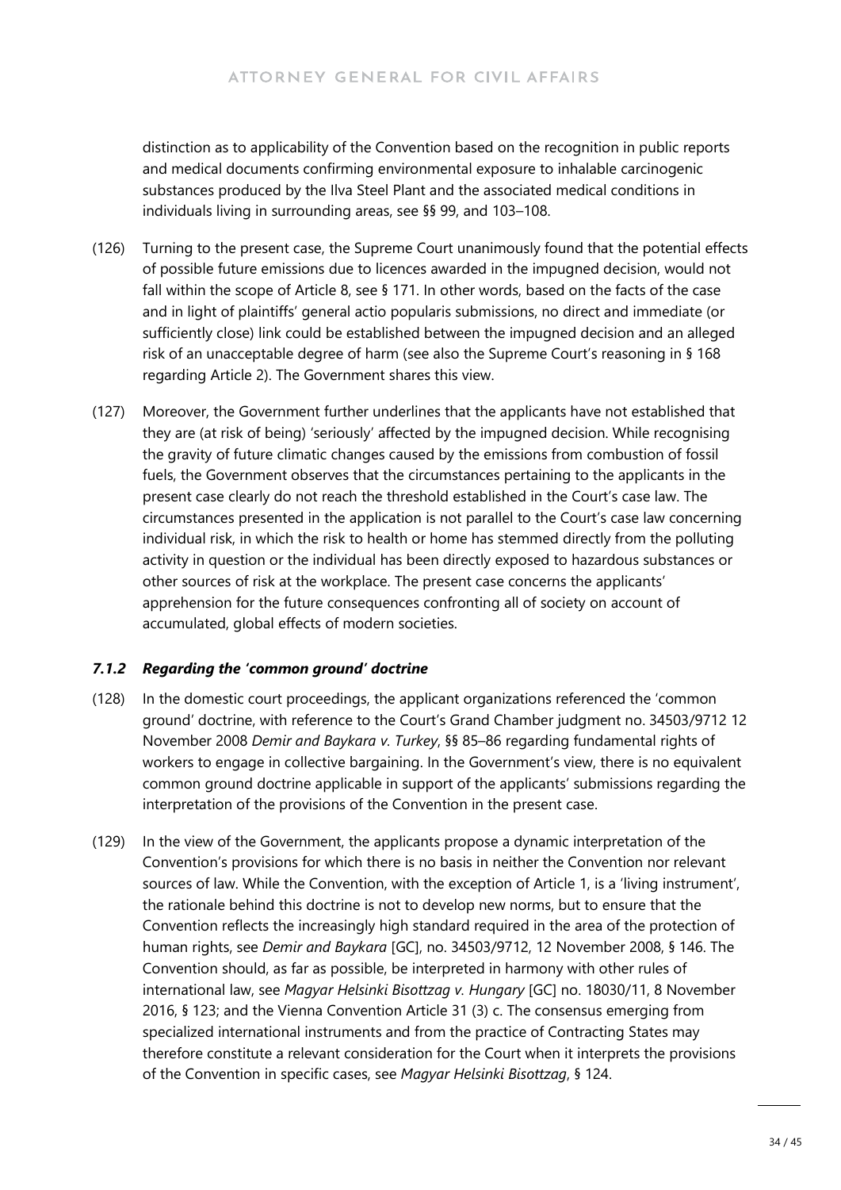distinction as to applicability of the Convention based on the recognition in public reports and medical documents confirming environmental exposure to inhalable carcinogenic substances produced by the Ilva Steel Plant and the associated medical conditions in individuals living in surrounding areas, see §§ 99, and 103–108.

(126) Turning to the present case, the Supreme Court unanimously found that the potential effects of possible future emissions due to licences awarded in the impugned decision, would not fall within the scope of Article 8, see § 171. In other words, based on the facts of the case and in light of plaintiffs' general actio popularis submissions, no direct and immediate (or sufficiently close) link could be established between the impugned decision and an alleged risk of an unacceptable degree of harm (see also the Supreme Court's reasoning in § 168 regarding Article 2). The Government shares this view.

(127) Moreover, the Government further underlines that the applicants have not established that they are (at risk of being) 'seriously' affected by the impugned decision. While recognising the gravity of future climatic changes caused by the emissions from combustion of fossil fuels, the Government observes that the circumstances pertaining to the applicants in the present case clearly do not reach the threshold established in the Court's case law. The circumstances presented in the application is not parallel to the Court's case law concerning individual risk, in which the risk to health or home has stemmed directly from the polluting activity in question or the individual has been directly exposed to hazardous substances or other sources of risk at the workplace. The present case concerns the applicants' apprehension for the future consequences confronting all of society on account of accumulated, global effects of modern societies.

### *7.1.2 Regarding the 'common ground' doctrine*

(128) In the domestic court proceedings, the applicant organizations referenced the 'common ground' doctrine, with reference to the Court's Grand Chamber judgment no. 34503/9712 12 November 2008 *Demir and Baykara v. Turkey*, §§ 85–86 regarding fundamental rights of workers to engage in collective bargaining. In the Government's view, there is no equivalent common ground doctrine applicable in support of the applicants' submissions regarding the interpretation of the provisions of the Convention in the present case.

(129) In the view of the Government, the applicants propose a dynamic interpretation of the Convention's provisions for which there is no basis in neither the Convention nor relevant sources of law. While the Convention, with the exception of Article 1, is a 'living instrument', the rationale behind this doctrine is not to develop new norms, but to ensure that the Convention reflects the increasingly high standard required in the area of the protection of human rights, see *Demir and Baykara* [GC], no. 34503/9712, 12 November 2008, § 146. The Convention should, as far as possible, be interpreted in harmony with other rules of international law, see *Magyar Helsinki Bisottzag v. Hungary* [GC] no. 18030/11, 8 November 2016, § 123; and the Vienna Convention Article 31 (3) c. The consensus emerging from specialized international instruments and from the practice of Contracting States may therefore constitute a relevant consideration for the Court when it interprets the provisions of the Convention in specific cases, see *Magyar Helsinki Bisottzag*, § 124.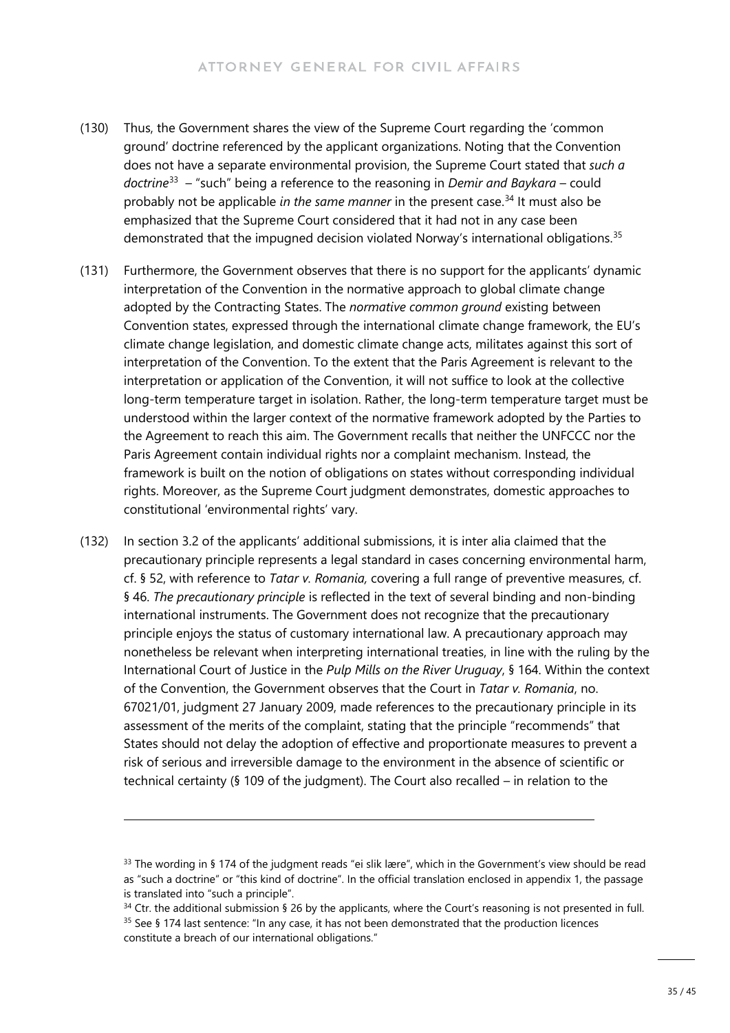(130) Thus, the Government shares the view of the Supreme Court regarding the 'common ground' doctrine referenced by the applicant organizations. Noting that the Convention does not have a separate environmental provision, the Supreme Court stated that *such a doctrine*[33] – "such" being a reference to the reasoning in *Demir and Baykara* – could probably not be applicable *in the same manner* in the present case.[34] It must also be emphasized that the Supreme Court considered that it had not in any case been demonstrated that the impugned decision violated Norway's international obligations.[35]

(131) Furthermore, the Government observes that there is no support for the applicants' dynamic interpretation of the Convention in the normative approach to global climate change adopted by the Contracting States. The *normative common ground* existing between Convention states, expressed through the international climate change framework, the EU's climate change legislation, and domestic climate change acts, militates against this sort of interpretation of the Convention. To the extent that the Paris Agreement is relevant to the interpretation or application of the Convention, it will not suffice to look at the collective long-term temperature target in isolation. Rather, the long-term temperature target must be understood within the larger context of the normative framework adopted by the Parties to the Agreement to reach this aim. The Government recalls that neither the UNFCCC nor the Paris Agreement contain individual rights nor a complaint mechanism. Instead, the framework is built on the notion of obligations on states without corresponding individual rights. Moreover, as the Supreme Court judgment demonstrates, domestic approaches to constitutional 'environmental rights' vary.

(132) In section 3.2 of the applicants' additional submissions, it is inter alia claimed that the precautionary principle represents a legal standard in cases concerning environmental harm, cf. § 52, with reference to *Tatar v. Romania,* covering a full range of preventive measures, cf. § 46. *The precautionary principle* is reflected in the text of several binding and non-binding international instruments. The Government does not recognize that the precautionary principle enjoys the status of customary international law. A precautionary approach may nonetheless be relevant when interpreting international treaties, in line with the ruling by the International Court of Justice in the *Pulp Mills on the River Uruguay*, § 164. Within the context of the Convention, the Government observes that the Court in *Tatar v. Romania*, no. 67021/01, judgment 27 January 2009, made references to the precautionary principle in its assessment of the merits of the complaint, stating that the principle "recommends" that States should not delay the adoption of effective and proportionate measures to prevent a risk of serious and irreversible damage to the environment in the absence of scientific or technical certainty (§ 109 of the judgment). The Court also recalled – in relation to the

---

[33] The wording in § 174 of the judgment reads "ei slik lære", which in the Government's view should be read as "such a doctrine" or "this kind of doctrine". In the official translation enclosed in appendix 1, the passage is translated into "such a principle".

[34] Ctr. the additional submission § 26 by the applicants, where the Court's reasoning is not presented in full.

[35] See § 174 last sentence: "In any case, it has not been demonstrated that the production licences constitute a breach of our international obligations."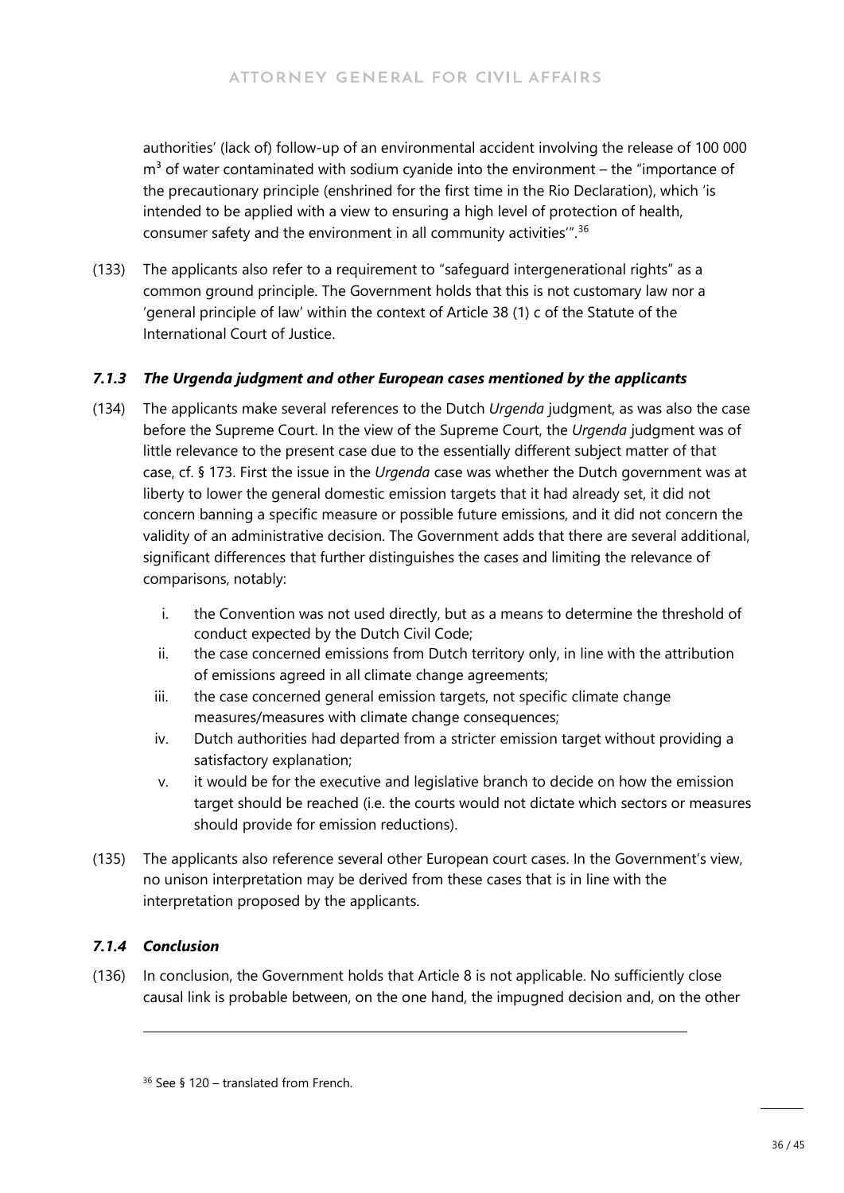authorities' (lack of) follow-up of an environmental accident involving the release of 100 000 $m^3$ of water contaminated with sodium cyanide into the environment – the "importance of the precautionary principle (enshrined for the first time in the Rio Declaration), which 'is intended to be applied with a view to ensuring a high level of protection of health, consumer safety and the environment in all community activities'".[36]

(133) The applicants also refer to a requirement to "safeguard intergenerational rights" as a common ground principle. The Government holds that this is not customary law nor a 'general principle of law' within the context of Article 38 (1) c of the Statute of the International Court of Justice.

### *7.1.3 The Urgenda judgment and other European cases mentioned by the applicants*

(134) The applicants make several references to the Dutch *Urgenda* judgment, as was also the case before the Supreme Court. In the view of the Supreme Court, the *Urgenda* judgment was of little relevance to the present case due to the essentially different subject matter of that case, cf. § 173. First the issue in the *Urgenda* case was whether the Dutch government was at liberty to lower the general domestic emission targets that it had already set, it did not concern banning a specific measure or possible future emissions, and it did not concern the validity of an administrative decision. The Government adds that there are several additional, significant differences that further distinguishes the cases and limiting the relevance of comparisons, notably:

  i. the Convention was not used directly, but as a means to determine the threshold of conduct expected by the Dutch Civil Code;
  ii. the case concerned emissions from Dutch territory only, in line with the attribution of emissions agreed in all climate change agreements;
  iii. the case concerned general emission targets, not specific climate change measures/measures with climate change consequences;
  iv. Dutch authorities had departed from a stricter emission target without providing a satisfactory explanation;
  v. it would be for the executive and legislative branch to decide on how the emission target should be reached (i.e. the courts would not dictate which sectors or measures should provide for emission reductions).

(135) The applicants also reference several other European court cases. In the Government's view, no unison interpretation may be derived from these cases that is in line with the interpretation proposed by the applicants.

### *7.1.4 Conclusion*

(136) In conclusion, the Government holds that Article 8 is not applicable. No sufficiently close causal link is probable between, on the one hand, the impugned decision and, on the other

[36] See § 120 – translated from French.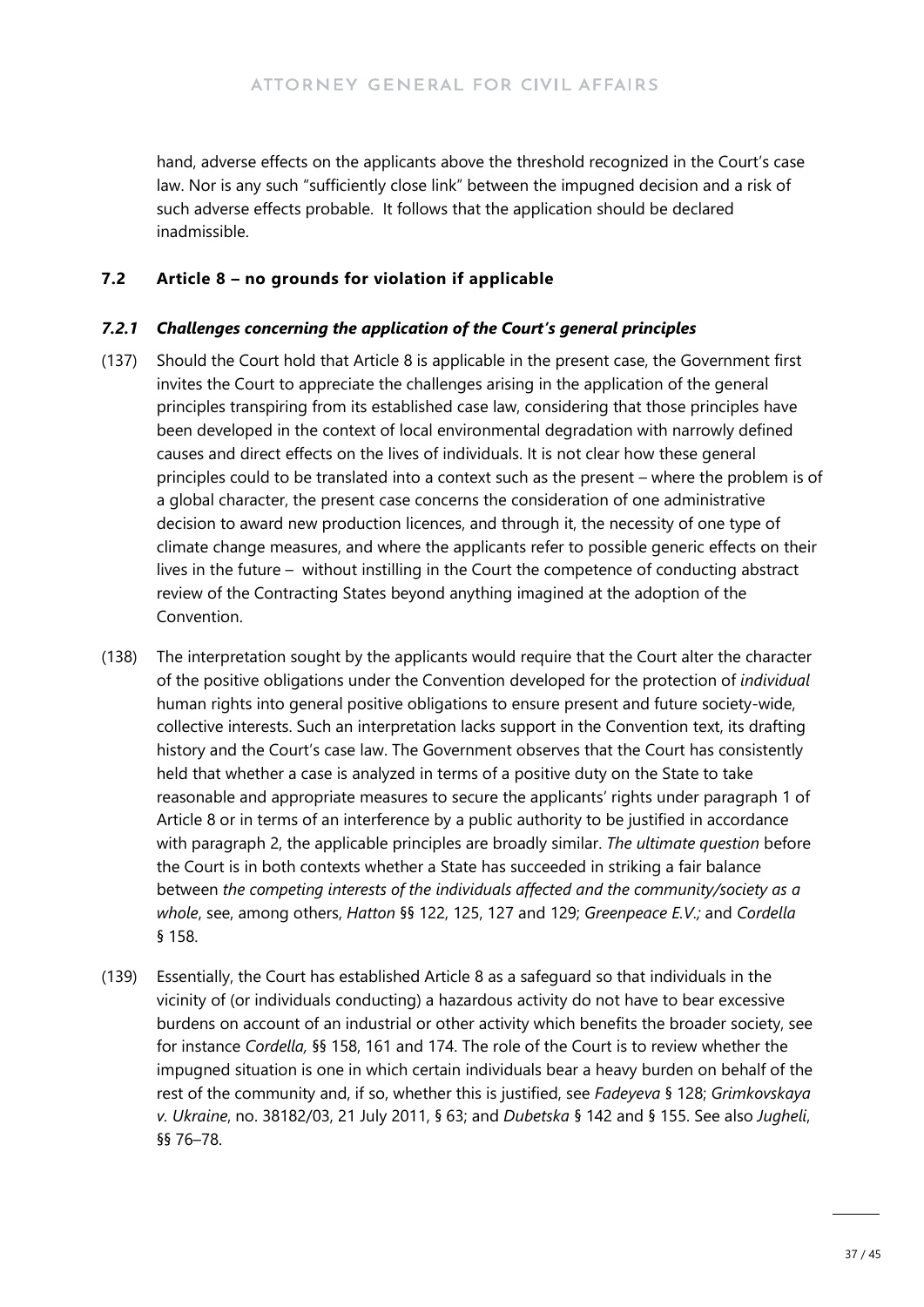hand, adverse effects on the applicants above the threshold recognized in the Court's case law. Nor is any such "sufficiently close link" between the impugned decision and a risk of such adverse effects probable. It follows that the application should be declared inadmissible.

## 7.2 Article 8 – no grounds for violation if applicable

### *7.2.1 Challenges concerning the application of the Court's general principles*

(137) Should the Court hold that Article 8 is applicable in the present case, the Government first invites the Court to appreciate the challenges arising in the application of the general principles transpiring from its established case law, considering that those principles have been developed in the context of local environmental degradation with narrowly defined causes and direct effects on the lives of individuals. It is not clear how these general principles could to be translated into a context such as the present – where the problem is of a global character, the present case concerns the consideration of one administrative decision to award new production licences, and through it, the necessity of one type of climate change measures, and where the applicants refer to possible generic effects on their lives in the future – without instilling in the Court the competence of conducting abstract review of the Contracting States beyond anything imagined at the adoption of the Convention.

(138) The interpretation sought by the applicants would require that the Court alter the character of the positive obligations under the Convention developed for the protection of *individual* human rights into general positive obligations to ensure present and future society-wide, collective interests. Such an interpretation lacks support in the Convention text, its drafting history and the Court's case law. The Government observes that the Court has consistently held that whether a case is analyzed in terms of a positive duty on the State to take reasonable and appropriate measures to secure the applicants' rights under paragraph 1 of Article 8 or in terms of an interference by a public authority to be justified in accordance with paragraph 2, the applicable principles are broadly similar. *The ultimate question* before the Court is in both contexts whether a State has succeeded in striking a fair balance between *the competing interests of the individuals affected and the community/society as a whole*, see, among others, *Hatton* §§ 122, 125, 127 and 129; *Greenpeace E.V.;* and *Cordella* § 158.

(139) Essentially, the Court has established Article 8 as a safeguard so that individuals in the vicinity of (or individuals conducting) a hazardous activity do not have to bear excessive burdens on account of an industrial or other activity which benefits the broader society, see for instance *Cordella,* §§ 158, 161 and 174. The role of the Court is to review whether the impugned situation is one in which certain individuals bear a heavy burden on behalf of the rest of the community and, if so, whether this is justified, see *Fadeyeva* § 128; *Grimkovskaya v. Ukraine*, no. 38182/03, 21 July 2011, § 63; and *Dubetska* § 142 and § 155. See also *Jugheli*, §§ 76–78.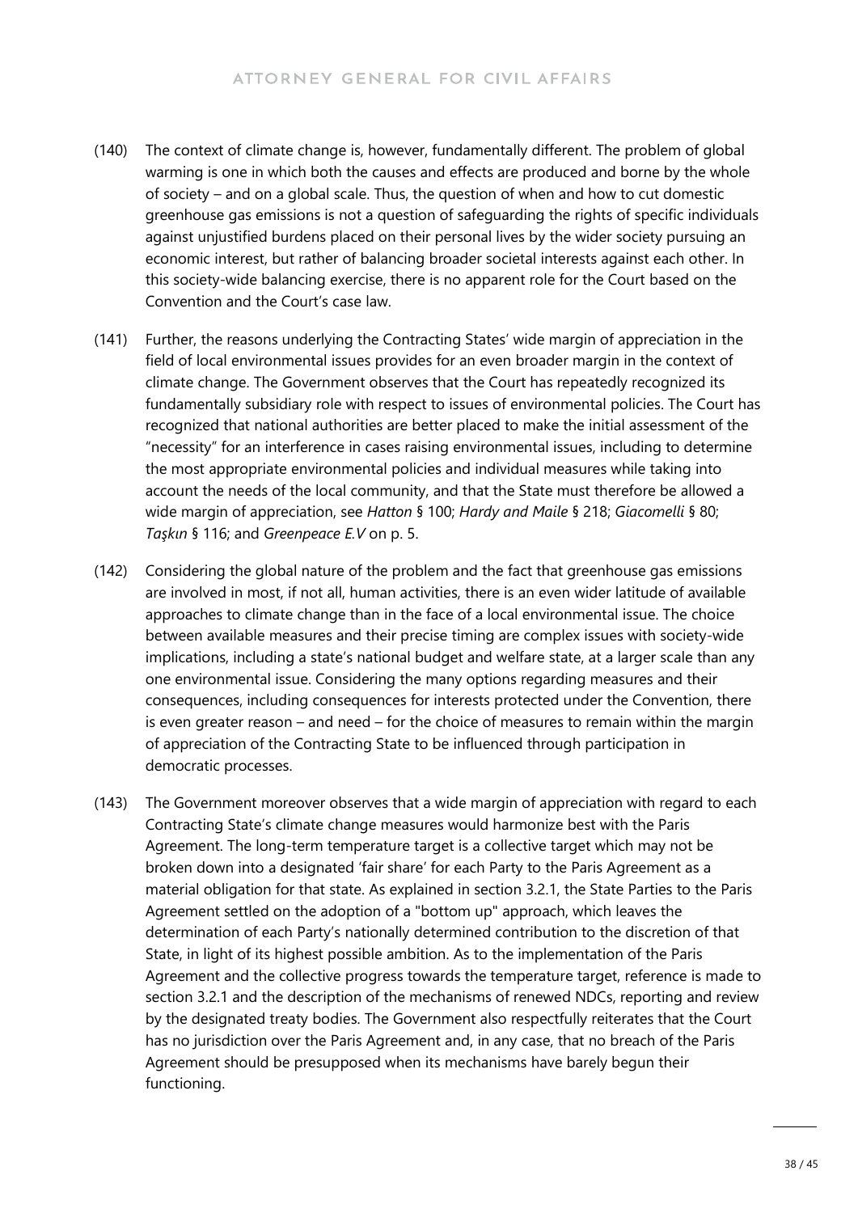(140) The context of climate change is, however, fundamentally different. The problem of global warming is one in which both the causes and effects are produced and borne by the whole of society – and on a global scale. Thus, the question of when and how to cut domestic greenhouse gas emissions is not a question of safeguarding the rights of specific individuals against unjustified burdens placed on their personal lives by the wider society pursuing an economic interest, but rather of balancing broader societal interests against each other. In this society-wide balancing exercise, there is no apparent role for the Court based on the Convention and the Court's case law.

(141) Further, the reasons underlying the Contracting States' wide margin of appreciation in the field of local environmental issues provides for an even broader margin in the context of climate change. The Government observes that the Court has repeatedly recognized its fundamentally subsidiary role with respect to issues of environmental policies. The Court has recognized that national authorities are better placed to make the initial assessment of the "necessity" for an interference in cases raising environmental issues, including to determine the most appropriate environmental policies and individual measures while taking into account the needs of the local community, and that the State must therefore be allowed a wide margin of appreciation, see *Hatton* § 100; *Hardy and Maile* § 218; *Giacomelli* § 80; *Taşkın* § 116; and *Greenpeace E.V* on p. 5.

(142) Considering the global nature of the problem and the fact that greenhouse gas emissions are involved in most, if not all, human activities, there is an even wider latitude of available approaches to climate change than in the face of a local environmental issue. The choice between available measures and their precise timing are complex issues with society-wide implications, including a state's national budget and welfare state, at a larger scale than any one environmental issue. Considering the many options regarding measures and their consequences, including consequences for interests protected under the Convention, there is even greater reason – and need – for the choice of measures to remain within the margin of appreciation of the Contracting State to be influenced through participation in democratic processes.

(143) The Government moreover observes that a wide margin of appreciation with regard to each Contracting State's climate change measures would harmonize best with the Paris Agreement. The long-term temperature target is a collective target which may not be broken down into a designated 'fair share' for each Party to the Paris Agreement as a material obligation for that state. As explained in section 3.2.1, the State Parties to the Paris Agreement settled on the adoption of a "bottom up" approach, which leaves the determination of each Party's nationally determined contribution to the discretion of that State, in light of its highest possible ambition. As to the implementation of the Paris Agreement and the collective progress towards the temperature target, reference is made to section 3.2.1 and the description of the mechanisms of renewed NDCs, reporting and review by the designated treaty bodies. The Government also respectfully reiterates that the Court has no jurisdiction over the Paris Agreement and, in any case, that no breach of the Paris Agreement should be presupposed when its mechanisms have barely begun their functioning.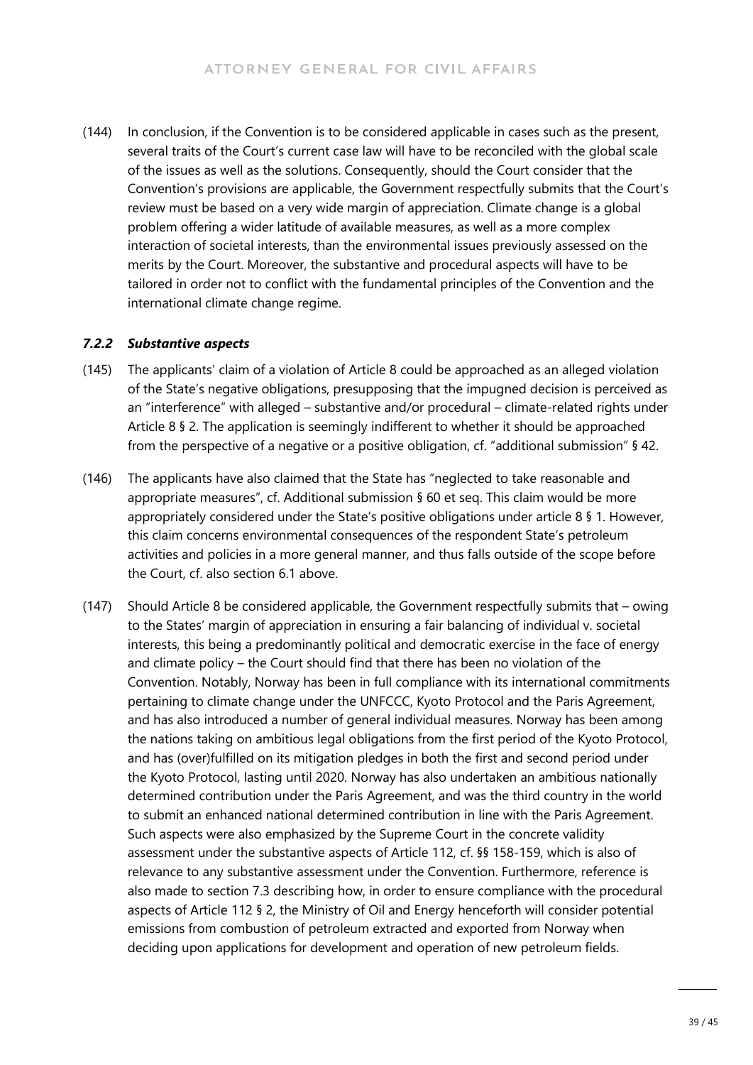(144) In conclusion, if the Convention is to be considered applicable in cases such as the present, several traits of the Court's current case law will have to be reconciled with the global scale of the issues as well as the solutions. Consequently, should the Court consider that the Convention's provisions are applicable, the Government respectfully submits that the Court's review must be based on a very wide margin of appreciation. Climate change is a global problem offering a wider latitude of available measures, as well as a more complex interaction of societal interests, than the environmental issues previously assessed on the merits by the Court. Moreover, the substantive and procedural aspects will have to be tailored in order not to conflict with the fundamental principles of the Convention and the international climate change regime.

### *7.2.2 Substantive aspects*

(145) The applicants' claim of a violation of Article 8 could be approached as an alleged violation of the State's negative obligations, presupposing that the impugned decision is perceived as an "interference" with alleged – substantive and/or procedural – climate-related rights under Article 8 § 2. The application is seemingly indifferent to whether it should be approached from the perspective of a negative or a positive obligation, cf. "additional submission" § 42.

(146) The applicants have also claimed that the State has "neglected to take reasonable and appropriate measures", cf. Additional submission § 60 et seq. This claim would be more appropriately considered under the State's positive obligations under article 8 § 1. However, this claim concerns environmental consequences of the respondent State's petroleum activities and policies in a more general manner, and thus falls outside of the scope before the Court, cf. also section 6.1 above.

(147) Should Article 8 be considered applicable, the Government respectfully submits that – owing to the States' margin of appreciation in ensuring a fair balancing of individual v. societal interests, this being a predominantly political and democratic exercise in the face of energy and climate policy – the Court should find that there has been no violation of the Convention. Notably, Norway has been in full compliance with its international commitments pertaining to climate change under the UNFCCC, Kyoto Protocol and the Paris Agreement, and has also introduced a number of general individual measures. Norway has been among the nations taking on ambitious legal obligations from the first period of the Kyoto Protocol, and has (over)fulfilled on its mitigation pledges in both the first and second period under the Kyoto Protocol, lasting until 2020. Norway has also undertaken an ambitious nationally determined contribution under the Paris Agreement, and was the third country in the world to submit an enhanced national determined contribution in line with the Paris Agreement. Such aspects were also emphasized by the Supreme Court in the concrete validity assessment under the substantive aspects of Article 112, cf. §§ 158-159, which is also of relevance to any substantive assessment under the Convention. Furthermore, reference is also made to section 7.3 describing how, in order to ensure compliance with the procedural aspects of Article 112 § 2, the Ministry of Oil and Energy henceforth will consider potential emissions from combustion of petroleum extracted and exported from Norway when deciding upon applications for development and operation of new petroleum fields.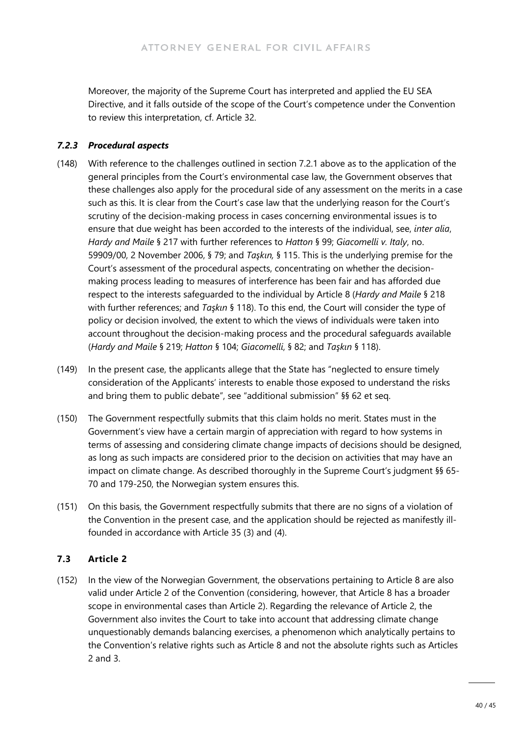Moreover, the majority of the Supreme Court has interpreted and applied the EU SEA Directive, and it falls outside of the scope of the Court's competence under the Convention to review this interpretation, cf. Article 32.

### *7.2.3 Procedural aspects*

(148) With reference to the challenges outlined in section 7.2.1 above as to the application of the general principles from the Court's environmental case law, the Government observes that these challenges also apply for the procedural side of any assessment on the merits in a case such as this. It is clear from the Court's case law that the underlying reason for the Court's scrutiny of the decision-making process in cases concerning environmental issues is to ensure that due weight has been accorded to the interests of the individual, see, *inter alia*, *Hardy and Maile* § 217 with further references to *Hatton* § 99; *Giacomelli v. Italy*, no. 59909/00, 2 November 2006, § 79; and *Taşkın,* § 115. This is the underlying premise for the Court's assessment of the procedural aspects, concentrating on whether the decision-making process leading to measures of interference has been fair and has afforded due respect to the interests safeguarded to the individual by Article 8 (*Hardy and Maile* § 218 with further references; and *Taşkın* § 118). To this end, the Court will consider the type of policy or decision involved, the extent to which the views of individuals were taken into account throughout the decision-making process and the procedural safeguards available (*Hardy and Maile* § 219; *Hatton* § 104; *Giacomelli*, § 82; and *Taşkın* § 118).

(149) In the present case, the applicants allege that the State has "neglected to ensure timely consideration of the Applicants' interests to enable those exposed to understand the risks and bring them to public debate", see "additional submission" §§ 62 et seq.

(150) The Government respectfully submits that this claim holds no merit. States must in the Government's view have a certain margin of appreciation with regard to how systems in terms of assessing and considering climate change impacts of decisions should be designed, as long as such impacts are considered prior to the decision on activities that may have an impact on climate change. As described thoroughly in the Supreme Court's judgment §§ 65-70 and 179-250, the Norwegian system ensures this.

(151) On this basis, the Government respectfully submits that there are no signs of a violation of the Convention in the present case, and the application should be rejected as manifestly ill-founded in accordance with Article 35 (3) and (4).

### 7.3 Article 2

(152) In the view of the Norwegian Government, the observations pertaining to Article 8 are also valid under Article 2 of the Convention (considering, however, that Article 8 has a broader scope in environmental cases than Article 2). Regarding the relevance of Article 2, the Government also invites the Court to take into account that addressing climate change unquestionably demands balancing exercises, a phenomenon which analytically pertains to the Convention's relative rights such as Article 8 and not the absolute rights such as Articles 2 and 3.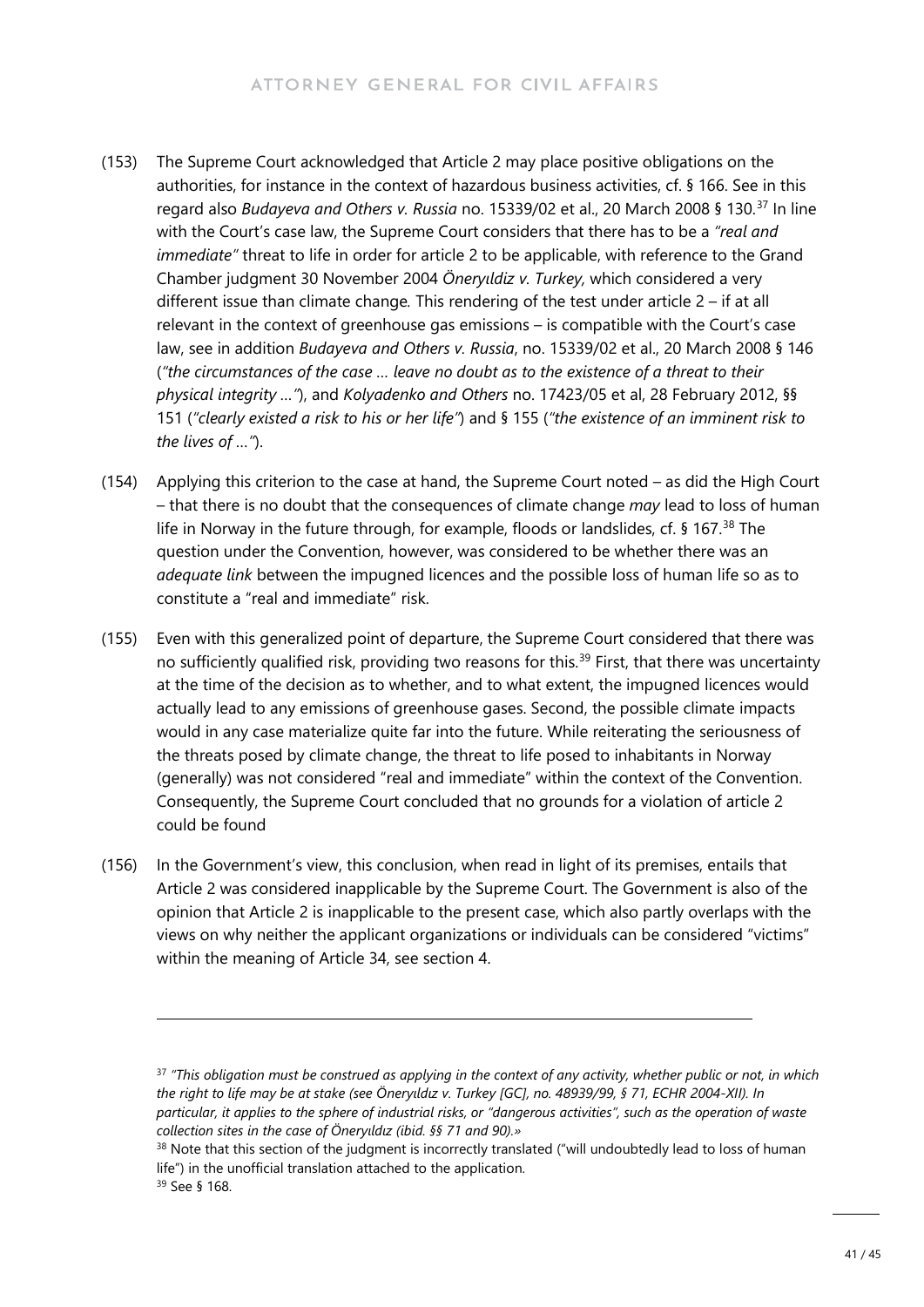(153) The Supreme Court acknowledged that Article 2 may place positive obligations on the authorities, for instance in the context of hazardous business activities, cf. § 166. See in this regard also *Budayeva and Others v. Russia* no. 15339/02 et al., 20 March 2008 § 130.[37] In line with the Court's case law, the Supreme Court considers that there has to be a *"real and immediate"* threat to life in order for article 2 to be applicable, with reference to the Grand Chamber judgment 30 November 2004 *Öneryıldiz v. Turkey,* which considered a very different issue than climate change. This rendering of the test under article 2 – if at all relevant in the context of greenhouse gas emissions – is compatible with the Court's case law, see in addition *Budayeva and Others v. Russia*, no. 15339/02 et al., 20 March 2008 § 146 (*"the circumstances of the case … leave no doubt as to the existence of a threat to their physical integrity …"*), and *Kolyadenko and Others* no. 17423/05 et al, 28 February 2012, §§ 151 (*"clearly existed a risk to his or her life"*) and § 155 (*"the existence of an imminent risk to the lives of …"*).

(154) Applying this criterion to the case at hand, the Supreme Court noted – as did the High Court – that there is no doubt that the consequences of climate change *may* lead to loss of human life in Norway in the future through, for example, floods or landslides, cf. § 167.[38] The question under the Convention, however, was considered to be whether there was an *adequate link* between the impugned licences and the possible loss of human life so as to constitute a "real and immediate" risk.

(155) Even with this generalized point of departure, the Supreme Court considered that there was no sufficiently qualified risk, providing two reasons for this.[39] First, that there was uncertainty at the time of the decision as to whether, and to what extent, the impugned licences would actually lead to any emissions of greenhouse gases. Second, the possible climate impacts would in any case materialize quite far into the future. While reiterating the seriousness of the threats posed by climate change, the threat to life posed to inhabitants in Norway (generally) was not considered "real and immediate" within the context of the Convention. Consequently, the Supreme Court concluded that no grounds for a violation of article 2 could be found

(156) In the Government's view, this conclusion, when read in light of its premises, entails that Article 2 was considered inapplicable by the Supreme Court. The Government is also of the opinion that Article 2 is inapplicable to the present case, which also partly overlaps with the views on why neither the applicant organizations or individuals can be considered "victims" within the meaning of Article 34, see section 4.

---

[37] *"This obligation must be construed as applying in the context of any activity, whether public or not, in which the right to life may be at stake (see Öneryıldız v. Turkey [GC], no. 48939/99, § 71, ECHR 2004-XII). In particular, it applies to the sphere of industrial risks, or "dangerous activities", such as the operation of waste collection sites in the case of Öneryıldız (ibid. §§ 71 and 90).»*

[38] Note that this section of the judgment is incorrectly translated ("will undoubtedly lead to loss of human life") in the unofficial translation attached to the application.

[39] See § 168.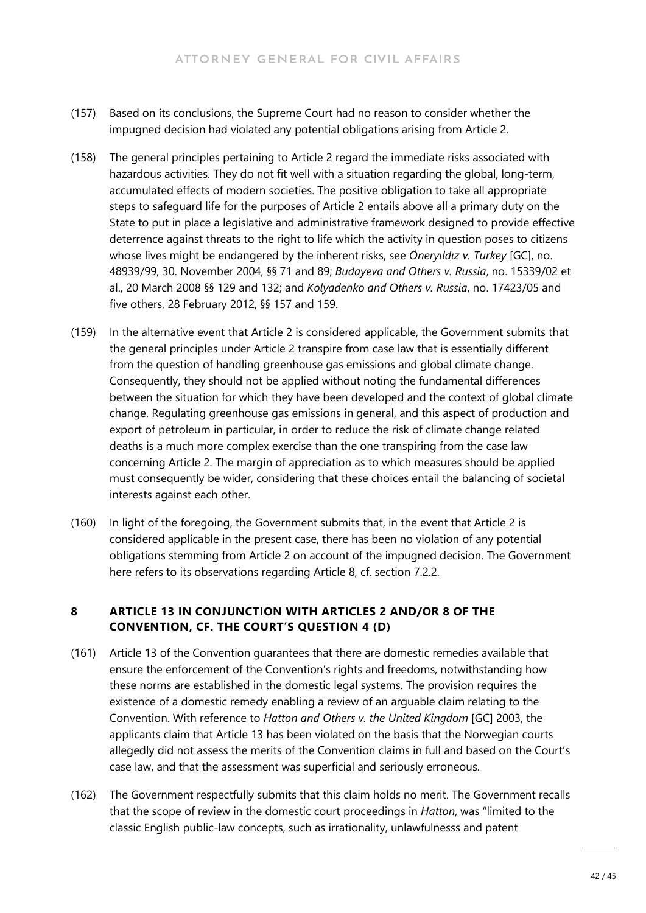(157) Based on its conclusions, the Supreme Court had no reason to consider whether the impugned decision had violated any potential obligations arising from Article 2.

(158) The general principles pertaining to Article 2 regard the immediate risks associated with hazardous activities. They do not fit well with a situation regarding the global, long-term, accumulated effects of modern societies. The positive obligation to take all appropriate steps to safeguard life for the purposes of Article 2 entails above all a primary duty on the State to put in place a legislative and administrative framework designed to provide effective deterrence against threats to the right to life which the activity in question poses to citizens whose lives might be endangered by the inherent risks, see *Öneryıldız v. Turkey* [GC], no. 48939/99, 30. November 2004, §§ 71 and 89; *Budayeva and Others v. Russia*, no. 15339/02 et al., 20 March 2008 §§ 129 and 132; and *Kolyadenko and Others v. Russia*, no. 17423/05 and five others, 28 February 2012, §§ 157 and 159.

(159) In the alternative event that Article 2 is considered applicable, the Government submits that the general principles under Article 2 transpire from case law that is essentially different from the question of handling greenhouse gas emissions and global climate change. Consequently, they should not be applied without noting the fundamental differences between the situation for which they have been developed and the context of global climate change. Regulating greenhouse gas emissions in general, and this aspect of production and export of petroleum in particular, in order to reduce the risk of climate change related deaths is a much more complex exercise than the one transpiring from the case law concerning Article 2. The margin of appreciation as to which measures should be applied must consequently be wider, considering that these choices entail the balancing of societal interests against each other.

(160) In light of the foregoing, the Government submits that, in the event that Article 2 is considered applicable in the present case, there has been no violation of any potential obligations stemming from Article 2 on account of the impugned decision. The Government here refers to its observations regarding Article 8, cf. section 7.2.2.

## 8 ARTICLE 13 IN CONJUNCTION WITH ARTICLES 2 AND/OR 8 OF THE CONVENTION, CF. THE COURT'S QUESTION 4 (D)

(161) Article 13 of the Convention guarantees that there are domestic remedies available that ensure the enforcement of the Convention's rights and freedoms, notwithstanding how these norms are established in the domestic legal systems. The provision requires the existence of a domestic remedy enabling a review of an arguable claim relating to the Convention. With reference to *Hatton and Others v. the United Kingdom* [GC] 2003, the applicants claim that Article 13 has been violated on the basis that the Norwegian courts allegedly did not assess the merits of the Convention claims in full and based on the Court's case law, and that the assessment was superficial and seriously erroneous.

(162) The Government respectfully submits that this claim holds no merit. The Government recalls that the scope of review in the domestic court proceedings in *Hatton*, was "limited to the classic English public-law concepts, such as irrationality, unlawfulnesss and patent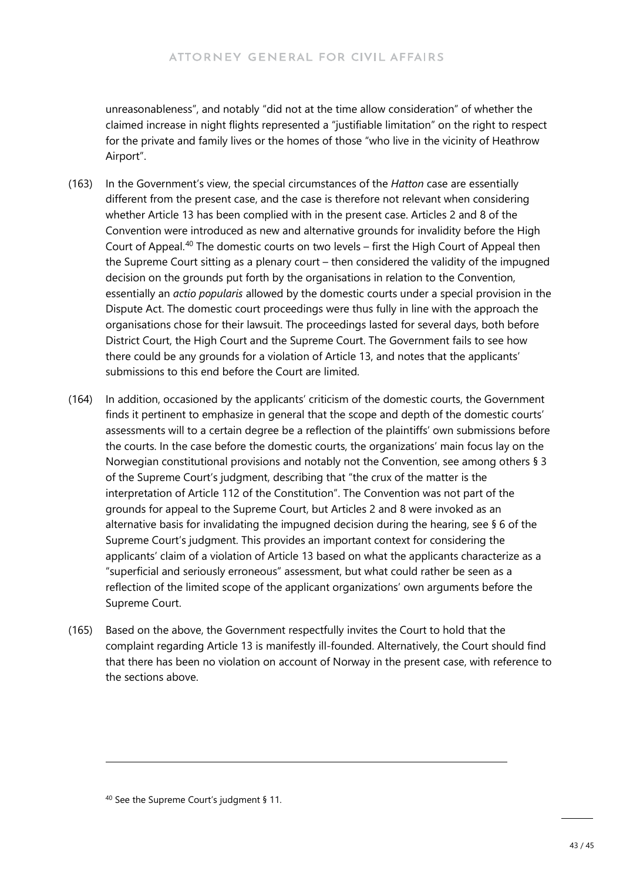unreasonableness", and notably "did not at the time allow consideration" of whether the claimed increase in night flights represented a "justifiable limitation" on the right to respect for the private and family lives or the homes of those "who live in the vicinity of Heathrow Airport".

(163) In the Government's view, the special circumstances of the *Hatton* case are essentially different from the present case, and the case is therefore not relevant when considering whether Article 13 has been complied with in the present case. Articles 2 and 8 of the Convention were introduced as new and alternative grounds for invalidity before the High Court of Appeal.[40] The domestic courts on two levels – first the High Court of Appeal then the Supreme Court sitting as a plenary court – then considered the validity of the impugned decision on the grounds put forth by the organisations in relation to the Convention, essentially an *actio popularis* allowed by the domestic courts under a special provision in the Dispute Act. The domestic court proceedings were thus fully in line with the approach the organisations chose for their lawsuit. The proceedings lasted for several days, both before District Court, the High Court and the Supreme Court. The Government fails to see how there could be any grounds for a violation of Article 13, and notes that the applicants' submissions to this end before the Court are limited.

(164) In addition, occasioned by the applicants' criticism of the domestic courts, the Government finds it pertinent to emphasize in general that the scope and depth of the domestic courts' assessments will to a certain degree be a reflection of the plaintiffs' own submissions before the courts. In the case before the domestic courts, the organizations' main focus lay on the Norwegian constitutional provisions and notably not the Convention, see among others § 3 of the Supreme Court's judgment, describing that "the crux of the matter is the interpretation of Article 112 of the Constitution". The Convention was not part of the grounds for appeal to the Supreme Court, but Articles 2 and 8 were invoked as an alternative basis for invalidating the impugned decision during the hearing, see § 6 of the Supreme Court's judgment. This provides an important context for considering the applicants' claim of a violation of Article 13 based on what the applicants characterize as a "superficial and seriously erroneous" assessment, but what could rather be seen as a reflection of the limited scope of the applicant organizations' own arguments before the Supreme Court.

(165) Based on the above, the Government respectfully invites the Court to hold that the complaint regarding Article 13 is manifestly ill-founded. Alternatively, the Court should find that there has been no violation on account of Norway in the present case, with reference to the sections above.

---

[40] See the Supreme Court's judgment § 11.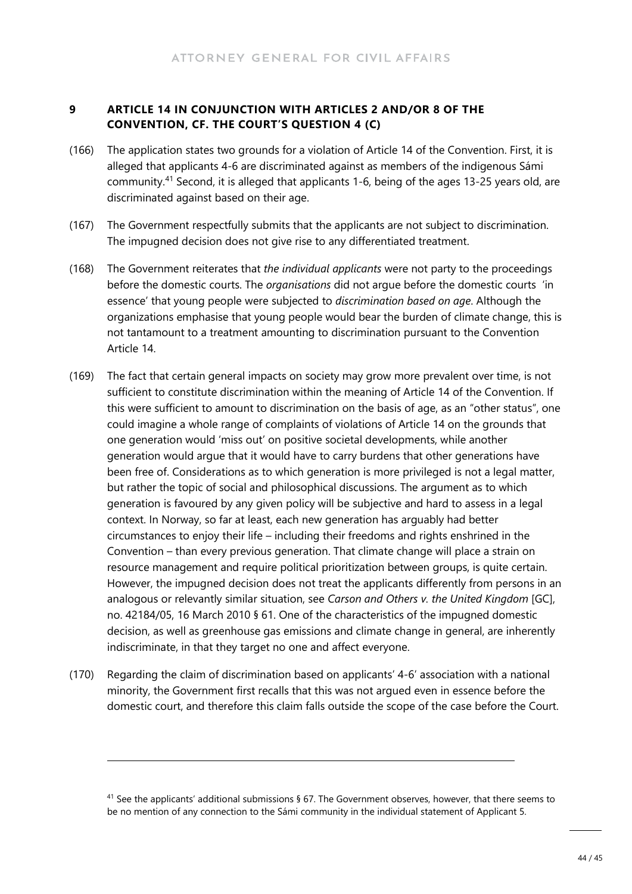## 9 ARTICLE 14 IN CONJUNCTION WITH ARTICLES 2 AND/OR 8 OF THE CONVENTION, CF. THE COURT'S QUESTION 4 (C)

(166) The application states two grounds for a violation of Article 14 of the Convention. First, it is alleged that applicants 4-6 are discriminated against as members of the indigenous Sámi community.[41] Second, it is alleged that applicants 1-6, being of the ages 13-25 years old, are discriminated against based on their age.

(167) The Government respectfully submits that the applicants are not subject to discrimination. The impugned decision does not give rise to any differentiated treatment.

(168) The Government reiterates that *the individual applicants* were not party to the proceedings before the domestic courts. The *organisations* did not argue before the domestic courts 'in essence' that young people were subjected to *discrimination based on age*. Although the organizations emphasise that young people would bear the burden of climate change, this is not tantamount to a treatment amounting to discrimination pursuant to the Convention Article 14.

(169) The fact that certain general impacts on society may grow more prevalent over time, is not sufficient to constitute discrimination within the meaning of Article 14 of the Convention. If this were sufficient to amount to discrimination on the basis of age, as an "other status", one could imagine a whole range of complaints of violations of Article 14 on the grounds that one generation would 'miss out' on positive societal developments, while another generation would argue that it would have to carry burdens that other generations have been free of. Considerations as to which generation is more privileged is not a legal matter, but rather the topic of social and philosophical discussions. The argument as to which generation is favoured by any given policy will be subjective and hard to assess in a legal context. In Norway, so far at least, each new generation has arguably had better circumstances to enjoy their life – including their freedoms and rights enshrined in the Convention – than every previous generation. That climate change will place a strain on resource management and require political prioritization between groups, is quite certain. However, the impugned decision does not treat the applicants differently from persons in an analogous or relevantly similar situation, see *Carson and Others v. the United Kingdom* [GC], no. 42184/05, 16 March 2010 § 61. One of the characteristics of the impugned domestic decision, as well as greenhouse gas emissions and climate change in general, are inherently indiscriminate, in that they target no one and affect everyone.

(170) Regarding the claim of discrimination based on applicants' 4-6' association with a national minority, the Government first recalls that this was not argued even in essence before the domestic court, and therefore this claim falls outside the scope of the case before the Court.

---

[41] See the applicants' additional submissions § 67. The Government observes, however, that there seems to be no mention of any connection to the Sámi community in the individual statement of Applicant 5.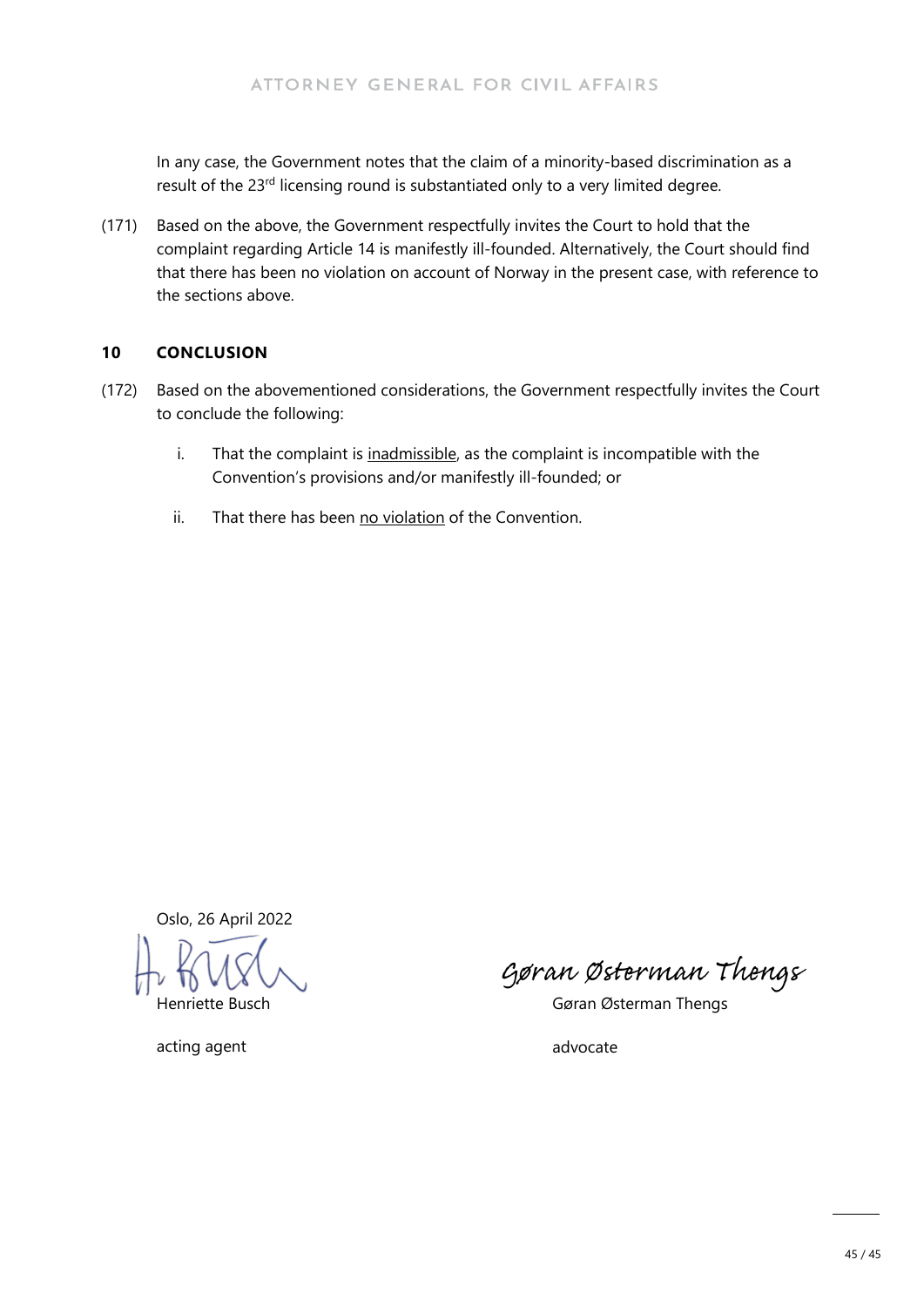In any case, the Government notes that the claim of a minority-based discrimination as a result of the 23rd licensing round is substantiated only to a very limited degree.

(171) Based on the above, the Government respectfully invites the Court to hold that the complaint regarding Article 14 is manifestly ill-founded. Alternatively, the Court should find that there has been no violation on account of Norway in the present case, with reference to the sections above.

## 10 CONCLUSION

(172) Based on the abovementioned considerations, the Government respectfully invites the Court to conclude the following:

i. That the complaint is <u>inadmissible</u>, as the complaint is incompatible with the Convention's provisions and/or manifestly ill-founded; or

ii. That there has been <u>no violation</u> of the Convention.

Oslo, 26 April 2022

Henriette Busch — acting agent

Gøran Østerman Thengs — advocate